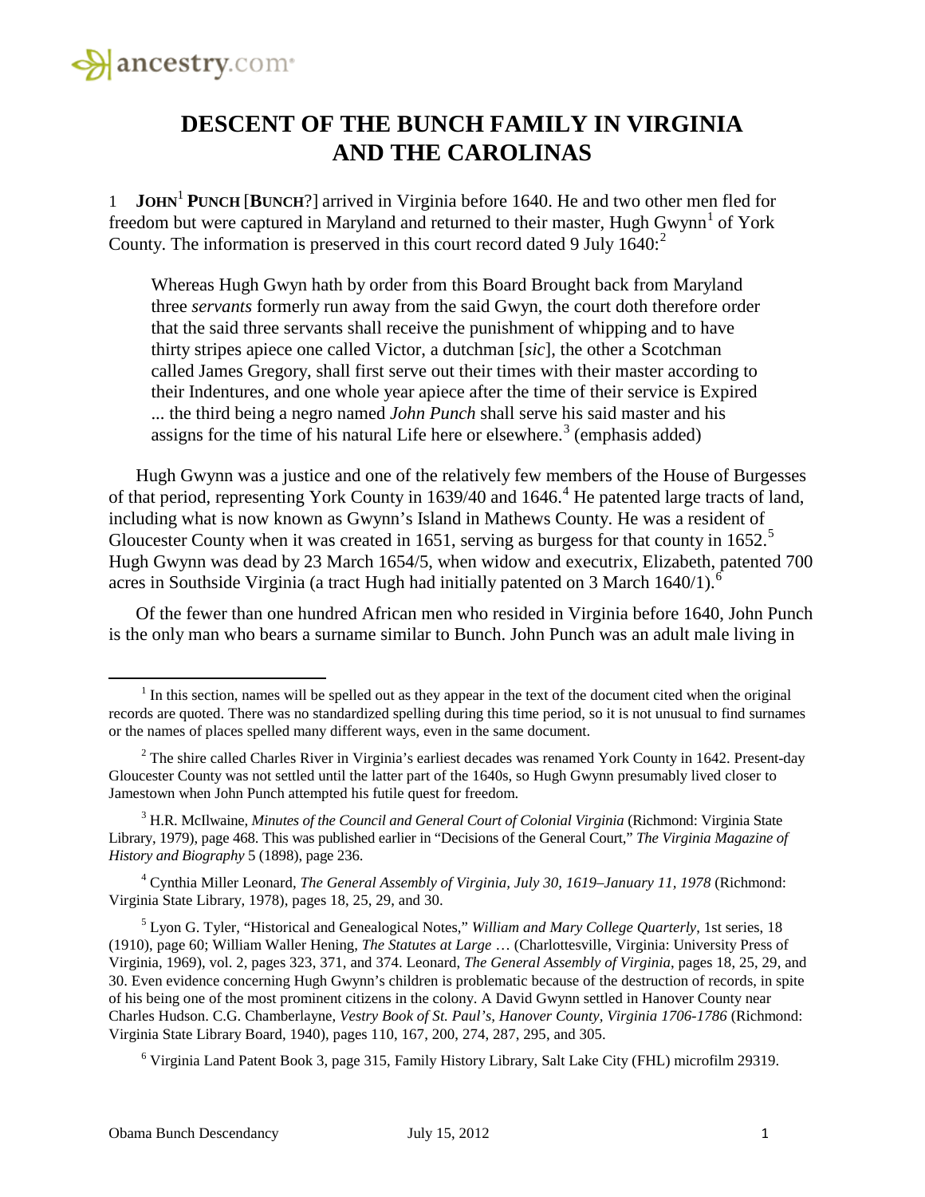# DESCENT OF THE BUNCH FAMILY IN VIRGINIA AND THE CAROLINAS

1 **JOHN**[1] **PUNCH** [**BUNCH**?] arrived in Virginia before 1640. He and two other men fled for freedom but were captured in Maryland and returned to their master, Hugh Gwynn[1] of York County. The information is preserved in this court record dated 9 July 1640:[2]

> Whereas Hugh Gwyn hath by order from this Board Brought back from Maryland three *servants* formerly run away from the said Gwyn, the court doth therefore order that the said three servants shall receive the punishment of whipping and to have thirty stripes apiece one called Victor, a dutchman [*sic*], the other a Scotchman called James Gregory, shall first serve out their times with their master according to their Indentures, and one whole year apiece after the time of their service is Expired ... the third being a negro named *John Punch* shall serve his said master and his assigns for the time of his natural Life here or elsewhere.[3] (emphasis added)

Hugh Gwynn was a justice and one of the relatively few members of the House of Burgesses of that period, representing York County in 1639/40 and 1646.[4] He patented large tracts of land, including what is now known as Gwynn's Island in Mathews County. He was a resident of Gloucester County when it was created in 1651, serving as burgess for that county in 1652.[5] Hugh Gwynn was dead by 23 March 1654/5, when widow and executrix, Elizabeth, patented 700 acres in Southside Virginia (a tract Hugh had initially patented on 3 March 1640/1).[6]

Of the fewer than one hundred African men who resided in Virginia before 1640, John Punch is the only man who bears a surname similar to Bunch. John Punch was an adult male living in

---

[1] In this section, names will be spelled out as they appear in the text of the document cited when the original records are quoted. There was no standardized spelling during this time period, so it is not unusual to find surnames or the names of places spelled many different ways, even in the same document.

[2] The shire called Charles River in Virginia's earliest decades was renamed York County in 1642. Present-day Gloucester County was not settled until the latter part of the 1640s, so Hugh Gwynn presumably lived closer to Jamestown when John Punch attempted his futile quest for freedom.

[3] H.R. McIlwaine, *Minutes of the Council and General Court of Colonial Virginia* (Richmond: Virginia State Library, 1979), page 468. This was published earlier in "Decisions of the General Court," *The Virginia Magazine of History and Biography* 5 (1898), page 236.

[4] Cynthia Miller Leonard, *The General Assembly of Virginia, July 30, 1619–January 11, 1978* (Richmond: Virginia State Library, 1978), pages 18, 25, 29, and 30.

[5] Lyon G. Tyler, "Historical and Genealogical Notes," *William and Mary College Quarterly*, 1st series, 18 (1910), page 60; William Waller Hening, *The Statutes at Large* … (Charlottesville, Virginia: University Press of Virginia, 1969), vol. 2, pages 323, 371, and 374. Leonard, *The General Assembly of Virginia*, pages 18, 25, 29, and 30. Even evidence concerning Hugh Gwynn's children is problematic because of the destruction of records, in spite of his being one of the most prominent citizens in the colony. A David Gwynn settled in Hanover County near Charles Hudson. C.G. Chamberlayne, *Vestry Book of St. Paul's, Hanover County, Virginia 1706-1786* (Richmond: Virginia State Library Board, 1940), pages 110, 167, 200, 274, 287, 295, and 305.

[6] Virginia Land Patent Book 3, page 315, Family History Library, Salt Lake City (FHL) microfilm 29319.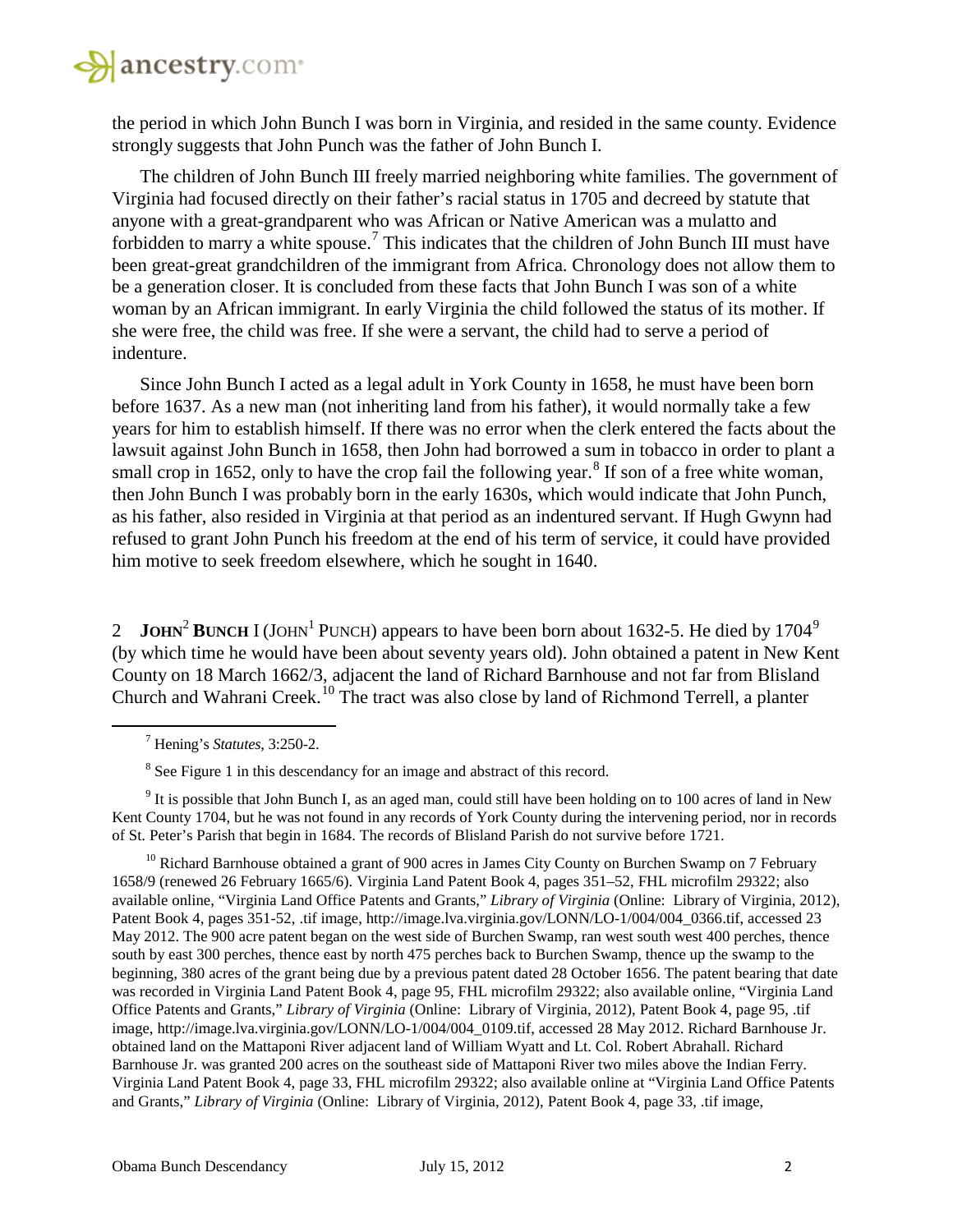the period in which John Bunch I was born in Virginia, and resided in the same county. Evidence strongly suggests that John Punch was the father of John Bunch I.

The children of John Bunch III freely married neighboring white families. The government of Virginia had focused directly on their father's racial status in 1705 and decreed by statute that anyone with a great-grandparent who was African or Native American was a mulatto and forbidden to marry a white spouse.[7] This indicates that the children of John Bunch III must have been great-great grandchildren of the immigrant from Africa. Chronology does not allow them to be a generation closer. It is concluded from these facts that John Bunch I was son of a white woman by an African immigrant. In early Virginia the child followed the status of its mother. If she were free, the child was free. If she were a servant, the child had to serve a period of indenture.

Since John Bunch I acted as a legal adult in York County in 1658, he must have been born before 1637. As a new man (not inheriting land from his father), it would normally take a few years for him to establish himself. If there was no error when the clerk entered the facts about the lawsuit against John Bunch in 1658, then John had borrowed a sum in tobacco in order to plant a small crop in 1652, only to have the crop fail the following year.[8] If son of a free white woman, then John Bunch I was probably born in the early 1630s, which would indicate that John Punch, as his father, also resided in Virginia at that period as an indentured servant. If Hugh Gwynn had refused to grant John Punch his freedom at the end of his term of service, it could have provided him motive to seek freedom elsewhere, which he sought in 1640.

2 **JOHN**[2] **BUNCH** I (JOHN[1] PUNCH) appears to have been born about 1632-5. He died by 1704[9] (by which time he would have been about seventy years old). John obtained a patent in New Kent County on 18 March 1662/3, adjacent the land of Richard Barnhouse and not far from Blisland Church and Wahrani Creek.[10] The tract was also close by land of Richmond Terrell, a planter

---

[7] Hening's *Statutes*, 3:250-2.

[8] See Figure 1 in this descendancy for an image and abstract of this record.

[9] It is possible that John Bunch I, as an aged man, could still have been holding on to 100 acres of land in New Kent County 1704, but he was not found in any records of York County during the intervening period, nor in records of St. Peter's Parish that begin in 1684. The records of Blisland Parish do not survive before 1721.

[10] Richard Barnhouse obtained a grant of 900 acres in James City County on Burchen Swamp on 7 February 1658/9 (renewed 26 February 1665/6). Virginia Land Patent Book 4, pages 351–52, FHL microfilm 29322; also available online, "Virginia Land Office Patents and Grants," *Library of Virginia* (Online: Library of Virginia, 2012), Patent Book 4, pages 351-52, .tif image, http://image.lva.virginia.gov/LONN/LO-1/004/004_0366.tif, accessed 23 May 2012. The 900 acre patent began on the west side of Burchen Swamp, ran west south west 400 perches, thence south by east 300 perches, thence east by north 475 perches back to Burchen Swamp, thence up the swamp to the beginning, 380 acres of the grant being due by a previous patent dated 28 October 1656. The patent bearing that date was recorded in Virginia Land Patent Book 4, page 95, FHL microfilm 29322; also available online, "Virginia Land Office Patents and Grants," *Library of Virginia* (Online: Library of Virginia, 2012), Patent Book 4, page 95, .tif image, http://image.lva.virginia.gov/LONN/LO-1/004/004_0109.tif, accessed 28 May 2012. Richard Barnhouse Jr. obtained land on the Mattaponi River adjacent land of William Wyatt and Lt. Col. Robert Abrahall. Richard Barnhouse Jr. was granted 200 acres on the southeast side of Mattaponi River two miles above the Indian Ferry. Virginia Land Patent Book 4, page 33, FHL microfilm 29322; also available online at "Virginia Land Office Patents and Grants," *Library of Virginia* (Online: Library of Virginia, 2012), Patent Book 4, page 33, .tif image,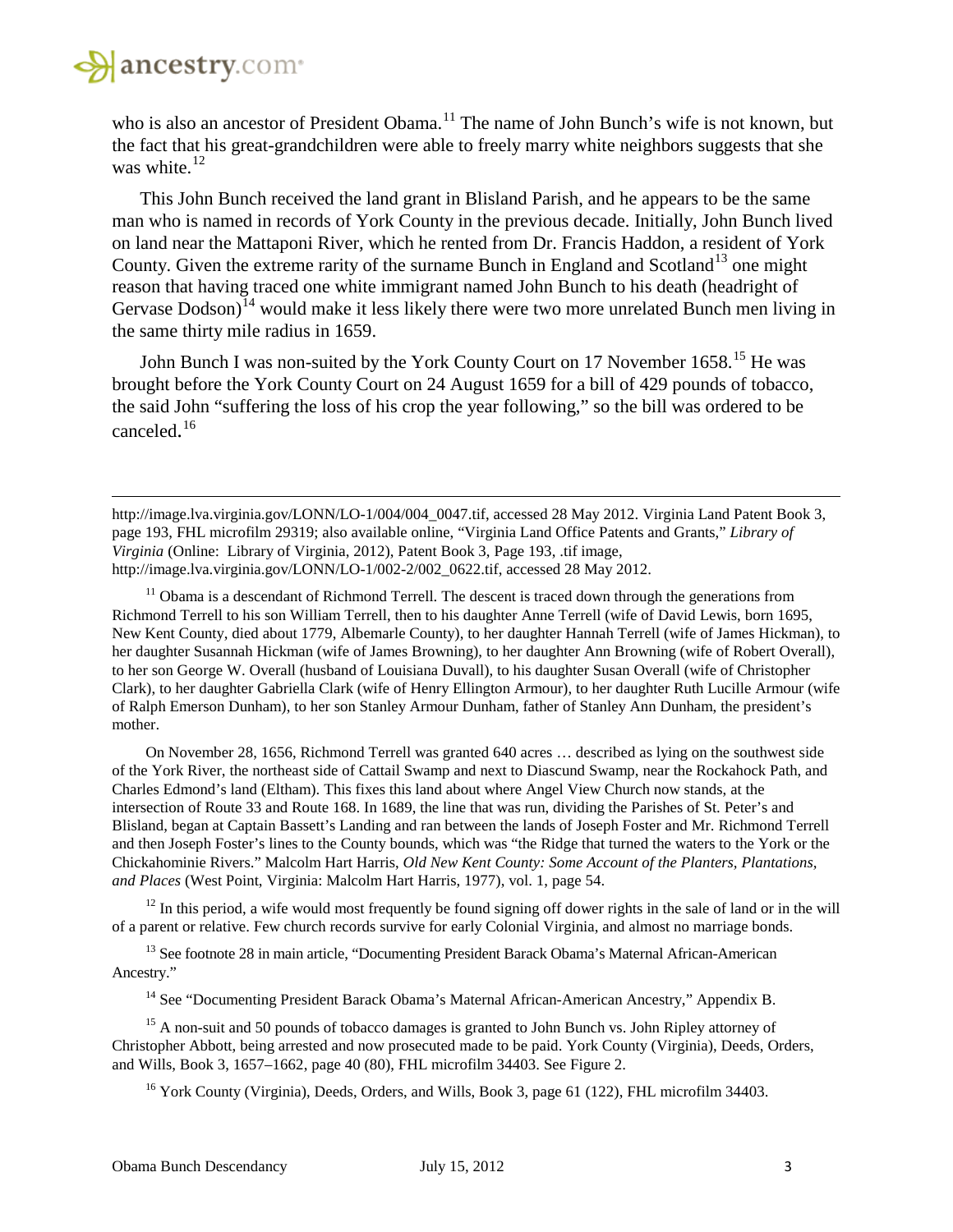who is also an ancestor of President Obama.[11] The name of John Bunch's wife is not known, but the fact that his great-grandchildren were able to freely marry white neighbors suggests that she was white.[12]

This John Bunch received the land grant in Blisland Parish, and he appears to be the same man who is named in records of York County in the previous decade. Initially, John Bunch lived on land near the Mattaponi River, which he rented from Dr. Francis Haddon, a resident of York County. Given the extreme rarity of the surname Bunch in England and Scotland[13] one might reason that having traced one white immigrant named John Bunch to his death (headright of Gervase Dodson)[14] would make it less likely there were two more unrelated Bunch men living in the same thirty mile radius in 1659.

John Bunch I was non-suited by the York County Court on 17 November 1658.[15] He was brought before the York County Court on 24 August 1659 for a bill of 429 pounds of tobacco, the said John "suffering the loss of his crop the year following," so the bill was ordered to be canceled.[16]

---

http://image.lva.virginia.gov/LONN/LO-1/004/004_0047.tif, accessed 28 May 2012. Virginia Land Patent Book 3, page 193, FHL microfilm 29319; also available online, "Virginia Land Office Patents and Grants," *Library of Virginia* (Online: Library of Virginia, 2012), Patent Book 3, Page 193, .tif image, http://image.lva.virginia.gov/LONN/LO-1/002-2/002_0622.tif, accessed 28 May 2012.

[11] Obama is a descendant of Richmond Terrell. The descent is traced down through the generations from Richmond Terrell to his son William Terrell, then to his daughter Anne Terrell (wife of David Lewis, born 1695, New Kent County, died about 1779, Albemarle County), to her daughter Hannah Terrell (wife of James Hickman), to her daughter Susannah Hickman (wife of James Browning), to her daughter Ann Browning (wife of Robert Overall), to her son George W. Overall (husband of Louisiana Duvall), to his daughter Susan Overall (wife of Christopher Clark), to her daughter Gabriella Clark (wife of Henry Ellington Armour), to her daughter Ruth Lucille Armour (wife of Ralph Emerson Dunham), to her son Stanley Armour Dunham, father of Stanley Ann Dunham, the president's mother.

On November 28, 1656, Richmond Terrell was granted 640 acres … described as lying on the southwest side of the York River, the northeast side of Cattail Swamp and next to Diascund Swamp, near the Rockahock Path, and Charles Edmond's land (Eltham). This fixes this land about where Angel View Church now stands, at the intersection of Route 33 and Route 168. In 1689, the line that was run, dividing the Parishes of St. Peter's and Blisland, began at Captain Bassett's Landing and ran between the lands of Joseph Foster and Mr. Richmond Terrell and then Joseph Foster's lines to the County bounds, which was "the Ridge that turned the waters to the York or the Chickahominie Rivers." Malcolm Hart Harris, *Old New Kent County: Some Account of the Planters, Plantations, and Places* (West Point, Virginia: Malcolm Hart Harris, 1977), vol. 1, page 54.

[12] In this period, a wife would most frequently be found signing off dower rights in the sale of land or in the will of a parent or relative. Few church records survive for early Colonial Virginia, and almost no marriage bonds.

[13] See footnote 28 in main article, "Documenting President Barack Obama's Maternal African-American Ancestry."

[14] See "Documenting President Barack Obama's Maternal African-American Ancestry," Appendix B.

[15] A non-suit and 50 pounds of tobacco damages is granted to John Bunch vs. John Ripley attorney of Christopher Abbott, being arrested and now prosecuted made to be paid. York County (Virginia), Deeds, Orders, and Wills, Book 3, 1657–1662, page 40 (80), FHL microfilm 34403. See Figure 2.

[16] York County (Virginia), Deeds, Orders, and Wills, Book 3, page 61 (122), FHL microfilm 34403.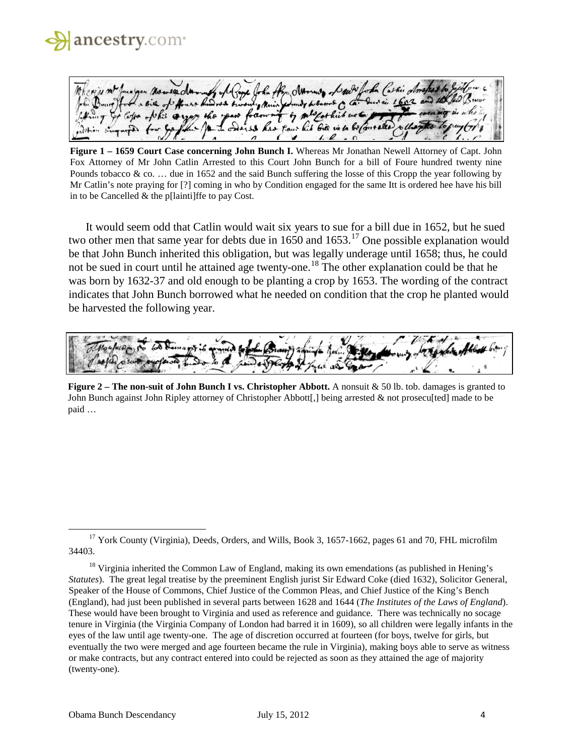**Figure 1 – 1659 Court Case concerning John Bunch I.** Whereas Mr Jonathan Newell Attorney of Capt. John Fox Attorney of Mr John Catlin Arrested to this Court John Bunch for a bill of Foure hundred twenty nine Pounds tobacco & co. … due in 1652 and the said Bunch suffering the losse of this Cropp the year following by Mr Catlin's note praying for [?] coming in who by Condition engaged for the same Itt is ordered hee have his bill in to be Cancelled & the p[lainti]ffe to pay Cost.

It would seem odd that Catlin would wait six years to sue for a bill due in 1652, but he sued two other men that same year for debts due in 1650 and 1653.[17] One possible explanation would be that John Bunch inherited this obligation, but was legally underage until 1658; thus, he could not be sued in court until he attained age twenty-one.[18] The other explanation could be that he was born by 1632-37 and old enough to be planting a crop by 1653. The wording of the contract indicates that John Bunch borrowed what he needed on condition that the crop he planted would be harvested the following year.

**Figure 2 – The non-suit of John Bunch I vs. Christopher Abbott.** A nonsuit & 50 lb. tob. damages is granted to John Bunch against John Ripley attorney of Christopher Abbott[,] being arrested & not prosecu[ted] made to be paid …

---

[17] York County (Virginia), Deeds, Orders, and Wills, Book 3, 1657-1662, pages 61 and 70, FHL microfilm 34403.

[18] Virginia inherited the Common Law of England, making its own emendations (as published in Hening's *Statutes*). The great legal treatise by the preeminent English jurist Sir Edward Coke (died 1632), Solicitor General, Speaker of the House of Commons, Chief Justice of the Common Pleas, and Chief Justice of the King's Bench (England), had just been published in several parts between 1628 and 1644 (*The Institutes of the Laws of England*). These would have been brought to Virginia and used as reference and guidance. There was technically no socage tenure in Virginia (the Virginia Company of London had barred it in 1609), so all children were legally infants in the eyes of the law until age twenty-one. The age of discretion occurred at fourteen (for boys, twelve for girls, but eventually the two were merged and age fourteen became the rule in Virginia), making boys able to serve as witness or make contracts, but any contract entered into could be rejected as soon as they attained the age of majority (twenty-one).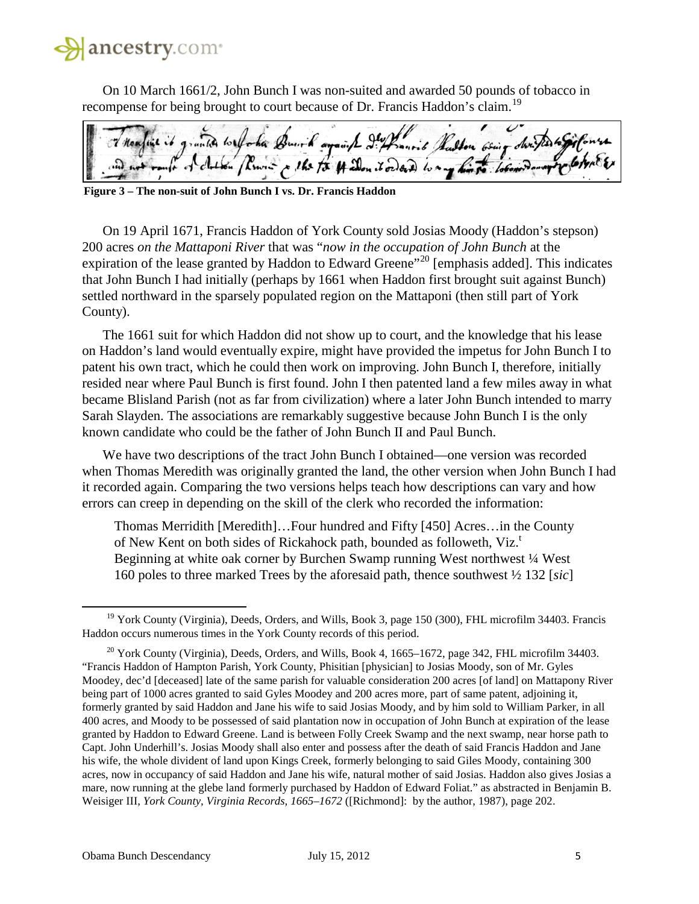On 10 March 1661/2, John Bunch I was non-suited and awarded 50 pounds of tobacco in recompense for being brought to court because of Dr. Francis Haddon's claim.[19]

**Figure 3 – The non-suit of John Bunch I vs. Dr. Francis Haddon**

On 19 April 1671, Francis Haddon of York County sold Josias Moody (Haddon's stepson) 200 acres *on the Mattaponi River* that was "*now in the occupation of John Bunch* at the expiration of the lease granted by Haddon to Edward Greene"[20] [emphasis added]. This indicates that John Bunch I had initially (perhaps by 1661 when Haddon first brought suit against Bunch) settled northward in the sparsely populated region on the Mattaponi (then still part of York County).

The 1661 suit for which Haddon did not show up to court, and the knowledge that his lease on Haddon's land would eventually expire, might have provided the impetus for John Bunch I to patent his own tract, which he could then work on improving. John Bunch I, therefore, initially resided near where Paul Bunch is first found. John I then patented land a few miles away in what became Blisland Parish (not as far from civilization) where a later John Bunch intended to marry Sarah Slayden. The associations are remarkably suggestive because John Bunch I is the only known candidate who could be the father of John Bunch II and Paul Bunch.

We have two descriptions of the tract John Bunch I obtained—one version was recorded when Thomas Meredith was originally granted the land, the other version when John Bunch I had it recorded again. Comparing the two versions helps teach how descriptions can vary and how errors can creep in depending on the skill of the clerk who recorded the information:

> Thomas Merridith [Meredith]…Four hundred and Fifty [450] Acres…in the County of New Kent on both sides of Rickahock path, bounded as followeth, Viz.[t] Beginning at white oak corner by Burchen Swamp running West northwest ¼ West 160 poles to three marked Trees by the aforesaid path, thence southwest ½ 132 [*sic*]

---

[19] York County (Virginia), Deeds, Orders, and Wills, Book 3, page 150 (300), FHL microfilm 34403. Francis Haddon occurs numerous times in the York County records of this period.

[20] York County (Virginia), Deeds, Orders, and Wills, Book 4, 1665–1672, page 342, FHL microfilm 34403. "Francis Haddon of Hampton Parish, York County, Phisitian [physician] to Josias Moody, son of Mr. Gyles Moodey, dec'd [deceased] late of the same parish for valuable consideration 200 acres [of land] on Mattapony River being part of 1000 acres granted to said Gyles Moodey and 200 acres more, part of same patent, adjoining it, formerly granted by said Haddon and Jane his wife to said Josias Moody, and by him sold to William Parker, in all 400 acres, and Moody to be possessed of said plantation now in occupation of John Bunch at expiration of the lease granted by Haddon to Edward Greene. Land is between Folly Creek Swamp and the next swamp, near horse path to Capt. John Underhill's. Josias Moody shall also enter and possess after the death of said Francis Haddon and Jane his wife, the whole divident of land upon Kings Creek, formerly belonging to said Giles Moody, containing 300 acres, now in occupancy of said Haddon and Jane his wife, natural mother of said Josias. Haddon also gives Josias a mare, now running at the glebe land formerly purchased by Haddon of Edward Foliat." as abstracted in Benjamin B. Weisiger III, *York County, Virginia Records, 1665–1672* ([Richmond]: by the author, 1987), page 202.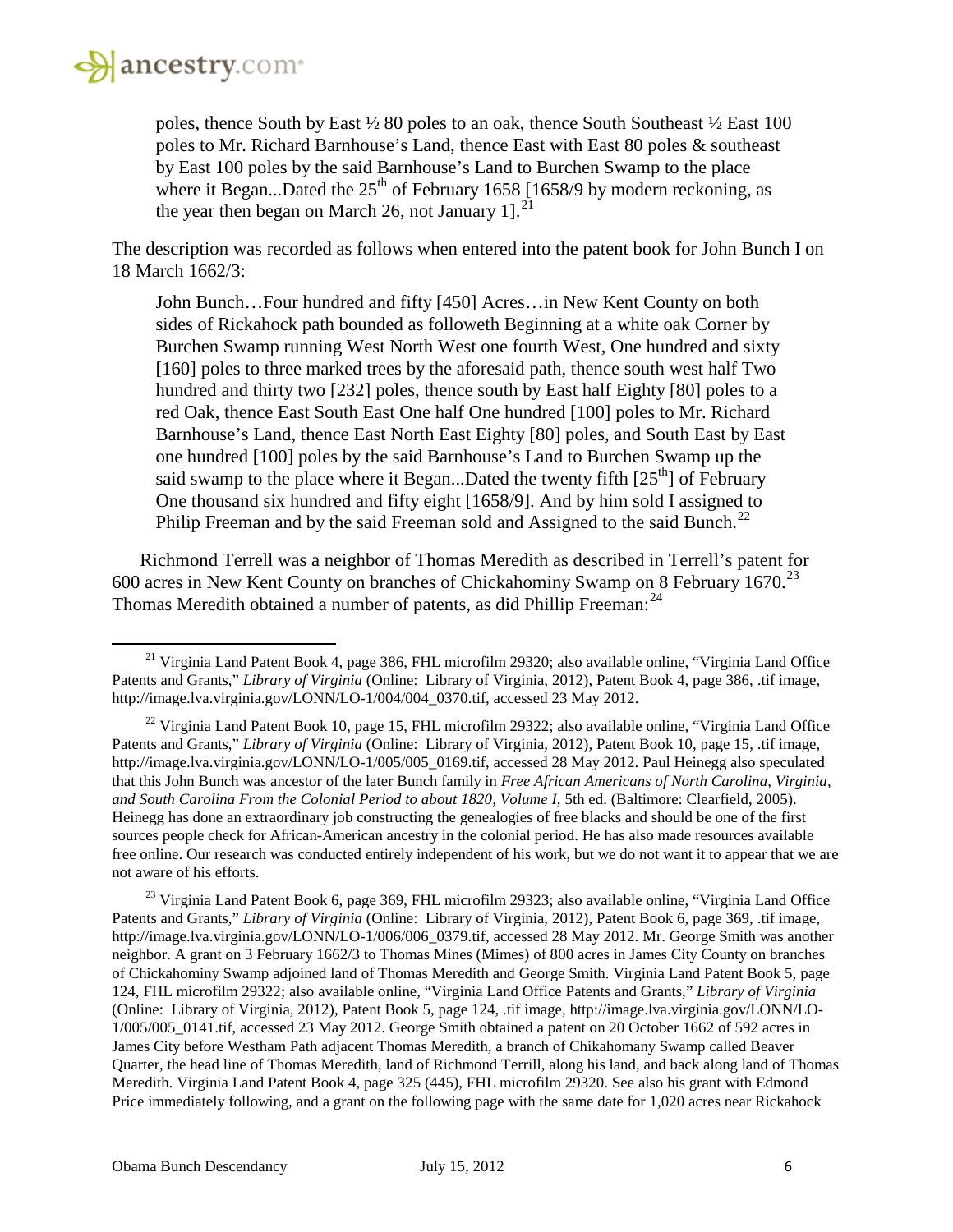> poles, thence South by East ½ 80 poles to an oak, thence South Southeast ½ East 100 poles to Mr. Richard Barnhouse's Land, thence East with East 80 poles & southeast by East 100 poles by the said Barnhouse's Land to Burchen Swamp to the place where it Began...Dated the 25th of February 1658 [1658/9 by modern reckoning, as the year then began on March 26, not January 1].[21]

The description was recorded as follows when entered into the patent book for John Bunch I on 18 March 1662/3:

> John Bunch…Four hundred and fifty [450] Acres…in New Kent County on both sides of Rickahock path bounded as followeth Beginning at a white oak Corner by Burchen Swamp running West North West one fourth West, One hundred and sixty [160] poles to three marked trees by the aforesaid path, thence south west half Two hundred and thirty two [232] poles, thence south by East half Eighty [80] poles to a red Oak, thence East South East One half One hundred [100] poles to Mr. Richard Barnhouse's Land, thence East North East Eighty [80] poles, and South East by East one hundred [100] poles by the said Barnhouse's Land to Burchen Swamp up the said swamp to the place where it Began...Dated the twenty fifth [25th] of February One thousand six hundred and fifty eight [1658/9]. And by him sold I assigned to Philip Freeman and by the said Freeman sold and Assigned to the said Bunch.[22]

Richmond Terrell was a neighbor of Thomas Meredith as described in Terrell's patent for 600 acres in New Kent County on branches of Chickahominy Swamp on 8 February 1670.[23] Thomas Meredith obtained a number of patents, as did Phillip Freeman:[24]

---

[21] Virginia Land Patent Book 4, page 386, FHL microfilm 29320; also available online, "Virginia Land Office Patents and Grants," *Library of Virginia* (Online: Library of Virginia, 2012), Patent Book 4, page 386, .tif image, http://image.lva.virginia.gov/LONN/LO-1/004/004_0370.tif, accessed 23 May 2012.

[22] Virginia Land Patent Book 10, page 15, FHL microfilm 29322; also available online, "Virginia Land Office Patents and Grants," *Library of Virginia* (Online: Library of Virginia, 2012), Patent Book 10, page 15, .tif image, http://image.lva.virginia.gov/LONN/LO-1/005/005_0169.tif, accessed 28 May 2012. Paul Heinegg also speculated that this John Bunch was ancestor of the later Bunch family in *Free African Americans of North Carolina, Virginia, and South Carolina From the Colonial Period to about 1820, Volume I*, 5th ed. (Baltimore: Clearfield, 2005). Heinegg has done an extraordinary job constructing the genealogies of free blacks and should be one of the first sources people check for African-American ancestry in the colonial period. He has also made resources available free online. Our research was conducted entirely independent of his work, but we do not want it to appear that we are not aware of his efforts.

[23] Virginia Land Patent Book 6, page 369, FHL microfilm 29323; also available online, "Virginia Land Office Patents and Grants," *Library of Virginia* (Online: Library of Virginia, 2012), Patent Book 6, page 369, .tif image, http://image.lva.virginia.gov/LONN/LO-1/006/006_0379.tif, accessed 28 May 2012. Mr. George Smith was another neighbor. A grant on 3 February 1662/3 to Thomas Mines (Mimes) of 800 acres in James City County on branches of Chickahominy Swamp adjoined land of Thomas Meredith and George Smith. Virginia Land Patent Book 5, page 124, FHL microfilm 29322; also available online, "Virginia Land Office Patents and Grants," *Library of Virginia* (Online: Library of Virginia, 2012), Patent Book 5, page 124, .tif image, http://image.lva.virginia.gov/LONN/LO-1/005/005_0141.tif, accessed 23 May 2012. George Smith obtained a patent on 20 October 1662 of 592 acres in James City before Westham Path adjacent Thomas Meredith, a branch of Chikahomany Swamp called Beaver Quarter, the head line of Thomas Meredith, land of Richmond Terrill, along his land, and back along land of Thomas Meredith. Virginia Land Patent Book 4, page 325 (445), FHL microfilm 29320. See also his grant with Edmond Price immediately following, and a grant on the following page with the same date for 1,020 acres near Rickahock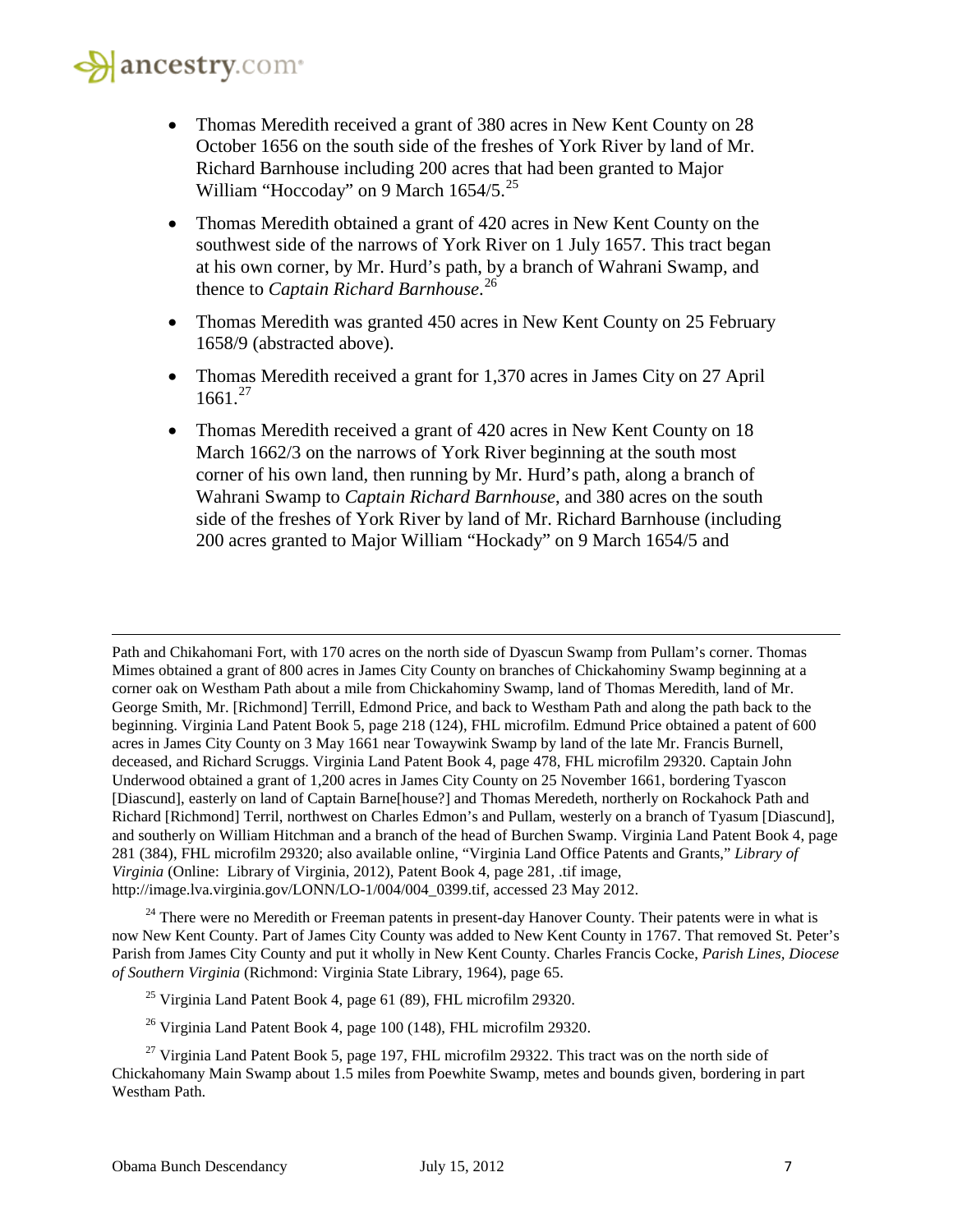- Thomas Meredith received a grant of 380 acres in New Kent County on 28 October 1656 on the south side of the freshes of York River by land of Mr. Richard Barnhouse including 200 acres that had been granted to Major William "Hoccoday" on 9 March 1654/5.[25]

- Thomas Meredith obtained a grant of 420 acres in New Kent County on the southwest side of the narrows of York River on 1 July 1657. This tract began at his own corner, by Mr. Hurd's path, by a branch of Wahrani Swamp, and thence to *Captain Richard Barnhouse*.[26]

- Thomas Meredith was granted 450 acres in New Kent County on 25 February 1658/9 (abstracted above).

- Thomas Meredith received a grant for 1,370 acres in James City on 27 April 1661.[27]

- Thomas Meredith received a grant of 420 acres in New Kent County on 18 March 1662/3 on the narrows of York River beginning at the south most corner of his own land, then running by Mr. Hurd's path, along a branch of Wahrani Swamp to *Captain Richard Barnhouse*, and 380 acres on the south side of the freshes of York River by land of Mr. Richard Barnhouse (including 200 acres granted to Major William "Hockady" on 9 March 1654/5 and

---

Path and Chikahomani Fort, with 170 acres on the north side of Dyascun Swamp from Pullam's corner. Thomas Mimes obtained a grant of 800 acres in James City County on branches of Chickahominy Swamp beginning at a corner oak on Westham Path about a mile from Chickahominy Swamp, land of Thomas Meredith, land of Mr. George Smith, Mr. [Richmond] Terrill, Edmond Price, and back to Westham Path and along the path back to the beginning. Virginia Land Patent Book 5, page 218 (124), FHL microfilm. Edmund Price obtained a patent of 600 acres in James City County on 3 May 1661 near Towaywink Swamp by land of the late Mr. Francis Burnell, deceased, and Richard Scruggs. Virginia Land Patent Book 4, page 478, FHL microfilm 29320. Captain John Underwood obtained a grant of 1,200 acres in James City County on 25 November 1661, bordering Tyascon [Diascund], easterly on land of Captain Barne[house?] and Thomas Meredeth, northerly on Rockahock Path and Richard [Richmond] Terril, northwest on Charles Edmon's and Pullam, westerly on a branch of Tyasum [Diascund], and southerly on William Hitchman and a branch of the head of Burchen Swamp. Virginia Land Patent Book 4, page 281 (384), FHL microfilm 29320; also available online, "Virginia Land Office Patents and Grants," *Library of Virginia* (Online: Library of Virginia, 2012), Patent Book 4, page 281, .tif image, http://image.lva.virginia.gov/LONN/LO-1/004/004_0399.tif, accessed 23 May 2012.

[24] There were no Meredith or Freeman patents in present-day Hanover County. Their patents were in what is now New Kent County. Part of James City County was added to New Kent County in 1767. That removed St. Peter's Parish from James City County and put it wholly in New Kent County. Charles Francis Cocke, *Parish Lines, Diocese of Southern Virginia* (Richmond: Virginia State Library, 1964), page 65.

[25] Virginia Land Patent Book 4, page 61 (89), FHL microfilm 29320.

[26] Virginia Land Patent Book 4, page 100 (148), FHL microfilm 29320.

[27] Virginia Land Patent Book 5, page 197, FHL microfilm 29322. This tract was on the north side of Chickahomany Main Swamp about 1.5 miles from Poewhite Swamp, metes and bounds given, bordering in part Westham Path.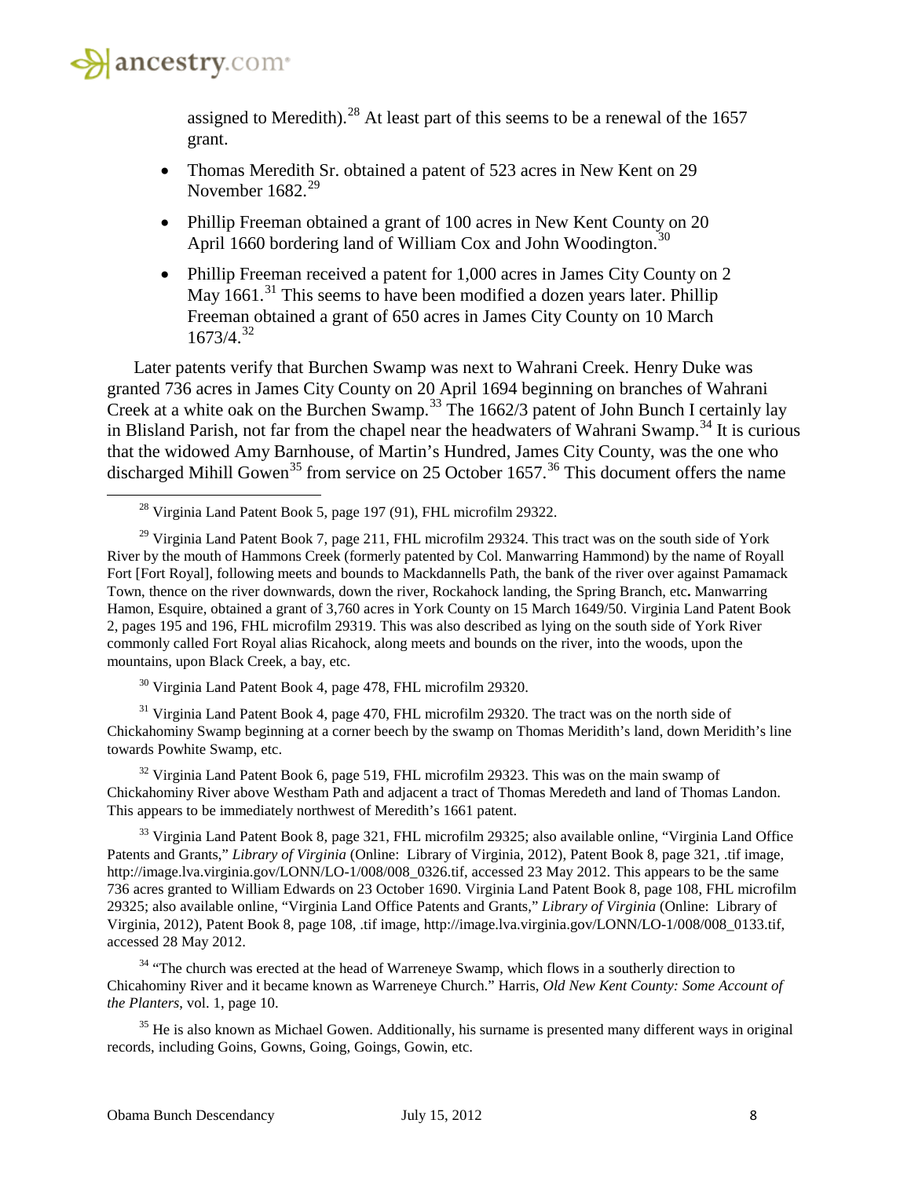assigned to Meredith).[28] At least part of this seems to be a renewal of the 1657 grant.

- Thomas Meredith Sr. obtained a patent of 523 acres in New Kent on 29 November 1682.[29]
- Phillip Freeman obtained a grant of 100 acres in New Kent County on 20 April 1660 bordering land of William Cox and John Woodington.[30]
- Phillip Freeman received a patent for 1,000 acres in James City County on 2 May 1661.[31] This seems to have been modified a dozen years later. Phillip Freeman obtained a grant of 650 acres in James City County on 10 March 1673/4.[32]

Later patents verify that Burchen Swamp was next to Wahrani Creek. Henry Duke was granted 736 acres in James City County on 20 April 1694 beginning on branches of Wahrani Creek at a white oak on the Burchen Swamp.[33] The 1662/3 patent of John Bunch I certainly lay in Blisland Parish, not far from the chapel near the headwaters of Wahrani Swamp.[34] It is curious that the widowed Amy Barnhouse, of Martin's Hundred, James City County, was the one who discharged Mihill Gowen[35] from service on 25 October 1657.[36] This document offers the name

---

[28] Virginia Land Patent Book 5, page 197 (91), FHL microfilm 29322.

[29] Virginia Land Patent Book 7, page 211, FHL microfilm 29324. This tract was on the south side of York River by the mouth of Hammons Creek (formerly patented by Col. Manwarring Hammond) by the name of Royall Fort [Fort Royal], following meets and bounds to Mackdannells Path, the bank of the river over against Pamamack Town, thence on the river downwards, down the river, Rockahock landing, the Spring Branch, etc**.** Manwarring Hamon, Esquire, obtained a grant of 3,760 acres in York County on 15 March 1649/50. Virginia Land Patent Book 2, pages 195 and 196, FHL microfilm 29319. This was also described as lying on the south side of York River commonly called Fort Royal alias Ricahock, along meets and bounds on the river, into the woods, upon the mountains, upon Black Creek, a bay, etc.

[30] Virginia Land Patent Book 4, page 478, FHL microfilm 29320.

[31] Virginia Land Patent Book 4, page 470, FHL microfilm 29320. The tract was on the north side of Chickahominy Swamp beginning at a corner beech by the swamp on Thomas Meridith's land, down Meridith's line towards Powhite Swamp, etc.

[32] Virginia Land Patent Book 6, page 519, FHL microfilm 29323. This was on the main swamp of Chickahominy River above Westham Path and adjacent a tract of Thomas Meredeth and land of Thomas Landon. This appears to be immediately northwest of Meredith's 1661 patent.

[33] Virginia Land Patent Book 8, page 321, FHL microfilm 29325; also available online, "Virginia Land Office Patents and Grants," *Library of Virginia* (Online: Library of Virginia, 2012), Patent Book 8, page 321, .tif image, http://image.lva.virginia.gov/LONN/LO-1/008/008_0326.tif, accessed 23 May 2012. This appears to be the same 736 acres granted to William Edwards on 23 October 1690. Virginia Land Patent Book 8, page 108, FHL microfilm 29325; also available online, "Virginia Land Office Patents and Grants," *Library of Virginia* (Online: Library of Virginia, 2012), Patent Book 8, page 108, .tif image, http://image.lva.virginia.gov/LONN/LO-1/008/008_0133.tif, accessed 28 May 2012.

[34] "The church was erected at the head of Warreneye Swamp, which flows in a southerly direction to Chicahominy River and it became known as Warreneye Church." Harris, *Old New Kent County: Some Account of the Planters*, vol. 1, page 10.

[35] He is also known as Michael Gowen. Additionally, his surname is presented many different ways in original records, including Goins, Gowns, Going, Goings, Gowin, etc.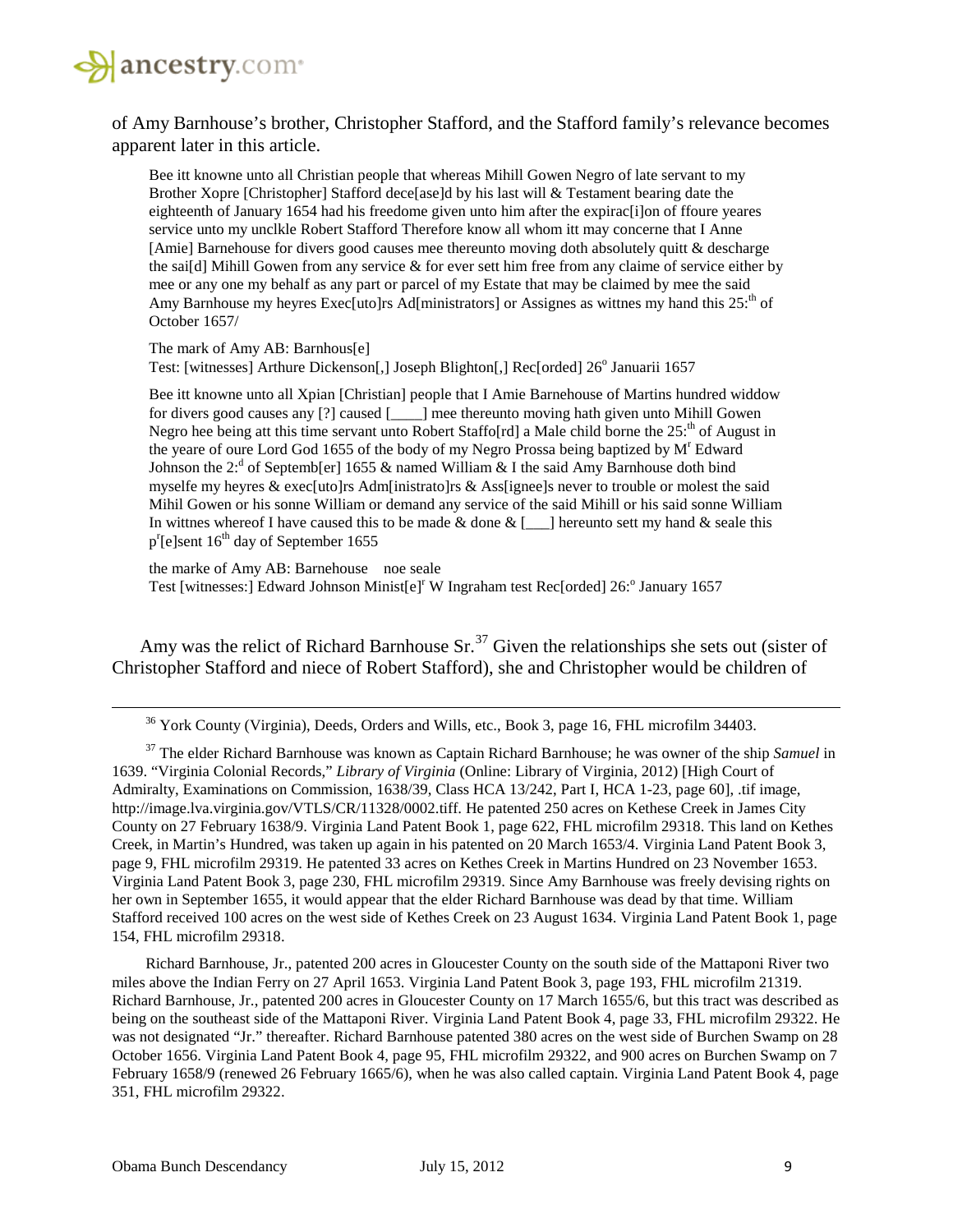of Amy Barnhouse's brother, Christopher Stafford, and the Stafford family's relevance becomes apparent later in this article.

> Bee itt knowne unto all Christian people that whereas Mihill Gowen Negro of late servant to my Brother Xopre [Christopher] Stafford dece[ase]d by his last will & Testament bearing date the eighteenth of January 1654 had his freedome given unto him after the expirac[i]on of ffoure yeares service unto my unclkle Robert Stafford Therefore know all whom itt may concerne that I Anne [Amie] Barnehouse for divers good causes mee thereunto moving doth absolutely quitt & descharge the sai[d] Mihill Gowen from any service & for ever sett him free from any claime of service either by mee or any one my behalf as any part or parcel of my Estate that may be claimed by mee the said Amy Barnhouse my heyres Exec[uto]rs Ad[ministrators] or Assignes as wittnes my hand this 25:[th] of October 1657/
>
> The mark of Amy AB: Barnhous[e]
> Test: [witnesses] Arthure Dickenson[,] Joseph Blighton[,] Rec[orded] 26[o] Januarii 1657
>
> Bee itt knowne unto all Xpian [Christian] people that I Amie Barnehouse of Martins hundred widdow for divers good causes any [?] caused [____] mee thereunto moving hath given unto Mihill Gowen Negro hee being att this time servant unto Robert Staffo[rd] a Male child borne the 25:[th] of August in the yeare of oure Lord God 1655 of the body of my Negro Prossa being baptized by M[r] Edward Johnson the 2:[d] of Septemb[er] 1655 & named William & I the said Amy Barnhouse doth bind myselfe my heyres & exec[uto]rs Adm[inistrato]rs & Ass[ignee]s never to trouble or molest the said Mihil Gowen or his sonne William or demand any service of the said Mihill or his said sonne William In wittnes whereof I have caused this to be made & done & [___] hereunto sett my hand & seale this p[r][e]sent 16[th] day of September 1655
>
> the marke of Amy AB: Barnehouse noe seale
> Test [witnesses:] Edward Johnson Minist[e][r] W Ingraham test Rec[orded] 26:[o] January 1657

Amy was the relict of Richard Barnhouse Sr.[37] Given the relationships she sets out (sister of Christopher Stafford and niece of Robert Stafford), she and Christopher would be children of

---

[36] York County (Virginia), Deeds, Orders and Wills, etc., Book 3, page 16, FHL microfilm 34403.

[37] The elder Richard Barnhouse was known as Captain Richard Barnhouse; he was owner of the ship *Samuel* in 1639. "Virginia Colonial Records," *Library of Virginia* (Online: Library of Virginia, 2012) [High Court of Admiralty, Examinations on Commission, 1638/39, Class HCA 13/242, Part I, HCA 1-23, page 60], .tif image, http://image.lva.virginia.gov/VTLS/CR/11328/0002.tiff. He patented 250 acres on Kethese Creek in James City County on 27 February 1638/9. Virginia Land Patent Book 1, page 622, FHL microfilm 29318. This land on Kethes Creek, in Martin's Hundred, was taken up again in his patented on 20 March 1653/4. Virginia Land Patent Book 3, page 9, FHL microfilm 29319. He patented 33 acres on Kethes Creek in Martins Hundred on 23 November 1653. Virginia Land Patent Book 3, page 230, FHL microfilm 29319. Since Amy Barnhouse was freely devising rights on her own in September 1655, it would appear that the elder Richard Barnhouse was dead by that time. William Stafford received 100 acres on the west side of Kethes Creek on 23 August 1634. Virginia Land Patent Book 1, page 154, FHL microfilm 29318.

Richard Barnhouse, Jr., patented 200 acres in Gloucester County on the south side of the Mattaponi River two miles above the Indian Ferry on 27 April 1653. Virginia Land Patent Book 3, page 193, FHL microfilm 21319. Richard Barnhouse, Jr., patented 200 acres in Gloucester County on 17 March 1655/6, but this tract was described as being on the southeast side of the Mattaponi River. Virginia Land Patent Book 4, page 33, FHL microfilm 29322. He was not designated "Jr." thereafter. Richard Barnhouse patented 380 acres on the west side of Burchen Swamp on 28 October 1656. Virginia Land Patent Book 4, page 95, FHL microfilm 29322, and 900 acres on Burchen Swamp on 7 February 1658/9 (renewed 26 February 1665/6), when he was also called captain. Virginia Land Patent Book 4, page 351, FHL microfilm 29322.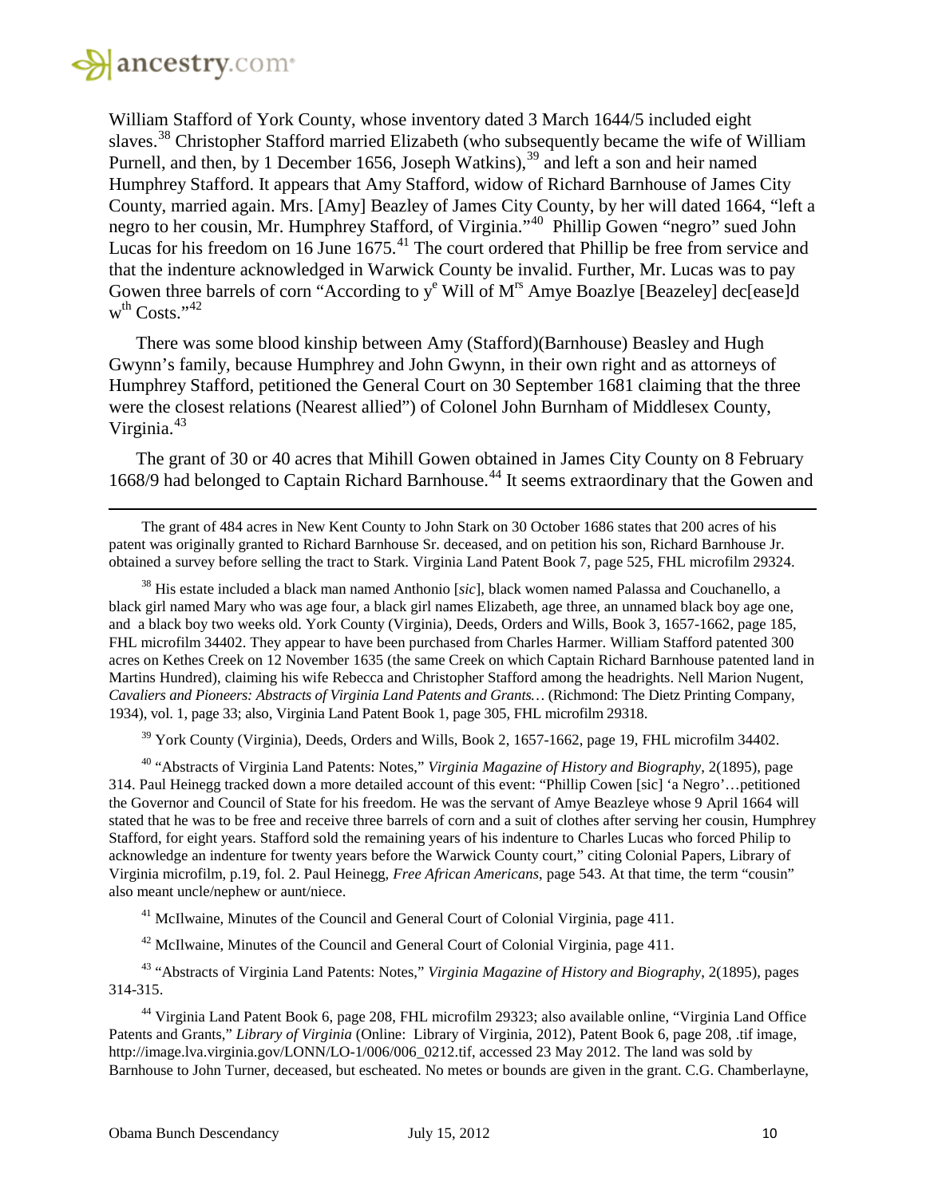William Stafford of York County, whose inventory dated 3 March 1644/5 included eight slaves.[38] Christopher Stafford married Elizabeth (who subsequently became the wife of William Purnell, and then, by 1 December 1656, Joseph Watkins),[39] and left a son and heir named Humphrey Stafford. It appears that Amy Stafford, widow of Richard Barnhouse of James City County, married again. Mrs. [Amy] Beazley of James City County, by her will dated 1664, "left a negro to her cousin, Mr. Humphrey Stafford, of Virginia."[40] Phillip Gowen "negro" sued John Lucas for his freedom on 16 June 1675.[41] The court ordered that Phillip be free from service and that the indenture acknowledged in Warwick County be invalid. Further, Mr. Lucas was to pay Gowen three barrels of corn "According to y^e^ Will of M^rs^ Amye Boazlye [Beazeley] dec[ease]d w^th^ Costs."[42]

There was some blood kinship between Amy (Stafford)(Barnhouse) Beasley and Hugh Gwynn's family, because Humphrey and John Gwynn, in their own right and as attorneys of Humphrey Stafford, petitioned the General Court on 30 September 1681 claiming that the three were the closest relations (Nearest allied") of Colonel John Burnham of Middlesex County, Virginia.[43]

The grant of 30 or 40 acres that Mihill Gowen obtained in James City County on 8 February 1668/9 had belonged to Captain Richard Barnhouse.[44] It seems extraordinary that the Gowen and

---

The grant of 484 acres in New Kent County to John Stark on 30 October 1686 states that 200 acres of his patent was originally granted to Richard Barnhouse Sr. deceased, and on petition his son, Richard Barnhouse Jr. obtained a survey before selling the tract to Stark. Virginia Land Patent Book 7, page 525, FHL microfilm 29324.

[38] His estate included a black man named Anthonio [*sic*], black women named Palassa and Couchanello, a black girl named Mary who was age four, a black girl names Elizabeth, age three, an unnamed black boy age one, and a black boy two weeks old. York County (Virginia), Deeds, Orders and Wills, Book 3, 1657-1662, page 185, FHL microfilm 34402. They appear to have been purchased from Charles Harmer. William Stafford patented 300 acres on Kethes Creek on 12 November 1635 (the same Creek on which Captain Richard Barnhouse patented land in Martins Hundred), claiming his wife Rebecca and Christopher Stafford among the headrights. Nell Marion Nugent, *Cavaliers and Pioneers: Abstracts of Virginia Land Patents and Grants…* (Richmond: The Dietz Printing Company, 1934), vol. 1, page 33; also, Virginia Land Patent Book 1, page 305, FHL microfilm 29318.

[39] York County (Virginia), Deeds, Orders and Wills, Book 2, 1657-1662, page 19, FHL microfilm 34402.

[40] "Abstracts of Virginia Land Patents: Notes," *Virginia Magazine of History and Biography*, 2(1895), page 314. Paul Heinegg tracked down a more detailed account of this event: "Phillip Cowen [sic] 'a Negro'…petitioned the Governor and Council of State for his freedom. He was the servant of Amye Beazleye whose 9 April 1664 will stated that he was to be free and receive three barrels of corn and a suit of clothes after serving her cousin, Humphrey Stafford, for eight years. Stafford sold the remaining years of his indenture to Charles Lucas who forced Philip to acknowledge an indenture for twenty years before the Warwick County court," citing Colonial Papers, Library of Virginia microfilm, p.19, fol. 2. Paul Heinegg, *Free African Americans,* page 543. At that time, the term "cousin" also meant uncle/nephew or aunt/niece.

[41] McIlwaine, Minutes of the Council and General Court of Colonial Virginia, page 411.

[42] McIlwaine, Minutes of the Council and General Court of Colonial Virginia, page 411.

[43] "Abstracts of Virginia Land Patents: Notes," *Virginia Magazine of History and Biography*, 2(1895), pages 314-315.

[44] Virginia Land Patent Book 6, page 208, FHL microfilm 29323; also available online, "Virginia Land Office Patents and Grants," *Library of Virginia* (Online: Library of Virginia, 2012), Patent Book 6, page 208, .tif image, http://image.lva.virginia.gov/LONN/LO-1/006/006_0212.tif, accessed 23 May 2012. The land was sold by Barnhouse to John Turner, deceased, but escheated. No metes or bounds are given in the grant. C.G. Chamberlayne,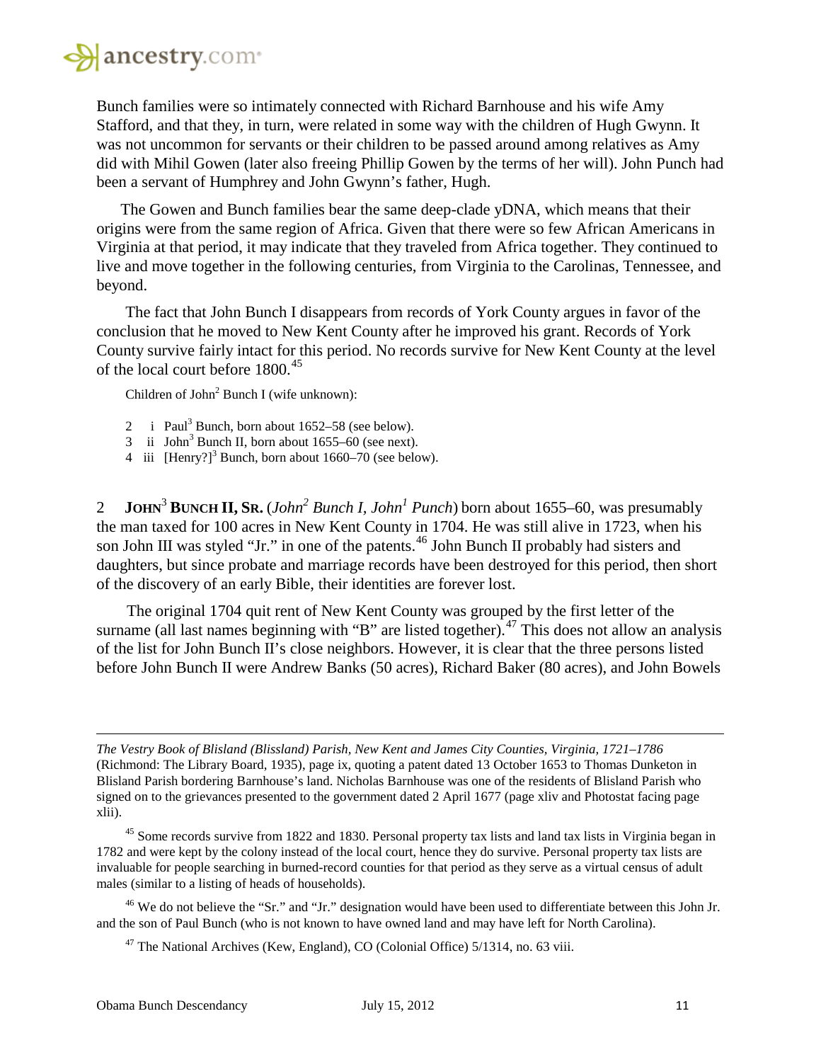Bunch families were so intimately connected with Richard Barnhouse and his wife Amy Stafford, and that they, in turn, were related in some way with the children of Hugh Gwynn. It was not uncommon for servants or their children to be passed around among relatives as Amy did with Mihil Gowen (later also freeing Phillip Gowen by the terms of her will). John Punch had been a servant of Humphrey and John Gwynn's father, Hugh.

The Gowen and Bunch families bear the same deep-clade yDNA, which means that their origins were from the same region of Africa. Given that there were so few African Americans in Virginia at that period, it may indicate that they traveled from Africa together. They continued to live and move together in the following centuries, from Virginia to the Carolinas, Tennessee, and beyond.

The fact that John Bunch I disappears from records of York County argues in favor of the conclusion that he moved to New Kent County after he improved his grant. Records of York County survive fairly intact for this period. No records survive for New Kent County at the level of the local court before 1800.[45]

Children of John[2] Bunch I (wife unknown):

2 i Paul[3] Bunch, born about 1652–58 (see below).
3 ii John[3] Bunch II, born about 1655–60 (see next).
4 iii [Henry?][3] Bunch, born about 1660–70 (see below).

2 **JOHN[3] BUNCH II, SR.** (*John[2] Bunch I, John[1] Punch*) born about 1655–60, was presumably the man taxed for 100 acres in New Kent County in 1704. He was still alive in 1723, when his son John III was styled "Jr." in one of the patents.[46] John Bunch II probably had sisters and daughters, but since probate and marriage records have been destroyed for this period, then short of the discovery of an early Bible, their identities are forever lost.

The original 1704 quit rent of New Kent County was grouped by the first letter of the surname (all last names beginning with "B" are listed together).[47] This does not allow an analysis of the list for John Bunch II's close neighbors. However, it is clear that the three persons listed before John Bunch II were Andrew Banks (50 acres), Richard Baker (80 acres), and John Bowels

---

*The Vestry Book of Blisland (Blissland) Parish, New Kent and James City Counties, Virginia, 1721–1786* (Richmond: The Library Board, 1935), page ix, quoting a patent dated 13 October 1653 to Thomas Dunketon in Blisland Parish bordering Barnhouse's land. Nicholas Barnhouse was one of the residents of Blisland Parish who signed on to the grievances presented to the government dated 2 April 1677 (page xliv and Photostat facing page xlii).

[45] Some records survive from 1822 and 1830. Personal property tax lists and land tax lists in Virginia began in 1782 and were kept by the colony instead of the local court, hence they do survive. Personal property tax lists are invaluable for people searching in burned-record counties for that period as they serve as a virtual census of adult males (similar to a listing of heads of households).

[46] We do not believe the "Sr." and "Jr." designation would have been used to differentiate between this John Jr. and the son of Paul Bunch (who is not known to have owned land and may have left for North Carolina).

[47] The National Archives (Kew, England), CO (Colonial Office) 5/1314, no. 63 viii.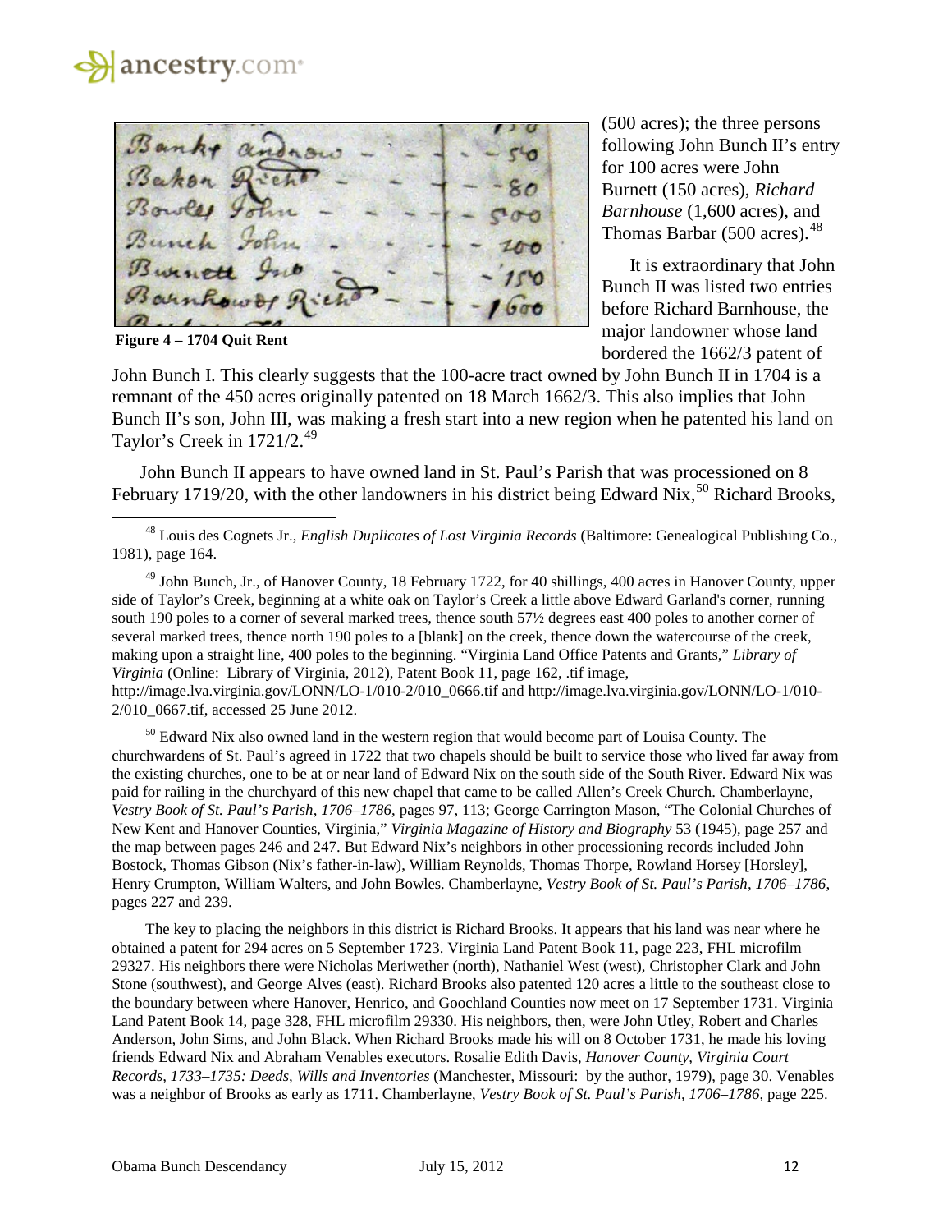Figure 4 – 1704 Quit Rent

(500 acres); the three persons following John Bunch II's entry for 100 acres were John Burnett (150 acres), *Richard Barnhouse* (1,600 acres), and Thomas Barbar (500 acres).[48]

It is extraordinary that John Bunch II was listed two entries before Richard Barnhouse, the major landowner whose land bordered the 1662/3 patent of John Bunch I. This clearly suggests that the 100-acre tract owned by John Bunch II in 1704 is a remnant of the 450 acres originally patented on 18 March 1662/3. This also implies that John Bunch II's son, John III, was making a fresh start into a new region when he patented his land on Taylor's Creek in 1721/2.[49]

John Bunch II appears to have owned land in St. Paul's Parish that was processioned on 8 February 1719/20, with the other landowners in his district being Edward Nix,[50] Richard Brooks,

---

[48] Louis des Cognets Jr., *English Duplicates of Lost Virginia Records* (Baltimore: Genealogical Publishing Co., 1981), page 164.

[49] John Bunch, Jr., of Hanover County, 18 February 1722, for 40 shillings, 400 acres in Hanover County, upper side of Taylor's Creek, beginning at a white oak on Taylor's Creek a little above Edward Garland's corner, running south 190 poles to a corner of several marked trees, thence south 57½ degrees east 400 poles to another corner of several marked trees, thence north 190 poles to a [blank] on the creek, thence down the watercourse of the creek, making upon a straight line, 400 poles to the beginning. "Virginia Land Office Patents and Grants," *Library of Virginia* (Online: Library of Virginia, 2012), Patent Book 11, page 162, .tif image, http://image.lva.virginia.gov/LONN/LO-1/010-2/010_0666.tif and http://image.lva.virginia.gov/LONN/LO-1/010-2/010_0667.tif, accessed 25 June 2012.

[50] Edward Nix also owned land in the western region that would become part of Louisa County. The churchwardens of St. Paul's agreed in 1722 that two chapels should be built to service those who lived far away from the existing churches, one to be at or near land of Edward Nix on the south side of the South River. Edward Nix was paid for railing in the churchyard of this new chapel that came to be called Allen's Creek Church. Chamberlayne, *Vestry Book of St. Paul's Parish, 1706–1786*, pages 97, 113; George Carrington Mason, "The Colonial Churches of New Kent and Hanover Counties, Virginia," *Virginia Magazine of History and Biography* 53 (1945), page 257 and the map between pages 246 and 247. But Edward Nix's neighbors in other processioning records included John Bostock, Thomas Gibson (Nix's father-in-law), William Reynolds, Thomas Thorpe, Rowland Horsey [Horsley], Henry Crumpton, William Walters, and John Bowles. Chamberlayne, *Vestry Book of St. Paul's Parish, 1706–1786*, pages 227 and 239.

The key to placing the neighbors in this district is Richard Brooks. It appears that his land was near where he obtained a patent for 294 acres on 5 September 1723. Virginia Land Patent Book 11, page 223, FHL microfilm 29327. His neighbors there were Nicholas Meriwether (north), Nathaniel West (west), Christopher Clark and John Stone (southwest), and George Alves (east). Richard Brooks also patented 120 acres a little to the southeast close to the boundary between where Hanover, Henrico, and Goochland Counties now meet on 17 September 1731. Virginia Land Patent Book 14, page 328, FHL microfilm 29330. His neighbors, then, were John Utley, Robert and Charles Anderson, John Sims, and John Black. When Richard Brooks made his will on 8 October 1731, he made his loving friends Edward Nix and Abraham Venables executors. Rosalie Edith Davis, *Hanover County, Virginia Court Records, 1733–1735: Deeds, Wills and Inventories* (Manchester, Missouri: by the author, 1979), page 30. Venables was a neighbor of Brooks as early as 1711. Chamberlayne, *Vestry Book of St. Paul's Parish, 1706–1786*, page 225.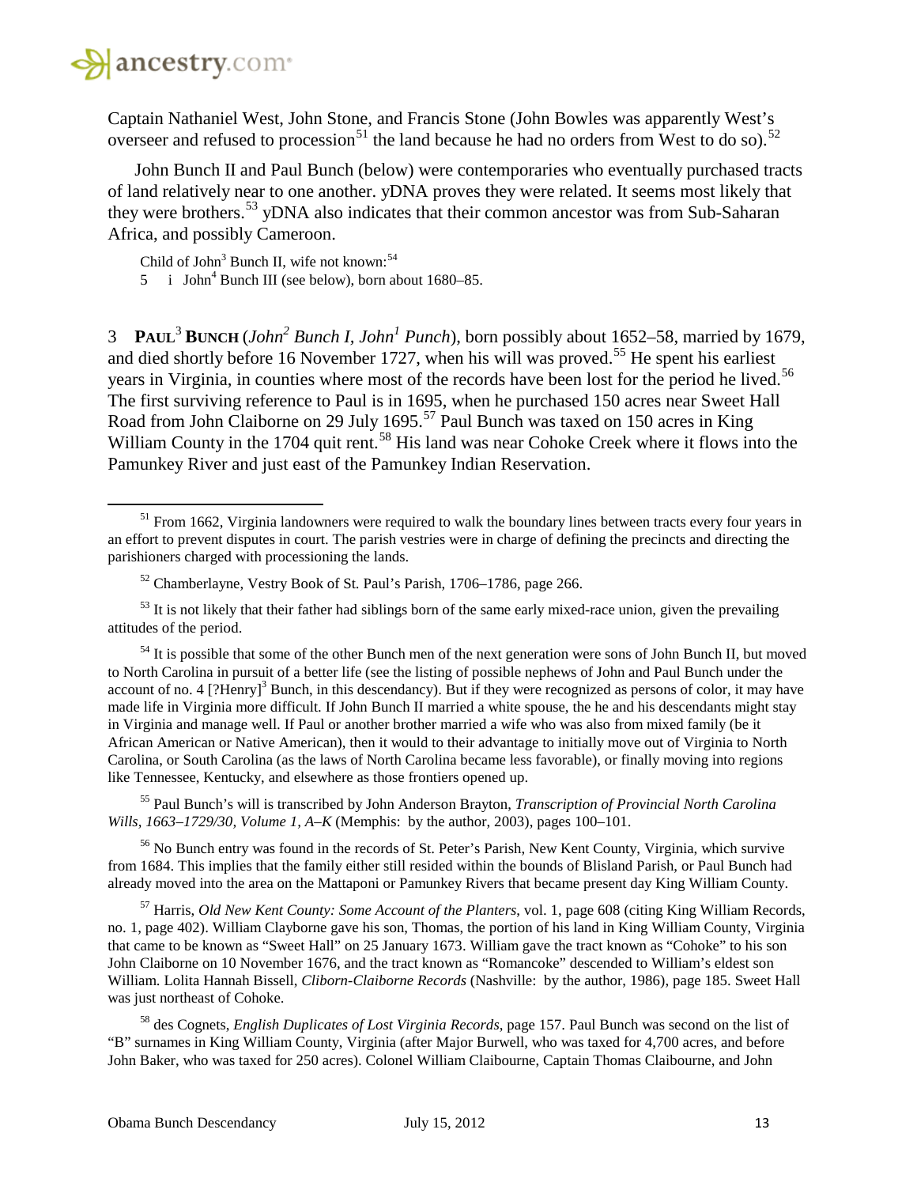Captain Nathaniel West, John Stone, and Francis Stone (John Bowles was apparently West's overseer and refused to procession[51] the land because he had no orders from West to do so).[52]

John Bunch II and Paul Bunch (below) were contemporaries who eventually purchased tracts of land relatively near to one another. yDNA proves they were related. It seems most likely that they were brothers.[53] yDNA also indicates that their common ancestor was from Sub-Saharan Africa, and possibly Cameroon.

Child of John[3] Bunch II, wife not known:[54]

5 i John[4] Bunch III (see below), born about 1680–85.

3 **PAUL[3] BUNCH** (*John[2] Bunch I, John[1] Punch*), born possibly about 1652–58, married by 1679, and died shortly before 16 November 1727, when his will was proved.[55] He spent his earliest years in Virginia, in counties where most of the records have been lost for the period he lived.[56] The first surviving reference to Paul is in 1695, when he purchased 150 acres near Sweet Hall Road from John Claiborne on 29 July 1695.[57] Paul Bunch was taxed on 150 acres in King William County in the 1704 quit rent.[58] His land was near Cohoke Creek where it flows into the Pamunkey River and just east of the Pamunkey Indian Reservation.

---

[51] From 1662, Virginia landowners were required to walk the boundary lines between tracts every four years in an effort to prevent disputes in court. The parish vestries were in charge of defining the precincts and directing the parishioners charged with processioning the lands.

[52] Chamberlayne, Vestry Book of St. Paul's Parish, 1706–1786, page 266.

[53] It is not likely that their father had siblings born of the same early mixed-race union, given the prevailing attitudes of the period.

[54] It is possible that some of the other Bunch men of the next generation were sons of John Bunch II, but moved to North Carolina in pursuit of a better life (see the listing of possible nephews of John and Paul Bunch under the account of no. 4 [?Henry][3] Bunch, in this descendancy). But if they were recognized as persons of color, it may have made life in Virginia more difficult. If John Bunch II married a white spouse, the he and his descendants might stay in Virginia and manage well. If Paul or another brother married a wife who was also from mixed family (be it African American or Native American), then it would to their advantage to initially move out of Virginia to North Carolina, or South Carolina (as the laws of North Carolina became less favorable), or finally moving into regions like Tennessee, Kentucky, and elsewhere as those frontiers opened up.

[55] Paul Bunch's will is transcribed by John Anderson Brayton, *Transcription of Provincial North Carolina Wills, 1663–1729/30, Volume 1, A–K* (Memphis: by the author, 2003), pages 100–101.

[56] No Bunch entry was found in the records of St. Peter's Parish, New Kent County, Virginia, which survive from 1684. This implies that the family either still resided within the bounds of Blisland Parish, or Paul Bunch had already moved into the area on the Mattaponi or Pamunkey Rivers that became present day King William County.

[57] Harris, *Old New Kent County: Some Account of the Planters*, vol. 1, page 608 (citing King William Records, no. 1, page 402). William Clayborne gave his son, Thomas, the portion of his land in King William County, Virginia that came to be known as "Sweet Hall" on 25 January 1673. William gave the tract known as "Cohoke" to his son John Claiborne on 10 November 1676, and the tract known as "Romancoke" descended to William's eldest son William. Lolita Hannah Bissell, *Cliborn-Claiborne Records* (Nashville: by the author, 1986), page 185. Sweet Hall was just northeast of Cohoke.

[58] des Cognets, *English Duplicates of Lost Virginia Records*, page 157. Paul Bunch was second on the list of "B" surnames in King William County, Virginia (after Major Burwell, who was taxed for 4,700 acres, and before John Baker, who was taxed for 250 acres). Colonel William Claibourne, Captain Thomas Claibourne, and John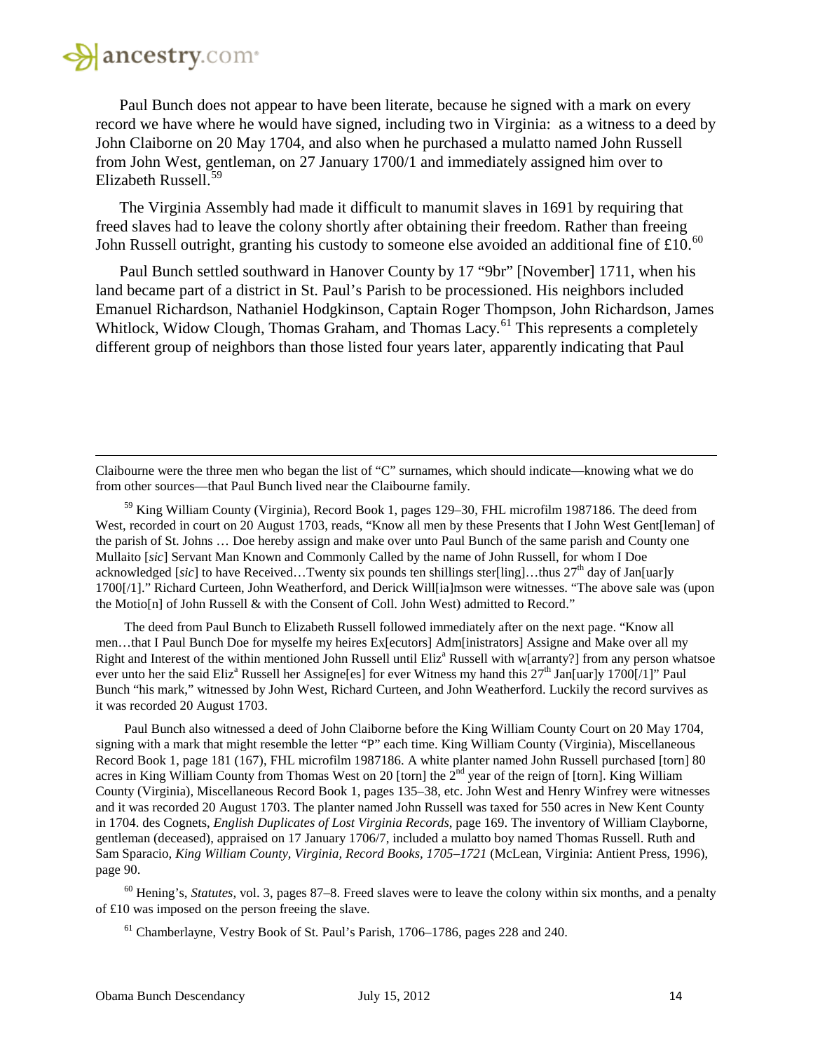Paul Bunch does not appear to have been literate, because he signed with a mark on every record we have where he would have signed, including two in Virginia: as a witness to a deed by John Claiborne on 20 May 1704, and also when he purchased a mulatto named John Russell from John West, gentleman, on 27 January 1700/1 and immediately assigned him over to Elizabeth Russell.[59]

The Virginia Assembly had made it difficult to manumit slaves in 1691 by requiring that freed slaves had to leave the colony shortly after obtaining their freedom. Rather than freeing John Russell outright, granting his custody to someone else avoided an additional fine of £10.[60]

Paul Bunch settled southward in Hanover County by 17 "9br" [November] 1711, when his land became part of a district in St. Paul's Parish to be processioned. His neighbors included Emanuel Richardson, Nathaniel Hodgkinson, Captain Roger Thompson, John Richardson, James Whitlock, Widow Clough, Thomas Graham, and Thomas Lacy.[61] This represents a completely different group of neighbors than those listed four years later, apparently indicating that Paul

---

Claibourne were the three men who began the list of "C" surnames, which should indicate—knowing what we do from other sources—that Paul Bunch lived near the Claibourne family.

[59] King William County (Virginia), Record Book 1, pages 129–30, FHL microfilm 1987186. The deed from West, recorded in court on 20 August 1703, reads, "Know all men by these Presents that I John West Gent[leman] of the parish of St. Johns … Doe hereby assign and make over unto Paul Bunch of the same parish and County one Mullaito [*sic*] Servant Man Known and Commonly Called by the name of John Russell, for whom I Doe acknowledged [*sic*] to have Received…Twenty six pounds ten shillings ster[ling]…thus 27th day of Jan[uar]y 1700[/1]." Richard Curteen, John Weatherford, and Derick Will[ia]mson were witnesses. "The above sale was (upon the Motio[n] of John Russell & with the Consent of Coll. John West) admitted to Record."

The deed from Paul Bunch to Elizabeth Russell followed immediately after on the next page. "Know all men…that I Paul Bunch Doe for myselfe my heires Ex[ecutors] Adm[inistrators] Assigne and Make over all my Right and Interest of the within mentioned John Russell until Eliza Russell with w[arranty?] from any person whatsoe ever unto her the said Eliza Russell her Assigne[es] for ever Witness my hand this 27th Jan[uar]y 1700[/1]" Paul Bunch "his mark," witnessed by John West, Richard Curteen, and John Weatherford. Luckily the record survives as it was recorded 20 August 1703.

Paul Bunch also witnessed a deed of John Claiborne before the King William County Court on 20 May 1704, signing with a mark that might resemble the letter "P" each time. King William County (Virginia), Miscellaneous Record Book 1, page 181 (167), FHL microfilm 1987186. A white planter named John Russell purchased [torn] 80 acres in King William County from Thomas West on 20 [torn] the 2nd year of the reign of [torn]. King William County (Virginia), Miscellaneous Record Book 1, pages 135–38, etc. John West and Henry Winfrey were witnesses and it was recorded 20 August 1703. The planter named John Russell was taxed for 550 acres in New Kent County in 1704. des Cognets, *English Duplicates of Lost Virginia Records*, page 169. The inventory of William Clayborne, gentleman (deceased), appraised on 17 January 1706/7, included a mulatto boy named Thomas Russell. Ruth and Sam Sparacio, *King William County, Virginia, Record Books, 1705–1721* (McLean, Virginia: Antient Press, 1996), page 90.

[60] Hening's, *Statutes*, vol. 3, pages 87–8. Freed slaves were to leave the colony within six months, and a penalty of £10 was imposed on the person freeing the slave.

[61] Chamberlayne, Vestry Book of St. Paul's Parish, 1706–1786, pages 228 and 240.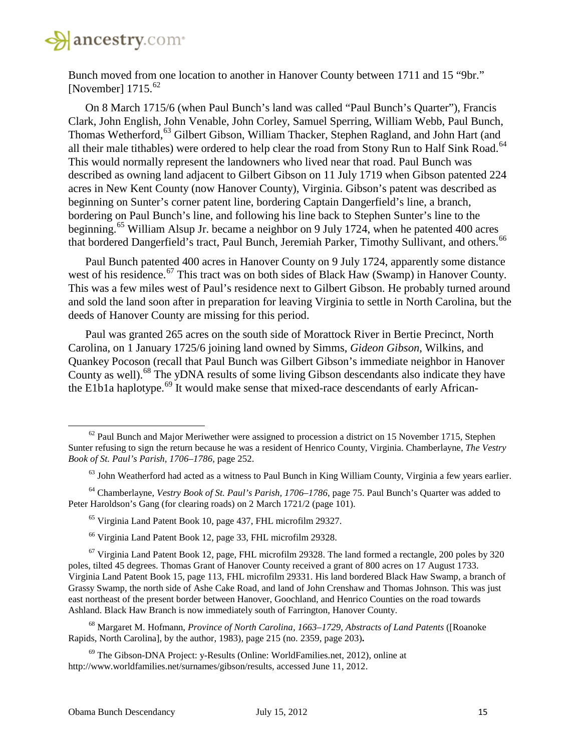Bunch moved from one location to another in Hanover County between 1711 and 15 "9br." [November] 1715.[62]

On 8 March 1715/6 (when Paul Bunch's land was called "Paul Bunch's Quarter"), Francis Clark, John English, John Venable, John Corley, Samuel Sperring, William Webb, Paul Bunch, Thomas Wetherford,[63] Gilbert Gibson, William Thacker, Stephen Ragland, and John Hart (and all their male tithables) were ordered to help clear the road from Stony Run to Half Sink Road.[64] This would normally represent the landowners who lived near that road. Paul Bunch was described as owning land adjacent to Gilbert Gibson on 11 July 1719 when Gibson patented 224 acres in New Kent County (now Hanover County), Virginia. Gibson's patent was described as beginning on Sunter's corner patent line, bordering Captain Dangerfield's line, a branch, bordering on Paul Bunch's line, and following his line back to Stephen Sunter's line to the beginning.[65] William Alsup Jr. became a neighbor on 9 July 1724, when he patented 400 acres that bordered Dangerfield's tract, Paul Bunch, Jeremiah Parker, Timothy Sullivant, and others.[66]

Paul Bunch patented 400 acres in Hanover County on 9 July 1724, apparently some distance west of his residence.[67] This tract was on both sides of Black Haw (Swamp) in Hanover County. This was a few miles west of Paul's residence next to Gilbert Gibson. He probably turned around and sold the land soon after in preparation for leaving Virginia to settle in North Carolina, but the deeds of Hanover County are missing for this period.

Paul was granted 265 acres on the south side of Morattock River in Bertie Precinct, North Carolina, on 1 January 1725/6 joining land owned by Simms, *Gideon Gibson*, Wilkins, and Quankey Pocoson (recall that Paul Bunch was Gilbert Gibson's immediate neighbor in Hanover County as well).[68] The yDNA results of some living Gibson descendants also indicate they have the E1b1a haplotype.[69] It would make sense that mixed-race descendants of early African-

---

[62] Paul Bunch and Major Meriwether were assigned to procession a district on 15 November 1715, Stephen Sunter refusing to sign the return because he was a resident of Henrico County, Virginia. Chamberlayne, *The Vestry Book of St. Paul's Parish, 1706–1786*, page 252.

[63] John Weatherford had acted as a witness to Paul Bunch in King William County, Virginia a few years earlier.

[64] Chamberlayne, *Vestry Book of St. Paul's Parish, 1706–1786*, page 75. Paul Bunch's Quarter was added to Peter Haroldson's Gang (for clearing roads) on 2 March 1721/2 (page 101).

[65] Virginia Land Patent Book 10, page 437, FHL microfilm 29327.

[66] Virginia Land Patent Book 12, page 33, FHL microfilm 29328.

[67] Virginia Land Patent Book 12, page, FHL microfilm 29328. The land formed a rectangle, 200 poles by 320 poles, tilted 45 degrees. Thomas Grant of Hanover County received a grant of 800 acres on 17 August 1733. Virginia Land Patent Book 15, page 113, FHL microfilm 29331. His land bordered Black Haw Swamp, a branch of Grassy Swamp, the north side of Ashe Cake Road, and land of John Crenshaw and Thomas Johnson. This was just east northeast of the present border between Hanover, Goochland, and Henrico Counties on the road towards Ashland. Black Haw Branch is now immediately south of Farrington, Hanover County.

[68] Margaret M. Hofmann, *Province of North Carolina, 1663–1729, Abstracts of Land Patents* ([Roanoke Rapids, North Carolina], by the author, 1983), page 215 (no. 2359, page 203).

[69] The Gibson-DNA Project: y-Results (Online: WorldFamilies.net, 2012), online at http://www.worldfamilies.net/surnames/gibson/results, accessed June 11, 2012.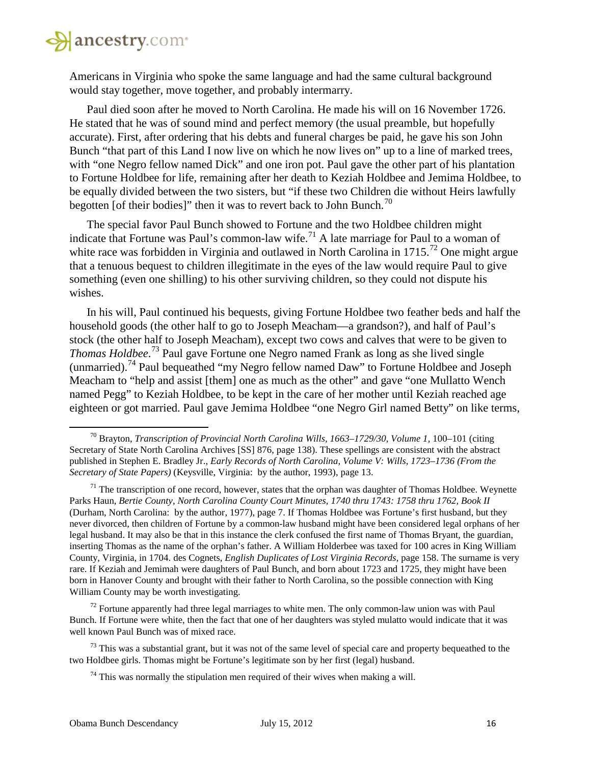Americans in Virginia who spoke the same language and had the same cultural background would stay together, move together, and probably intermarry.

Paul died soon after he moved to North Carolina. He made his will on 16 November 1726. He stated that he was of sound mind and perfect memory (the usual preamble, but hopefully accurate). First, after ordering that his debts and funeral charges be paid, he gave his son John Bunch "that part of this Land I now live on which he now lives on" up to a line of marked trees, with "one Negro fellow named Dick" and one iron pot. Paul gave the other part of his plantation to Fortune Holdbee for life, remaining after her death to Keziah Holdbee and Jemima Holdbee, to be equally divided between the two sisters, but "if these two Children die without Heirs lawfully begotten [of their bodies]" then it was to revert back to John Bunch.[70]

The special favor Paul Bunch showed to Fortune and the two Holdbee children might indicate that Fortune was Paul's common-law wife.[71] A late marriage for Paul to a woman of white race was forbidden in Virginia and outlawed in North Carolina in 1715.[72] One might argue that a tenuous bequest to children illegitimate in the eyes of the law would require Paul to give something (even one shilling) to his other surviving children, so they could not dispute his wishes.

In his will, Paul continued his bequests, giving Fortune Holdbee two feather beds and half the household goods (the other half to go to Joseph Meacham—a grandson?), and half of Paul's stock (the other half to Joseph Meacham), except two cows and calves that were to be given to *Thomas Holdbee*.[73] Paul gave Fortune one Negro named Frank as long as she lived single (unmarried).[74] Paul bequeathed "my Negro fellow named Daw" to Fortune Holdbee and Joseph Meacham to "help and assist [them] one as much as the other" and gave "one Mullatto Wench named Pegg" to Keziah Holdbee, to be kept in the care of her mother until Keziah reached age eighteen or got married. Paul gave Jemima Holdbee "one Negro Girl named Betty" on like terms,

---

[70] Brayton, *Transcription of Provincial North Carolina Wills, 1663–1729/30, Volume 1,* 100–101 (citing Secretary of State North Carolina Archives [SS] 876, page 138). These spellings are consistent with the abstract published in Stephen E. Bradley Jr., *Early Records of North Carolina, Volume V: Wills, 1723–1736 (From the Secretary of State Papers)* (Keysville, Virginia: by the author, 1993), page 13.

[71] The transcription of one record, however, states that the orphan was daughter of Thomas Holdbee. Weynette Parks Haun, *Bertie County, North Carolina County Court Minutes, 1740 thru 1743: 1758 thru 1762, Book II* (Durham, North Carolina: by the author, 1977), page 7. If Thomas Holdbee was Fortune's first husband, but they never divorced, then children of Fortune by a common-law husband might have been considered legal orphans of her legal husband. It may also be that in this instance the clerk confused the first name of Thomas Bryant, the guardian, inserting Thomas as the name of the orphan's father. A William Holderbee was taxed for 100 acres in King William County, Virginia, in 1704. des Cognets, *English Duplicates of Lost Virginia Records*, page 158. The surname is very rare. If Keziah and Jemimah were daughters of Paul Bunch, and born about 1723 and 1725, they might have been born in Hanover County and brought with their father to North Carolina, so the possible connection with King William County may be worth investigating.

[72] Fortune apparently had three legal marriages to white men. The only common-law union was with Paul Bunch. If Fortune were white, then the fact that one of her daughters was styled mulatto would indicate that it was well known Paul Bunch was of mixed race.

[73] This was a substantial grant, but it was not of the same level of special care and property bequeathed to the two Holdbee girls. Thomas might be Fortune's legitimate son by her first (legal) husband.

[74] This was normally the stipulation men required of their wives when making a will.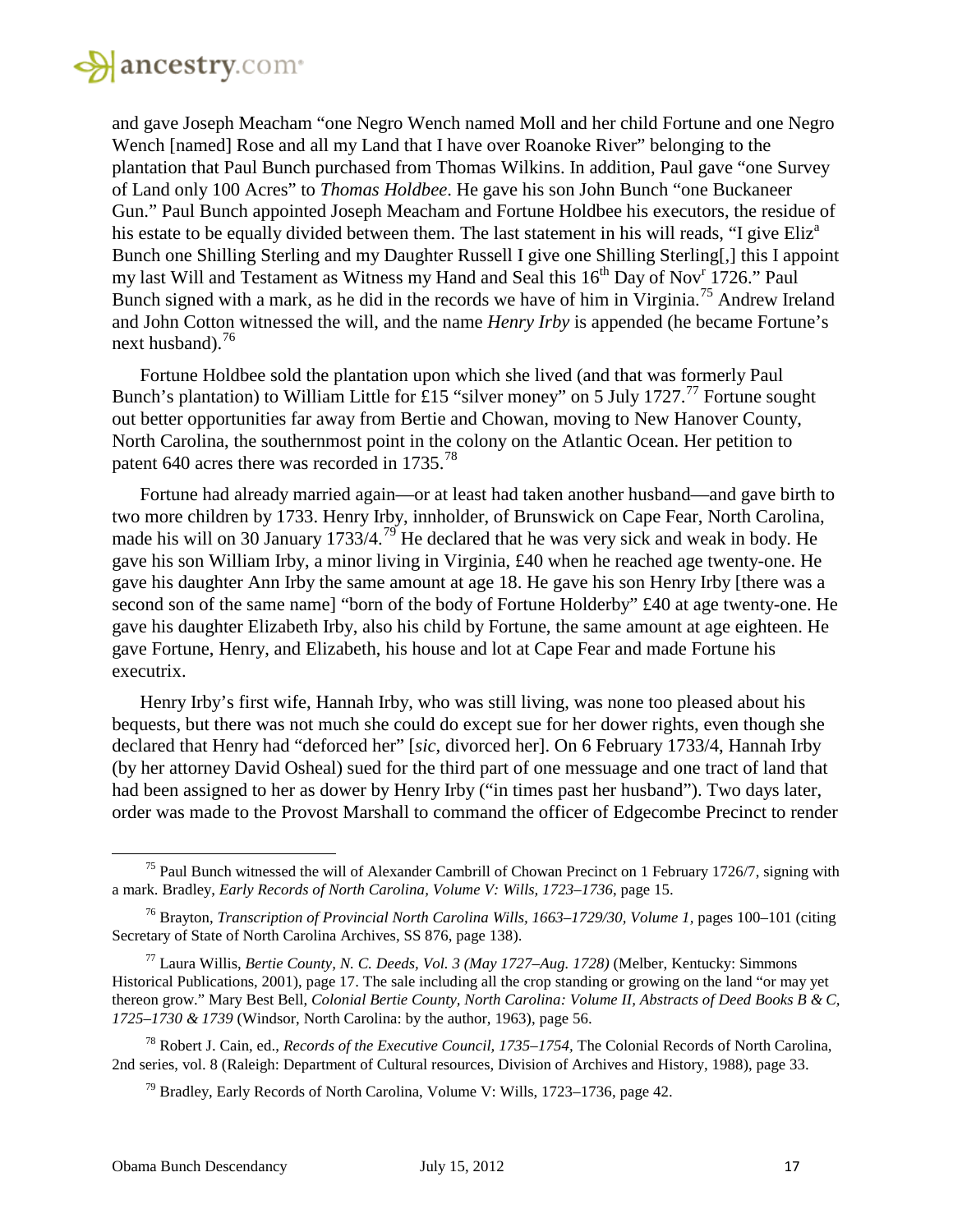and gave Joseph Meacham "one Negro Wench named Moll and her child Fortune and one Negro Wench [named] Rose and all my Land that I have over Roanoke River" belonging to the plantation that Paul Bunch purchased from Thomas Wilkins. In addition, Paul gave "one Survey of Land only 100 Acres" to *Thomas Holdbee*. He gave his son John Bunch "one Buckaneer Gun." Paul Bunch appointed Joseph Meacham and Fortune Holdbee his executors, the residue of his estate to be equally divided between them. The last statement in his will reads, "I give Eliz[a] Bunch one Shilling Sterling and my Daughter Russell I give one Shilling Sterling[,] this I appoint my last Will and Testament as Witness my Hand and Seal this 16[th] Day of Nov[r] 1726." Paul Bunch signed with a mark, as he did in the records we have of him in Virginia.[75] Andrew Ireland and John Cotton witnessed the will, and the name *Henry Irby* is appended (he became Fortune's next husband).[76]

Fortune Holdbee sold the plantation upon which she lived (and that was formerly Paul Bunch's plantation) to William Little for £15 "silver money" on 5 July 1727.[77] Fortune sought out better opportunities far away from Bertie and Chowan, moving to New Hanover County, North Carolina, the southernmost point in the colony on the Atlantic Ocean. Her petition to patent 640 acres there was recorded in 1735.[78]

Fortune had already married again—or at least had taken another husband—and gave birth to two more children by 1733. Henry Irby, innholder, of Brunswick on Cape Fear, North Carolina, made his will on 30 January 1733/4.[79] He declared that he was very sick and weak in body. He gave his son William Irby, a minor living in Virginia, £40 when he reached age twenty-one. He gave his daughter Ann Irby the same amount at age 18. He gave his son Henry Irby [there was a second son of the same name] "born of the body of Fortune Holderby" £40 at age twenty-one. He gave his daughter Elizabeth Irby, also his child by Fortune, the same amount at age eighteen. He gave Fortune, Henry, and Elizabeth, his house and lot at Cape Fear and made Fortune his executrix.

Henry Irby's first wife, Hannah Irby, who was still living, was none too pleased about his bequests, but there was not much she could do except sue for her dower rights, even though she declared that Henry had "deforced her" [*sic*, divorced her]. On 6 February 1733/4, Hannah Irby (by her attorney David Osheal) sued for the third part of one messuage and one tract of land that had been assigned to her as dower by Henry Irby ("in times past her husband"). Two days later, order was made to the Provost Marshall to command the officer of Edgecombe Precinct to render

---

[75] Paul Bunch witnessed the will of Alexander Cambrill of Chowan Precinct on 1 February 1726/7, signing with a mark. Bradley, *Early Records of North Carolina, Volume V: Wills, 1723–1736*, page 15.

[76] Brayton, *Transcription of Provincial North Carolina Wills, 1663–1729/30, Volume 1*, pages 100–101 (citing Secretary of State of North Carolina Archives, SS 876, page 138).

[77] Laura Willis, *Bertie County, N. C. Deeds, Vol. 3 (May 1727–Aug. 1728)* (Melber, Kentucky: Simmons Historical Publications, 2001), page 17. The sale including all the crop standing or growing on the land "or may yet thereon grow." Mary Best Bell, *Colonial Bertie County, North Carolina: Volume II, Abstracts of Deed Books B & C, 1725–1730 & 1739* (Windsor, North Carolina: by the author, 1963), page 56.

[78] Robert J. Cain, ed., *Records of the Executive Council, 1735–1754*, The Colonial Records of North Carolina, 2nd series, vol. 8 (Raleigh: Department of Cultural resources, Division of Archives and History, 1988), page 33.

[79] Bradley, Early Records of North Carolina, Volume V: Wills, 1723–1736, page 42.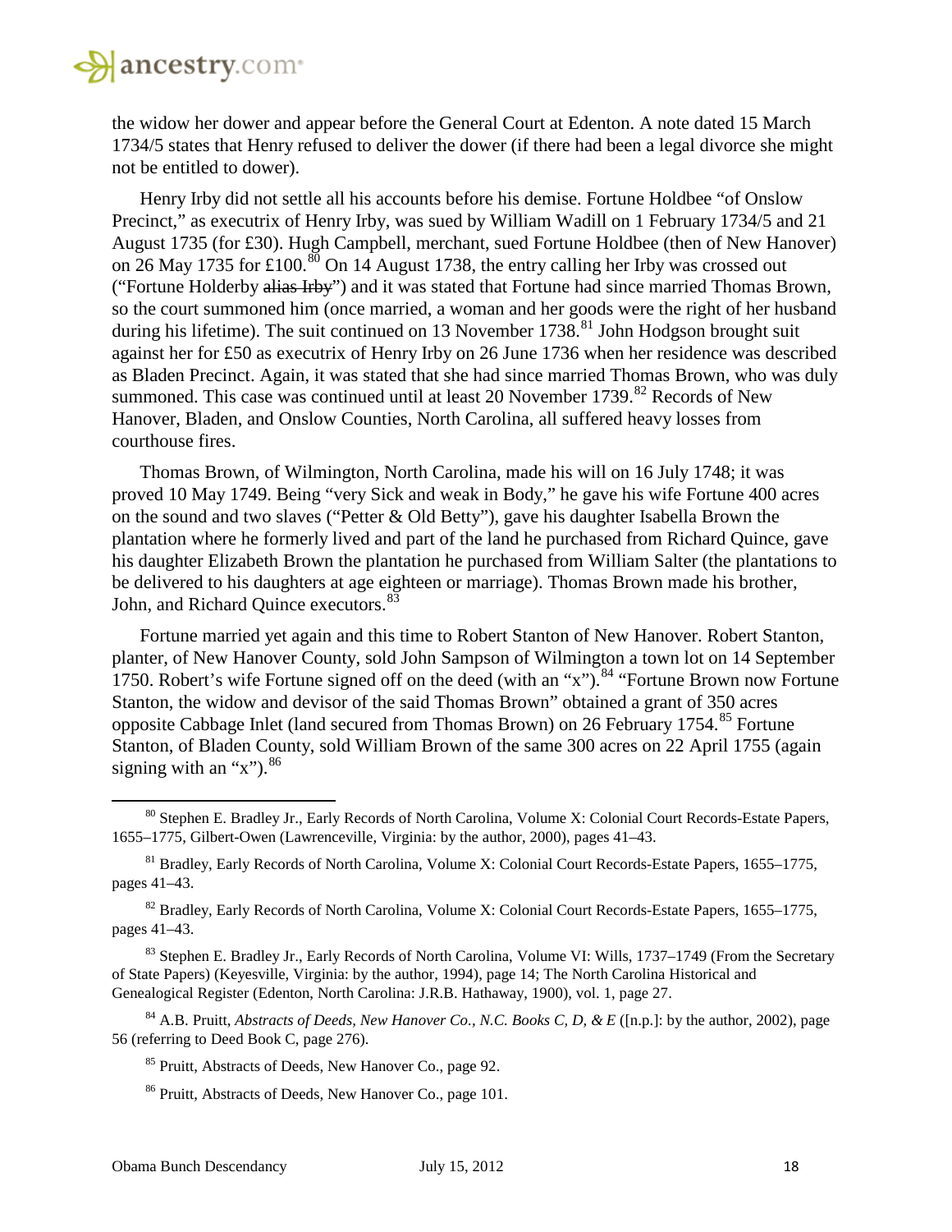the widow her dower and appear before the General Court at Edenton. A note dated 15 March 1734/5 states that Henry refused to deliver the dower (if there had been a legal divorce she might not be entitled to dower).

Henry Irby did not settle all his accounts before his demise. Fortune Holdbee "of Onslow Precinct," as executrix of Henry Irby, was sued by William Wadill on 1 February 1734/5 and 21 August 1735 (for £30). Hugh Campbell, merchant, sued Fortune Holdbee (then of New Hanover) on 26 May 1735 for £100.[80] On 14 August 1738, the entry calling her Irby was crossed out ("Fortune Holderby ~~alias Irby~~") and it was stated that Fortune had since married Thomas Brown, so the court summoned him (once married, a woman and her goods were the right of her husband during his lifetime). The suit continued on 13 November 1738.[81] John Hodgson brought suit against her for £50 as executrix of Henry Irby on 26 June 1736 when her residence was described as Bladen Precinct. Again, it was stated that she had since married Thomas Brown, who was duly summoned. This case was continued until at least 20 November 1739.[82] Records of New Hanover, Bladen, and Onslow Counties, North Carolina, all suffered heavy losses from courthouse fires.

Thomas Brown, of Wilmington, North Carolina, made his will on 16 July 1748; it was proved 10 May 1749. Being "very Sick and weak in Body," he gave his wife Fortune 400 acres on the sound and two slaves ("Petter & Old Betty"), gave his daughter Isabella Brown the plantation where he formerly lived and part of the land he purchased from Richard Quince, gave his daughter Elizabeth Brown the plantation he purchased from William Salter (the plantations to be delivered to his daughters at age eighteen or marriage). Thomas Brown made his brother, John, and Richard Quince executors.[83]

Fortune married yet again and this time to Robert Stanton of New Hanover. Robert Stanton, planter, of New Hanover County, sold John Sampson of Wilmington a town lot on 14 September 1750. Robert's wife Fortune signed off on the deed (with an "x").[84] "Fortune Brown now Fortune Stanton, the widow and devisor of the said Thomas Brown" obtained a grant of 350 acres opposite Cabbage Inlet (land secured from Thomas Brown) on 26 February 1754.[85] Fortune Stanton, of Bladen County, sold William Brown of the same 300 acres on 22 April 1755 (again signing with an "x").[86]

---

[80] Stephen E. Bradley Jr., Early Records of North Carolina, Volume X: Colonial Court Records-Estate Papers, 1655–1775, Gilbert-Owen (Lawrenceville, Virginia: by the author, 2000), pages 41–43.

[81] Bradley, Early Records of North Carolina, Volume X: Colonial Court Records-Estate Papers, 1655–1775, pages 41–43.

[82] Bradley, Early Records of North Carolina, Volume X: Colonial Court Records-Estate Papers, 1655–1775, pages 41–43.

[83] Stephen E. Bradley Jr., Early Records of North Carolina, Volume VI: Wills, 1737–1749 (From the Secretary of State Papers) (Keyesville, Virginia: by the author, 1994), page 14; The North Carolina Historical and Genealogical Register (Edenton, North Carolina: J.R.B. Hathaway, 1900), vol. 1, page 27.

[84] A.B. Pruitt, *Abstracts of Deeds, New Hanover Co., N.C. Books C, D, & E* ([n.p.]: by the author, 2002), page 56 (referring to Deed Book C, page 276).

[85] Pruitt, Abstracts of Deeds, New Hanover Co., page 92.

[86] Pruitt, Abstracts of Deeds, New Hanover Co., page 101.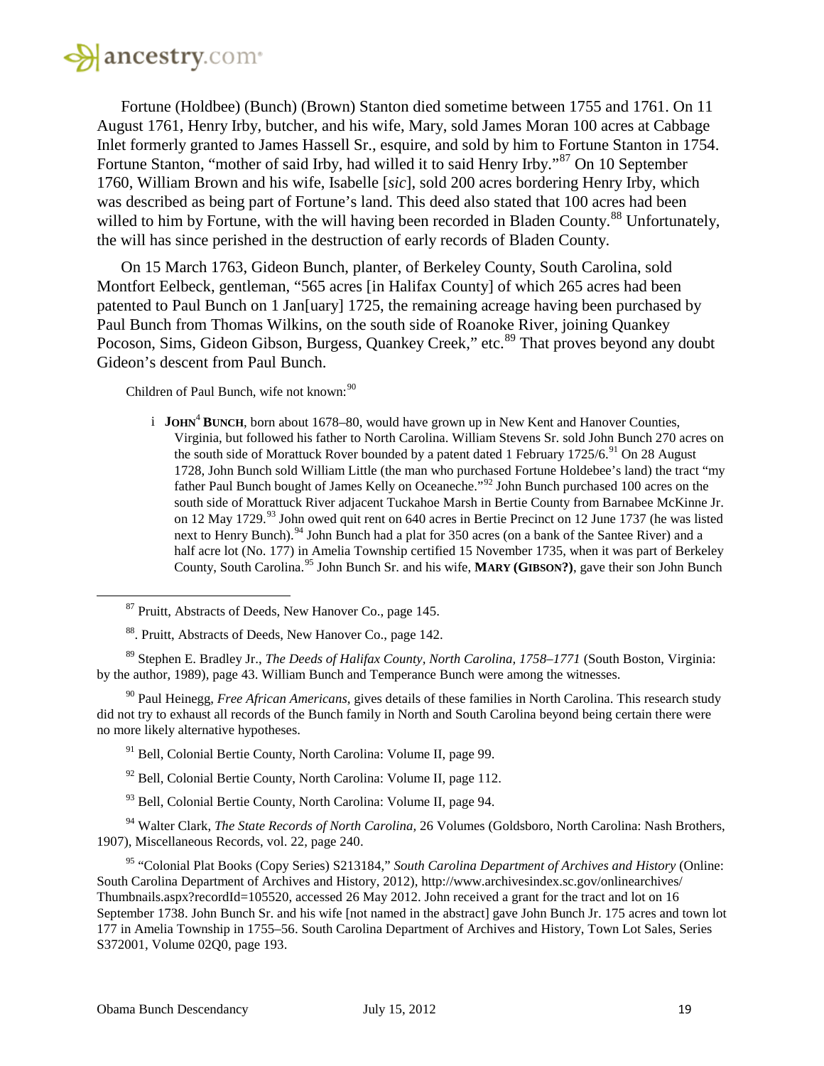Fortune (Holdbee) (Bunch) (Brown) Stanton died sometime between 1755 and 1761. On 11 August 1761, Henry Irby, butcher, and his wife, Mary, sold James Moran 100 acres at Cabbage Inlet formerly granted to James Hassell Sr., esquire, and sold by him to Fortune Stanton in 1754. Fortune Stanton, "mother of said Irby, had willed it to said Henry Irby."[87] On 10 September 1760, William Brown and his wife, Isabelle [*sic*], sold 200 acres bordering Henry Irby, which was described as being part of Fortune's land. This deed also stated that 100 acres had been willed to him by Fortune, with the will having been recorded in Bladen County.[88] Unfortunately, the will has since perished in the destruction of early records of Bladen County.

On 15 March 1763, Gideon Bunch, planter, of Berkeley County, South Carolina, sold Montfort Eelbeck, gentleman, "565 acres [in Halifax County] of which 265 acres had been patented to Paul Bunch on 1 Jan[uary] 1725, the remaining acreage having been purchased by Paul Bunch from Thomas Wilkins, on the south side of Roanoke River, joining Quankey Pocoson, Sims, Gideon Gibson, Burgess, Quankey Creek," etc.[89] That proves beyond any doubt Gideon's descent from Paul Bunch.

Children of Paul Bunch, wife not known:[90]

i **JOHN[4] BUNCH**, born about 1678–80, would have grown up in New Kent and Hanover Counties, Virginia, but followed his father to North Carolina. William Stevens Sr. sold John Bunch 270 acres on the south side of Morattuck Rover bounded by a patent dated 1 February 1725/6.[91] On 28 August 1728, John Bunch sold William Little (the man who purchased Fortune Holdebee's land) the tract "my father Paul Bunch bought of James Kelly on Oceaneche."[92] John Bunch purchased 100 acres on the south side of Morattuck River adjacent Tuckahoe Marsh in Bertie County from Barnabee McKinne Jr. on 12 May 1729.[93] John owed quit rent on 640 acres in Bertie Precinct on 12 June 1737 (he was listed next to Henry Bunch).[94] John Bunch had a plat for 350 acres (on a bank of the Santee River) and a half acre lot (No. 177) in Amelia Township certified 15 November 1735, when it was part of Berkeley County, South Carolina.[95] John Bunch Sr. and his wife, **MARY (GIBSON?)**, gave their son John Bunch

---

[87] Pruitt, Abstracts of Deeds, New Hanover Co., page 145.

[88]. Pruitt, Abstracts of Deeds, New Hanover Co., page 142.

[89] Stephen E. Bradley Jr., *The Deeds of Halifax County, North Carolina, 1758–1771* (South Boston, Virginia: by the author, 1989), page 43. William Bunch and Temperance Bunch were among the witnesses.

[90] Paul Heinegg, *Free African Americans*, gives details of these families in North Carolina. This research study did not try to exhaust all records of the Bunch family in North and South Carolina beyond being certain there were no more likely alternative hypotheses.

[91] Bell, Colonial Bertie County, North Carolina: Volume II, page 99.

[92] Bell, Colonial Bertie County, North Carolina: Volume II, page 112.

[93] Bell, Colonial Bertie County, North Carolina: Volume II, page 94.

[94] Walter Clark, *The State Records of North Carolina*, 26 Volumes (Goldsboro, North Carolina: Nash Brothers, 1907), Miscellaneous Records, vol. 22, page 240.

[95] "Colonial Plat Books (Copy Series) S213184," *South Carolina Department of Archives and History* (Online: South Carolina Department of Archives and History, 2012), http://www.archivesindex.sc.gov/onlinearchives/Thumbnails.aspx?recordId=105520, accessed 26 May 2012. John received a grant for the tract and lot on 16 September 1738. John Bunch Sr. and his wife [not named in the abstract] gave John Bunch Jr. 175 acres and town lot 177 in Amelia Township in 1755–56. South Carolina Department of Archives and History, Town Lot Sales, Series S372001, Volume 02Q0, page 193.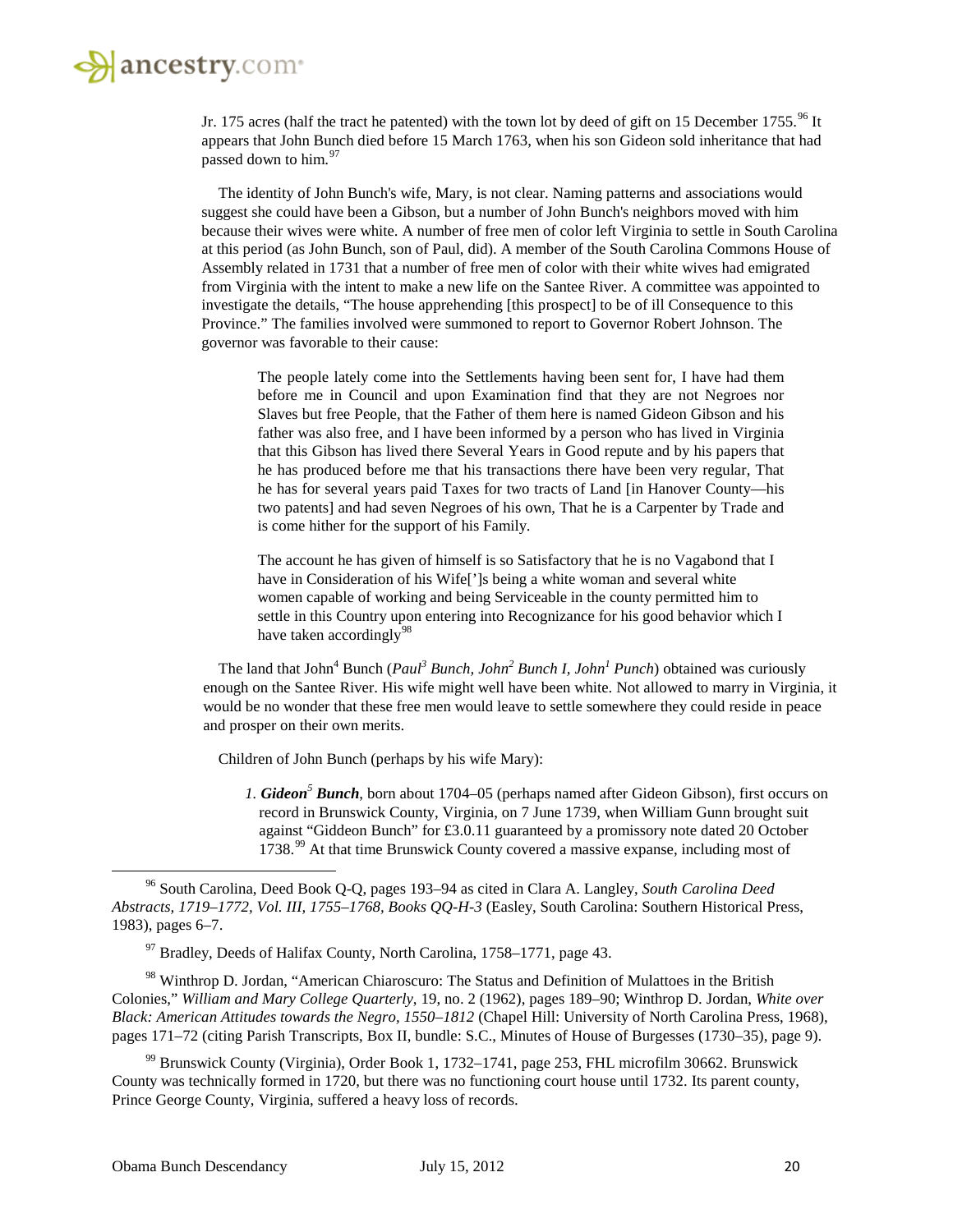Jr. 175 acres (half the tract he patented) with the town lot by deed of gift on 15 December 1755.[96] It appears that John Bunch died before 15 March 1763, when his son Gideon sold inheritance that had passed down to him.[97]

The identity of John Bunch's wife, Mary, is not clear. Naming patterns and associations would suggest she could have been a Gibson, but a number of John Bunch's neighbors moved with him because their wives were white. A number of free men of color left Virginia to settle in South Carolina at this period (as John Bunch, son of Paul, did). A member of the South Carolina Commons House of Assembly related in 1731 that a number of free men of color with their white wives had emigrated from Virginia with the intent to make a new life on the Santee River. A committee was appointed to investigate the details, "The house apprehending [this prospect] to be of ill Consequence to this Province." The families involved were summoned to report to Governor Robert Johnson. The governor was favorable to their cause:

> The people lately come into the Settlements having been sent for, I have had them before me in Council and upon Examination find that they are not Negroes nor Slaves but free People, that the Father of them here is named Gideon Gibson and his father was also free, and I have been informed by a person who has lived in Virginia that this Gibson has lived there Several Years in Good repute and by his papers that he has produced before me that his transactions there have been very regular, That he has for several years paid Taxes for two tracts of Land [in Hanover County—his two patents] and had seven Negroes of his own, That he is a Carpenter by Trade and is come hither for the support of his Family.
>
> The account he has given of himself is so Satisfactory that he is no Vagabond that I have in Consideration of his Wife[']s being a white woman and several white women capable of working and being Serviceable in the county permitted him to settle in this Country upon entering into Recognizance for his good behavior which I have taken accordingly[98]

The land that John[4] Bunch (*Paul[3] Bunch, John[2] Bunch I, John[1] Punch*) obtained was curiously enough on the Santee River. His wife might well have been white. Not allowed to marry in Virginia, it would be no wonder that these free men would leave to settle somewhere they could reside in peace and prosper on their own merits.

Children of John Bunch (perhaps by his wife Mary):

1. ***Gideon[5] Bunch***, born about 1704–05 (perhaps named after Gideon Gibson), first occurs on record in Brunswick County, Virginia, on 7 June 1739, when William Gunn brought suit against "Giddeon Bunch" for £3.0.11 guaranteed by a promissory note dated 20 October 1738.[99] At that time Brunswick County covered a massive expanse, including most of

---

[96] South Carolina, Deed Book Q-Q, pages 193–94 as cited in Clara A. Langley, *South Carolina Deed Abstracts, 1719–1772, Vol. III, 1755–1768, Books QQ-H-3* (Easley, South Carolina: Southern Historical Press, 1983), pages 6–7.

[97] Bradley, Deeds of Halifax County, North Carolina, 1758–1771, page 43.

[98] Winthrop D. Jordan, "American Chiaroscuro: The Status and Definition of Mulattoes in the British Colonies," *William and Mary College Quarterly*, 19, no. 2 (1962), pages 189–90; Winthrop D. Jordan, *White over Black: American Attitudes towards the Negro, 1550–1812* (Chapel Hill: University of North Carolina Press, 1968), pages 171–72 (citing Parish Transcripts, Box II, bundle: S.C., Minutes of House of Burgesses (1730–35), page 9).

[99] Brunswick County (Virginia), Order Book 1, 1732–1741, page 253, FHL microfilm 30662. Brunswick County was technically formed in 1720, but there was no functioning court house until 1732. Its parent county, Prince George County, Virginia, suffered a heavy loss of records.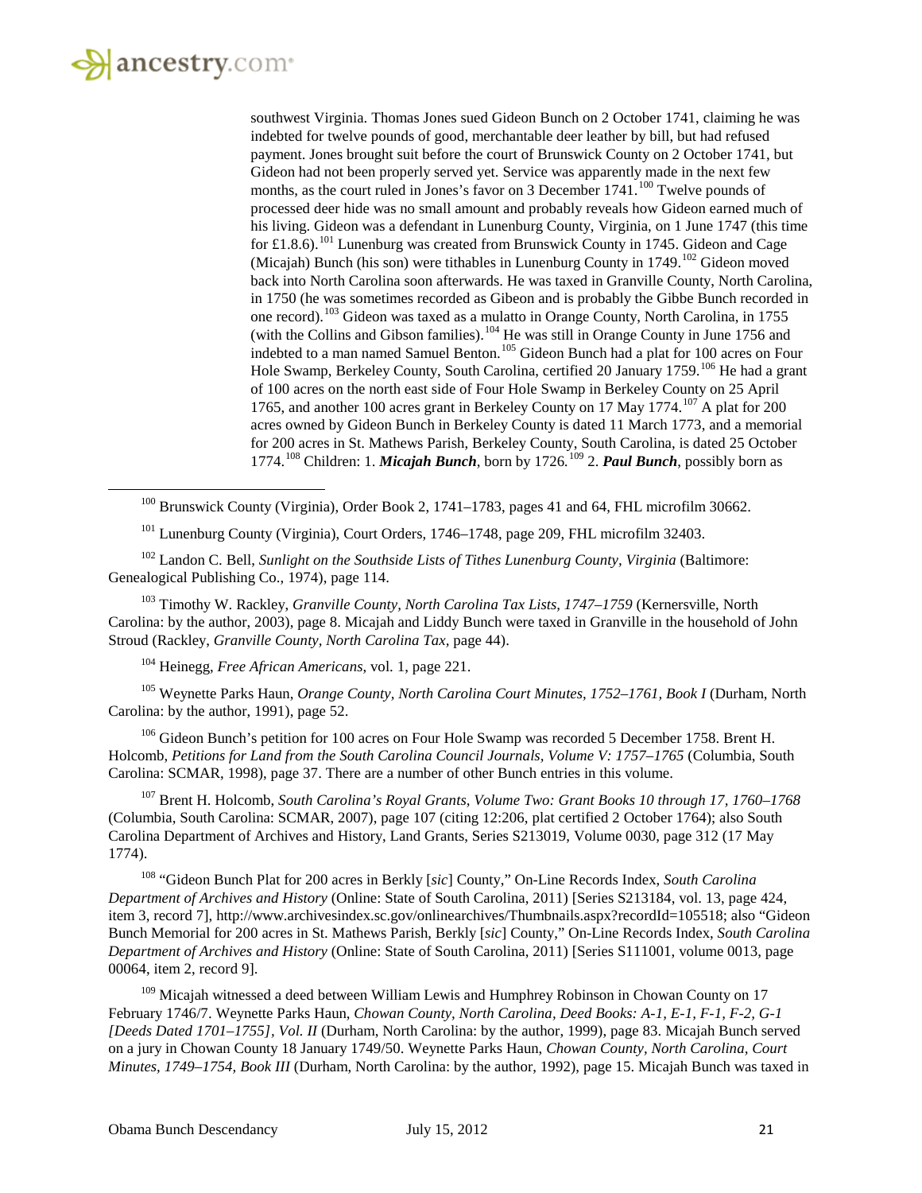southwest Virginia. Thomas Jones sued Gideon Bunch on 2 October 1741, claiming he was indebted for twelve pounds of good, merchantable deer leather by bill, but had refused payment. Jones brought suit before the court of Brunswick County on 2 October 1741, but Gideon had not been properly served yet. Service was apparently made in the next few months, as the court ruled in Jones's favor on 3 December 1741.[100] Twelve pounds of processed deer hide was no small amount and probably reveals how Gideon earned much of his living. Gideon was a defendant in Lunenburg County, Virginia, on 1 June 1747 (this time for £1.8.6).[101] Lunenburg was created from Brunswick County in 1745. Gideon and Cage (Micajah) Bunch (his son) were tithables in Lunenburg County in 1749.[102] Gideon moved back into North Carolina soon afterwards. He was taxed in Granville County, North Carolina, in 1750 (he was sometimes recorded as Gibeon and is probably the Gibbe Bunch recorded in one record).[103] Gideon was taxed as a mulatto in Orange County, North Carolina, in 1755 (with the Collins and Gibson families).[104] He was still in Orange County in June 1756 and indebted to a man named Samuel Benton.[105] Gideon Bunch had a plat for 100 acres on Four Hole Swamp, Berkeley County, South Carolina, certified 20 January 1759.[106] He had a grant of 100 acres on the north east side of Four Hole Swamp in Berkeley County on 25 April 1765, and another 100 acres grant in Berkeley County on 17 May 1774.[107] A plat for 200 acres owned by Gideon Bunch in Berkeley County is dated 11 March 1773, and a memorial for 200 acres in St. Mathews Parish, Berkeley County, South Carolina, is dated 25 October 1774.[108] Children: 1. ***Micajah Bunch***, born by 1726.[109] 2. ***Paul Bunch***, possibly born as

---

[100] Brunswick County (Virginia), Order Book 2, 1741–1783, pages 41 and 64, FHL microfilm 30662.

[101] Lunenburg County (Virginia), Court Orders, 1746–1748, page 209, FHL microfilm 32403.

[102] Landon C. Bell, *Sunlight on the Southside Lists of Tithes Lunenburg County, Virginia* (Baltimore: Genealogical Publishing Co., 1974), page 114.

[103] Timothy W. Rackley, *Granville County, North Carolina Tax Lists, 1747–1759* (Kernersville, North Carolina: by the author, 2003), page 8. Micajah and Liddy Bunch were taxed in Granville in the household of John Stroud (Rackley, *Granville County, North Carolina Tax*, page 44).

[104] Heinegg, *Free African Americans*, vol. 1, page 221.

[105] Weynette Parks Haun, *Orange County, North Carolina Court Minutes, 1752–1761, Book I* (Durham, North Carolina: by the author, 1991), page 52.

[106] Gideon Bunch's petition for 100 acres on Four Hole Swamp was recorded 5 December 1758. Brent H. Holcomb, *Petitions for Land from the South Carolina Council Journals, Volume V: 1757–1765* (Columbia, South Carolina: SCMAR, 1998), page 37. There are a number of other Bunch entries in this volume.

[107] Brent H. Holcomb, *South Carolina's Royal Grants, Volume Two: Grant Books 10 through 17, 1760–1768* (Columbia, South Carolina: SCMAR, 2007), page 107 (citing 12:206, plat certified 2 October 1764); also South Carolina Department of Archives and History, Land Grants, Series S213019, Volume 0030, page 312 (17 May 1774).

[108] "Gideon Bunch Plat for 200 acres in Berkly [*sic*] County," On-Line Records Index, *South Carolina Department of Archives and History* (Online: State of South Carolina, 2011) [Series S213184, vol. 13, page 424, item 3, record 7], http://www.archivesindex.sc.gov/onlinearchives/Thumbnails.aspx?recordId=105518; also "Gideon Bunch Memorial for 200 acres in St. Mathews Parish, Berkly [*sic*] County," On-Line Records Index, *South Carolina Department of Archives and History* (Online: State of South Carolina, 2011) [Series S111001, volume 0013, page 00064, item 2, record 9].

[109] Micajah witnessed a deed between William Lewis and Humphrey Robinson in Chowan County on 17 February 1746/7. Weynette Parks Haun, *Chowan County, North Carolina, Deed Books: A-1, E-1, F-1, F-2, G-1 [Deeds Dated 1701–1755], Vol. II* (Durham, North Carolina: by the author, 1999), page 83. Micajah Bunch served on a jury in Chowan County 18 January 1749/50. Weynette Parks Haun, *Chowan County, North Carolina, Court Minutes, 1749–1754, Book III* (Durham, North Carolina: by the author, 1992), page 15. Micajah Bunch was taxed in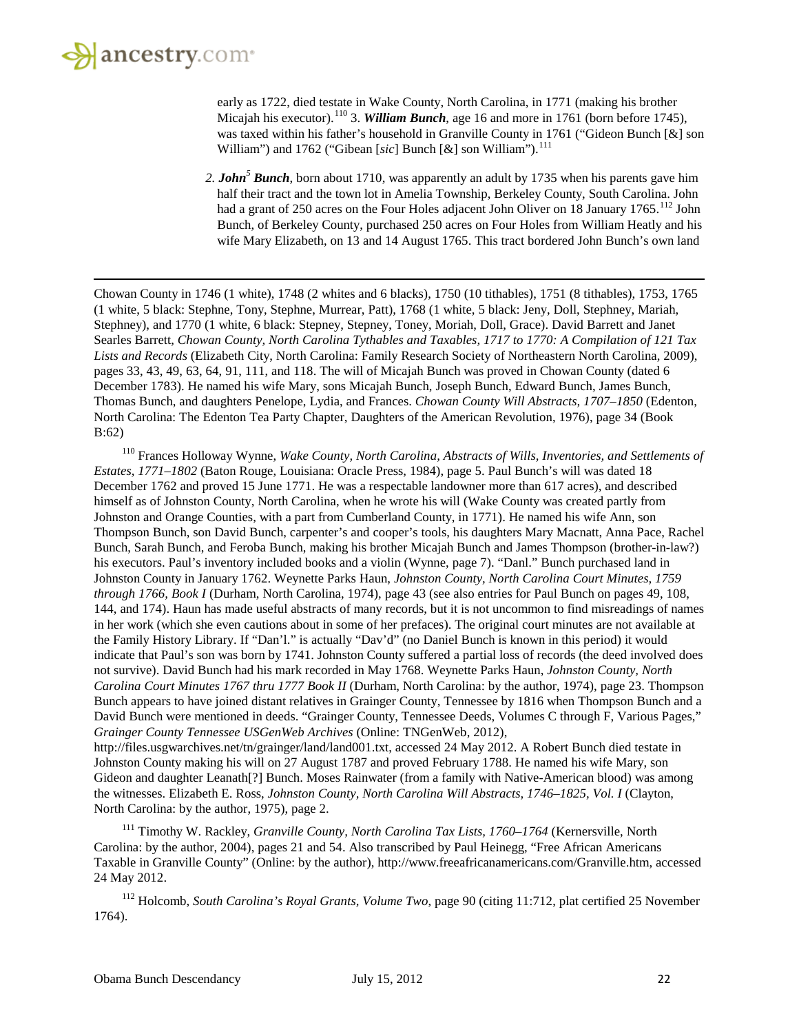early as 1722, died testate in Wake County, North Carolina, in 1771 (making his brother Micajah his executor).[110] 3. ***William Bunch***, age 16 and more in 1761 (born before 1745), was taxed within his father's household in Granville County in 1761 ("Gideon Bunch [&] son William") and 1762 ("Gibean [*sic*] Bunch [&] son William").[111]

*2. **John[5] Bunch***, born about 1710, was apparently an adult by 1735 when his parents gave him half their tract and the town lot in Amelia Township, Berkeley County, South Carolina. John had a grant of 250 acres on the Four Holes adjacent John Oliver on 18 January 1765.[112] John Bunch, of Berkeley County, purchased 250 acres on Four Holes from William Heatly and his wife Mary Elizabeth, on 13 and 14 August 1765. This tract bordered John Bunch's own land

---

Chowan County in 1746 (1 white), 1748 (2 whites and 6 blacks), 1750 (10 tithables), 1751 (8 tithables), 1753, 1765 (1 white, 5 black: Stephne, Tony, Stephne, Murrear, Patt), 1768 (1 white, 5 black: Jeny, Doll, Stephney, Mariah, Stephney), and 1770 (1 white, 6 black: Stepney, Stepney, Toney, Moriah, Doll, Grace). David Barrett and Janet Searles Barrett, *Chowan County, North Carolina Tythables and Taxables, 1717 to 1770: A Compilation of 121 Tax Lists and Records* (Elizabeth City, North Carolina: Family Research Society of Northeastern North Carolina, 2009), pages 33, 43, 49, 63, 64, 91, 111, and 118. The will of Micajah Bunch was proved in Chowan County (dated 6 December 1783). He named his wife Mary, sons Micajah Bunch, Joseph Bunch, Edward Bunch, James Bunch, Thomas Bunch, and daughters Penelope, Lydia, and Frances. *Chowan County Will Abstracts, 1707–1850* (Edenton, North Carolina: The Edenton Tea Party Chapter, Daughters of the American Revolution, 1976), page 34 (Book B:62)

[110] Frances Holloway Wynne, *Wake County, North Carolina, Abstracts of Wills, Inventories, and Settlements of Estates, 1771–1802* (Baton Rouge, Louisiana: Oracle Press, 1984), page 5. Paul Bunch's will was dated 18 December 1762 and proved 15 June 1771. He was a respectable landowner more than 617 acres), and described himself as of Johnston County, North Carolina, when he wrote his will (Wake County was created partly from Johnston and Orange Counties, with a part from Cumberland County, in 1771). He named his wife Ann, son Thompson Bunch, son David Bunch, carpenter's and cooper's tools, his daughters Mary Macnatt, Anna Pace, Rachel Bunch, Sarah Bunch, and Feroba Bunch, making his brother Micajah Bunch and James Thompson (brother-in-law?) his executors. Paul's inventory included books and a violin (Wynne, page 7). "Danl." Bunch purchased land in Johnston County in January 1762. Weynette Parks Haun, *Johnston County, North Carolina Court Minutes, 1759 through 1766, Book I* (Durham, North Carolina, 1974), page 43 (see also entries for Paul Bunch on pages 49, 108, 144, and 174). Haun has made useful abstracts of many records, but it is not uncommon to find misreadings of names in her work (which she even cautions about in some of her prefaces). The original court minutes are not available at the Family History Library. If "Dan'l." is actually "Dav'd" (no Daniel Bunch is known in this period) it would indicate that Paul's son was born by 1741. Johnston County suffered a partial loss of records (the deed involved does not survive). David Bunch had his mark recorded in May 1768. Weynette Parks Haun, *Johnston County, North Carolina Court Minutes 1767 thru 1777 Book II* (Durham, North Carolina: by the author, 1974), page 23. Thompson Bunch appears to have joined distant relatives in Grainger County, Tennessee by 1816 when Thompson Bunch and a David Bunch were mentioned in deeds. "Grainger County, Tennessee Deeds, Volumes C through F, Various Pages," *Grainger County Tennessee USGenWeb Archives* (Online: TNGenWeb, 2012), http://files.usgwarchives.net/tn/grainger/land/land001.txt, accessed 24 May 2012. A Robert Bunch died testate in Johnston County making his will on 27 August 1787 and proved February 1788. He named his wife Mary, son Gideon and daughter Leanath[?] Bunch. Moses Rainwater (from a family with Native-American blood) was among the witnesses. Elizabeth E. Ross, *Johnston County, North Carolina Will Abstracts, 1746–1825, Vol. I* (Clayton, North Carolina: by the author, 1975), page 2.

[111] Timothy W. Rackley, *Granville County, North Carolina Tax Lists, 1760–1764* (Kernersville, North Carolina: by the author, 2004), pages 21 and 54. Also transcribed by Paul Heinegg, "Free African Americans Taxable in Granville County" (Online: by the author), http://www.freeafricanamericans.com/Granville.htm, accessed 24 May 2012.

[112] Holcomb, *South Carolina's Royal Grants, Volume Two,* page 90 (citing 11:712, plat certified 25 November 1764).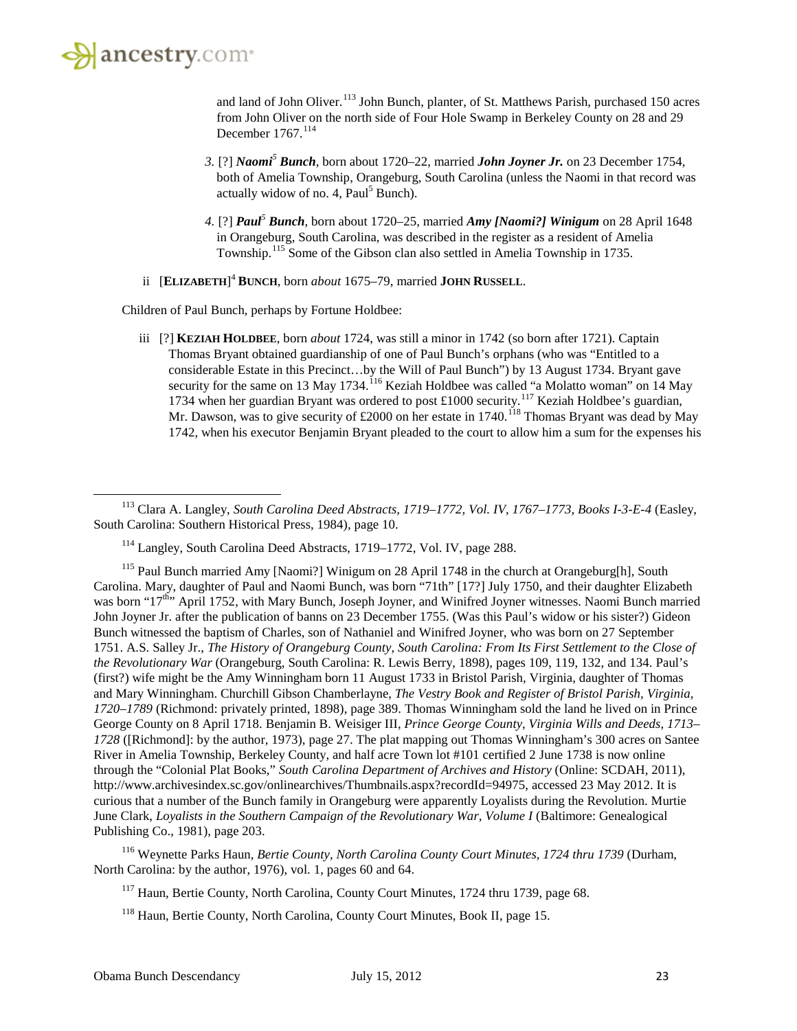and land of John Oliver.[113] John Bunch, planter, of St. Matthews Parish, purchased 150 acres from John Oliver on the north side of Four Hole Swamp in Berkeley County on 28 and 29 December 1767.[114]

*3.* [?] ***Naomi*[5] *Bunch***, born about 1720–22, married ***John Joyner Jr.*** on 23 December 1754, both of Amelia Township, Orangeburg, South Carolina (unless the Naomi in that record was actually widow of no. 4, Paul[5] Bunch).

*4.* [?] ***Paul*[5] *Bunch***, born about 1720–25, married ***Amy [Naomi?] Winigum*** on 28 April 1648 in Orangeburg, South Carolina, was described in the register as a resident of Amelia Township.[115] Some of the Gibson clan also settled in Amelia Township in 1735.

ii [**ELIZABETH**][4] **BUNCH**, born *about* 1675–79, married **JOHN RUSSELL**.

Children of Paul Bunch, perhaps by Fortune Holdbee:

iii [?] **KEZIAH HOLDBEE**, born *about* 1724, was still a minor in 1742 (so born after 1721). Captain Thomas Bryant obtained guardianship of one of Paul Bunch's orphans (who was "Entitled to a considerable Estate in this Precinct…by the Will of Paul Bunch") by 13 August 1734. Bryant gave security for the same on 13 May 1734.[116] Keziah Holdbee was called "a Molatto woman" on 14 May 1734 when her guardian Bryant was ordered to post £1000 security.[117] Keziah Holdbee's guardian, Mr. Dawson, was to give security of £2000 on her estate in 1740.[118] Thomas Bryant was dead by May 1742, when his executor Benjamin Bryant pleaded to the court to allow him a sum for the expenses his

---

[113] Clara A. Langley, *South Carolina Deed Abstracts, 1719–1772, Vol. IV, 1767–1773, Books I-3-E-4* (Easley, South Carolina: Southern Historical Press, 1984), page 10.

[114] Langley, South Carolina Deed Abstracts, 1719–1772, Vol. IV, page 288.

[115] Paul Bunch married Amy [Naomi?] Winigum on 28 April 1748 in the church at Orangeburg[h], South Carolina. Mary, daughter of Paul and Naomi Bunch, was born "71th" [17?] July 1750, and their daughter Elizabeth was born "17th" April 1752, with Mary Bunch, Joseph Joyner, and Winifred Joyner witnesses. Naomi Bunch married John Joyner Jr. after the publication of banns on 23 December 1755. (Was this Paul's widow or his sister?) Gideon Bunch witnessed the baptism of Charles, son of Nathaniel and Winifred Joyner, who was born on 27 September 1751. A.S. Salley Jr., *The History of Orangeburg County, South Carolina: From Its First Settlement to the Close of the Revolutionary War* (Orangeburg, South Carolina: R. Lewis Berry, 1898), pages 109, 119, 132, and 134. Paul's (first?) wife might be the Amy Winningham born 11 August 1733 in Bristol Parish, Virginia, daughter of Thomas and Mary Winningham. Churchill Gibson Chamberlayne, *The Vestry Book and Register of Bristol Parish, Virginia, 1720–1789* (Richmond: privately printed, 1898), page 389. Thomas Winningham sold the land he lived on in Prince George County on 8 April 1718. Benjamin B. Weisiger III, *Prince George County, Virginia Wills and Deeds, 1713–1728* ([Richmond]: by the author, 1973), page 27. The plat mapping out Thomas Winningham's 300 acres on Santee River in Amelia Township, Berkeley County, and half acre Town lot #101 certified 2 June 1738 is now online through the "Colonial Plat Books," *South Carolina Department of Archives and History* (Online: SCDAH, 2011), http://www.archivesindex.sc.gov/onlinearchives/Thumbnails.aspx?recordId=94975, accessed 23 May 2012. It is curious that a number of the Bunch family in Orangeburg were apparently Loyalists during the Revolution. Murtie June Clark, *Loyalists in the Southern Campaign of the Revolutionary War, Volume I* (Baltimore: Genealogical Publishing Co., 1981), page 203.

[116] Weynette Parks Haun, *Bertie County, North Carolina County Court Minutes, 1724 thru 1739* (Durham, North Carolina: by the author, 1976), vol. 1, pages 60 and 64.

[117] Haun, Bertie County, North Carolina, County Court Minutes, 1724 thru 1739, page 68.

[118] Haun, Bertie County, North Carolina, County Court Minutes, Book II, page 15.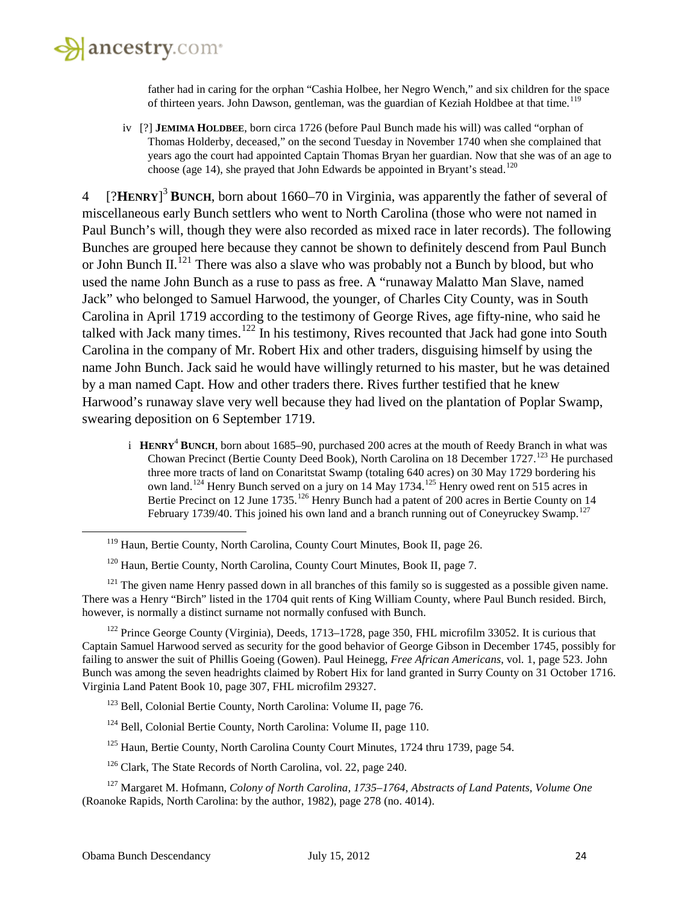father had in caring for the orphan "Cashia Holbee, her Negro Wench," and six children for the space of thirteen years. John Dawson, gentleman, was the guardian of Keziah Holdbee at that time.[119]

iv [?] **JEMIMA HOLDBEE**, born circa 1726 (before Paul Bunch made his will) was called "orphan of Thomas Holderby, deceased," on the second Tuesday in November 1740 when she complained that years ago the court had appointed Captain Thomas Bryan her guardian. Now that she was of an age to choose (age 14), she prayed that John Edwards be appointed in Bryant's stead.[120]

4 [?**HENRY**][3] **BUNCH**, born about 1660–70 in Virginia, was apparently the father of several of miscellaneous early Bunch settlers who went to North Carolina (those who were not named in Paul Bunch's will, though they were also recorded as mixed race in later records). The following Bunches are grouped here because they cannot be shown to definitely descend from Paul Bunch or John Bunch II.[121] There was also a slave who was probably not a Bunch by blood, but who used the name John Bunch as a ruse to pass as free. A "runaway Malatto Man Slave, named Jack" who belonged to Samuel Harwood, the younger, of Charles City County, was in South Carolina in April 1719 according to the testimony of George Rives, age fifty-nine, who said he talked with Jack many times.[122] In his testimony, Rives recounted that Jack had gone into South Carolina in the company of Mr. Robert Hix and other traders, disguising himself by using the name John Bunch. Jack said he would have willingly returned to his master, but he was detained by a man named Capt. How and other traders there. Rives further testified that he knew Harwood's runaway slave very well because they had lived on the plantation of Poplar Swamp, swearing deposition on 6 September 1719.

i **HENRY**[4] **BUNCH**, born about 1685–90, purchased 200 acres at the mouth of Reedy Branch in what was Chowan Precinct (Bertie County Deed Book), North Carolina on 18 December 1727.[123] He purchased three more tracts of land on Conaritstat Swamp (totaling 640 acres) on 30 May 1729 bordering his own land.[124] Henry Bunch served on a jury on 14 May 1734.[125] Henry owed rent on 515 acres in Bertie Precinct on 12 June 1735.[126] Henry Bunch had a patent of 200 acres in Bertie County on 14 February 1739/40. This joined his own land and a branch running out of Coneyruckey Swamp.[127]

---

[119] Haun, Bertie County, North Carolina, County Court Minutes, Book II, page 26.

[120] Haun, Bertie County, North Carolina, County Court Minutes, Book II, page 7.

[121] The given name Henry passed down in all branches of this family so is suggested as a possible given name. There was a Henry "Birch" listed in the 1704 quit rents of King William County, where Paul Bunch resided. Birch, however, is normally a distinct surname not normally confused with Bunch.

[122] Prince George County (Virginia), Deeds, 1713–1728, page 350, FHL microfilm 33052. It is curious that Captain Samuel Harwood served as security for the good behavior of George Gibson in December 1745, possibly for failing to answer the suit of Phillis Goeing (Gowen). Paul Heinegg, *Free African Americans*, vol. 1, page 523. John Bunch was among the seven headrights claimed by Robert Hix for land granted in Surry County on 31 October 1716. Virginia Land Patent Book 10, page 307, FHL microfilm 29327.

[123] Bell, Colonial Bertie County, North Carolina: Volume II, page 76.

[124] Bell, Colonial Bertie County, North Carolina: Volume II, page 110.

[125] Haun, Bertie County, North Carolina County Court Minutes, 1724 thru 1739, page 54.

[126] Clark, The State Records of North Carolina, vol. 22, page 240.

[127] Margaret M. Hofmann, *Colony of North Carolina, 1735–1764, Abstracts of Land Patents, Volume One* (Roanoke Rapids, North Carolina: by the author, 1982), page 278 (no. 4014).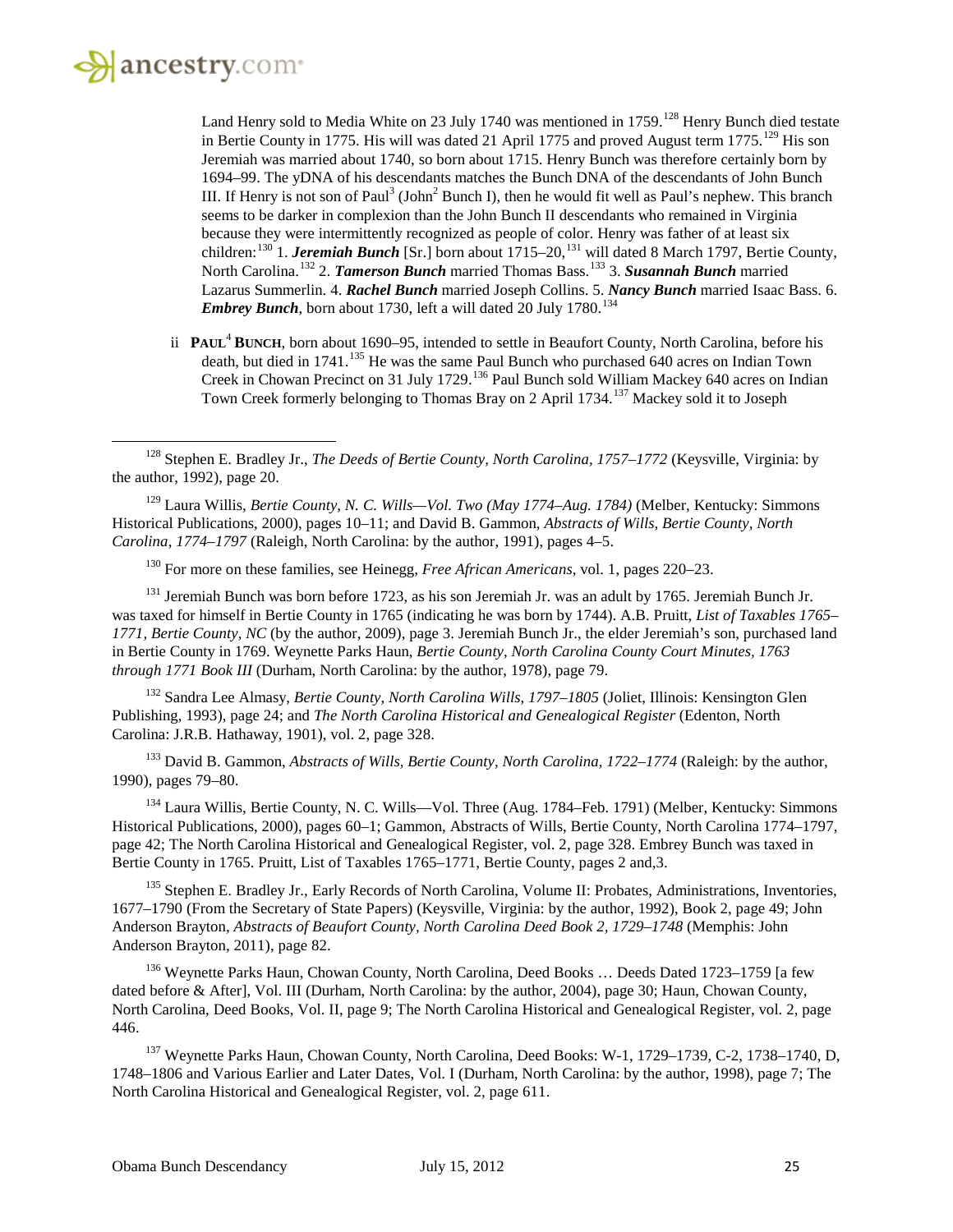Land Henry sold to Media White on 23 July 1740 was mentioned in 1759.[128] Henry Bunch died testate in Bertie County in 1775. His will was dated 21 April 1775 and proved August term 1775.[129] His son Jeremiah was married about 1740, so born about 1715. Henry Bunch was therefore certainly born by 1694–99. The yDNA of his descendants matches the Bunch DNA of the descendants of John Bunch III. If Henry is not son of Paul$^3$ (John$^2$ Bunch I), then he would fit well as Paul's nephew. This branch seems to be darker in complexion than the John Bunch II descendants who remained in Virginia because they were intermittently recognized as people of color. Henry was father of at least six children:[130] 1. ***Jeremiah Bunch*** [Sr.] born about 1715–20,[131] will dated 8 March 1797, Bertie County, North Carolina.[132] 2. ***Tamerson Bunch*** married Thomas Bass.[133] 3. ***Susannah Bunch*** married Lazarus Summerlin. 4. ***Rachel Bunch*** married Joseph Collins. 5. ***Nancy Bunch*** married Isaac Bass. 6. ***Embrey Bunch***, born about 1730, left a will dated 20 July 1780.[134]

ii **PAUL$^4$ BUNCH**, born about 1690–95, intended to settle in Beaufort County, North Carolina, before his death, but died in 1741.[135] He was the same Paul Bunch who purchased 640 acres on Indian Town Creek in Chowan Precinct on 31 July 1729.[136] Paul Bunch sold William Mackey 640 acres on Indian Town Creek formerly belonging to Thomas Bray on 2 April 1734.[137] Mackey sold it to Joseph

---

[128] Stephen E. Bradley Jr., *The Deeds of Bertie County, North Carolina, 1757–1772* (Keysville, Virginia: by the author, 1992), page 20.

[129] Laura Willis, *Bertie County, N. C. Wills—Vol. Two (May 1774–Aug. 1784)* (Melber, Kentucky: Simmons Historical Publications, 2000), pages 10–11; and David B. Gammon, *Abstracts of Wills, Bertie County, North Carolina, 1774–1797* (Raleigh, North Carolina: by the author, 1991), pages 4–5.

[130] For more on these families, see Heinegg, *Free African Americans*, vol. 1, pages 220–23.

[131] Jeremiah Bunch was born before 1723, as his son Jeremiah Jr. was an adult by 1765. Jeremiah Bunch Jr. was taxed for himself in Bertie County in 1765 (indicating he was born by 1744). A.B. Pruitt, *List of Taxables 1765–1771, Bertie County, NC* (by the author, 2009), page 3. Jeremiah Bunch Jr., the elder Jeremiah's son, purchased land in Bertie County in 1769. Weynette Parks Haun, *Bertie County, North Carolina County Court Minutes, 1763 through 1771 Book III* (Durham, North Carolina: by the author, 1978), page 79.

[132] Sandra Lee Almasy, *Bertie County, North Carolina Wills, 1797–1805* (Joliet, Illinois: Kensington Glen Publishing, 1993), page 24; and *The North Carolina Historical and Genealogical Register* (Edenton, North Carolina: J.R.B. Hathaway, 1901), vol. 2, page 328.

[133] David B. Gammon, *Abstracts of Wills, Bertie County, North Carolina, 1722–1774* (Raleigh: by the author, 1990), pages 79–80.

[134] Laura Willis, Bertie County, N. C. Wills—Vol. Three (Aug. 1784–Feb. 1791) (Melber, Kentucky: Simmons Historical Publications, 2000), pages 60–1; Gammon, Abstracts of Wills, Bertie County, North Carolina 1774–1797, page 42; The North Carolina Historical and Genealogical Register, vol. 2, page 328. Embrey Bunch was taxed in Bertie County in 1765. Pruitt, List of Taxables 1765–1771, Bertie County, pages 2 and,3.

[135] Stephen E. Bradley Jr., Early Records of North Carolina, Volume II: Probates, Administrations, Inventories, 1677–1790 (From the Secretary of State Papers) (Keysville, Virginia: by the author, 1992), Book 2, page 49; John Anderson Brayton, *Abstracts of Beaufort County, North Carolina Deed Book 2, 1729–1748* (Memphis: John Anderson Brayton, 2011), page 82.

[136] Weynette Parks Haun, Chowan County, North Carolina, Deed Books … Deeds Dated 1723–1759 [a few dated before & After], Vol. III (Durham, North Carolina: by the author, 2004), page 30; Haun, Chowan County, North Carolina, Deed Books, Vol. II, page 9; The North Carolina Historical and Genealogical Register, vol. 2, page 446.

[137] Weynette Parks Haun, Chowan County, North Carolina, Deed Books: W-1, 1729–1739, C-2, 1738–1740, D, 1748–1806 and Various Earlier and Later Dates, Vol. I (Durham, North Carolina: by the author, 1998), page 7; The North Carolina Historical and Genealogical Register, vol. 2, page 611.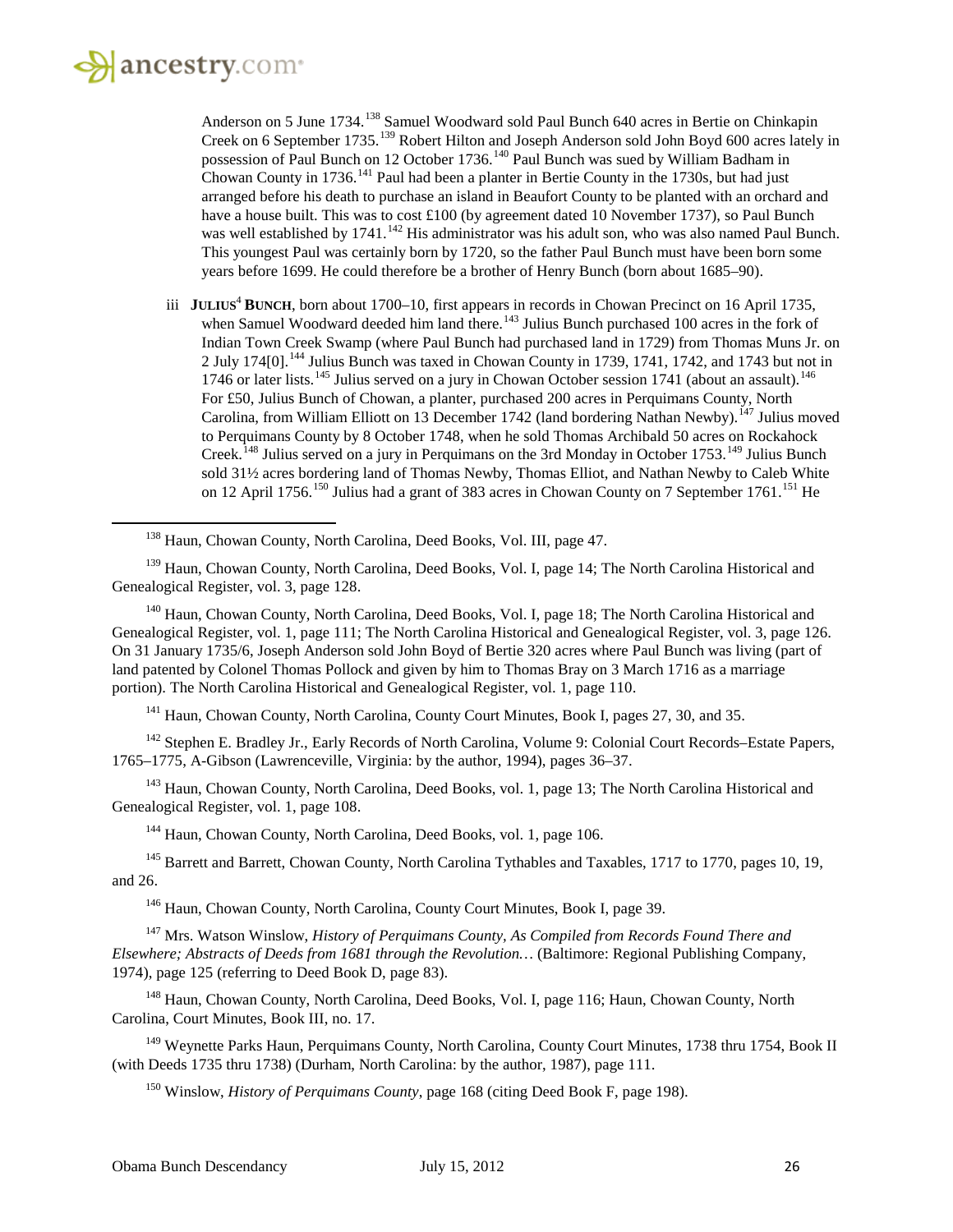Anderson on 5 June 1734.[138] Samuel Woodward sold Paul Bunch 640 acres in Bertie on Chinkapin Creek on 6 September 1735.[139] Robert Hilton and Joseph Anderson sold John Boyd 600 acres lately in possession of Paul Bunch on 12 October 1736.[140] Paul Bunch was sued by William Badham in Chowan County in 1736.[141] Paul had been a planter in Bertie County in the 1730s, but had just arranged before his death to purchase an island in Beaufort County to be planted with an orchard and have a house built. This was to cost £100 (by agreement dated 10 November 1737), so Paul Bunch was well established by 1741.[142] His administrator was his adult son, who was also named Paul Bunch. This youngest Paul was certainly born by 1720, so the father Paul Bunch must have been born some years before 1699. He could therefore be a brother of Henry Bunch (born about 1685–90).

iii **JULIUS[4] BUNCH**, born about 1700–10, first appears in records in Chowan Precinct on 16 April 1735, when Samuel Woodward deeded him land there.[143] Julius Bunch purchased 100 acres in the fork of Indian Town Creek Swamp (where Paul Bunch had purchased land in 1729) from Thomas Muns Jr. on 2 July 174[0].[144] Julius Bunch was taxed in Chowan County in 1739, 1741, 1742, and 1743 but not in 1746 or later lists.[145] Julius served on a jury in Chowan October session 1741 (about an assault).[146] For £50, Julius Bunch of Chowan, a planter, purchased 200 acres in Perquimans County, North Carolina, from William Elliott on 13 December 1742 (land bordering Nathan Newby).[147] Julius moved to Perquimans County by 8 October 1748, when he sold Thomas Archibald 50 acres on Rockahock Creek.[148] Julius served on a jury in Perquimans on the 3rd Monday in October 1753.[149] Julius Bunch sold 31½ acres bordering land of Thomas Newby, Thomas Elliot, and Nathan Newby to Caleb White on 12 April 1756.[150] Julius had a grant of 383 acres in Chowan County on 7 September 1761.[151] He

---

[138] Haun, Chowan County, North Carolina, Deed Books, Vol. III, page 47.

[139] Haun, Chowan County, North Carolina, Deed Books, Vol. I, page 14; The North Carolina Historical and Genealogical Register, vol. 3, page 128.

[140] Haun, Chowan County, North Carolina, Deed Books, Vol. I, page 18; The North Carolina Historical and Genealogical Register, vol. 1, page 111; The North Carolina Historical and Genealogical Register, vol. 3, page 126. On 31 January 1735/6, Joseph Anderson sold John Boyd of Bertie 320 acres where Paul Bunch was living (part of land patented by Colonel Thomas Pollock and given by him to Thomas Bray on 3 March 1716 as a marriage portion). The North Carolina Historical and Genealogical Register, vol. 1, page 110.

[141] Haun, Chowan County, North Carolina, County Court Minutes, Book I, pages 27, 30, and 35.

[142] Stephen E. Bradley Jr., Early Records of North Carolina, Volume 9: Colonial Court Records–Estate Papers, 1765–1775, A-Gibson (Lawrenceville, Virginia: by the author, 1994), pages 36–37.

[143] Haun, Chowan County, North Carolina, Deed Books, vol. 1, page 13; The North Carolina Historical and Genealogical Register, vol. 1, page 108.

[144] Haun, Chowan County, North Carolina, Deed Books, vol. 1, page 106.

[145] Barrett and Barrett, Chowan County, North Carolina Tythables and Taxables, 1717 to 1770, pages 10, 19, and 26.

[146] Haun, Chowan County, North Carolina, County Court Minutes, Book I, page 39.

[147] Mrs. Watson Winslow, *History of Perquimans County, As Compiled from Records Found There and Elsewhere; Abstracts of Deeds from 1681 through the Revolution…* (Baltimore: Regional Publishing Company, 1974), page 125 (referring to Deed Book D, page 83).

[148] Haun, Chowan County, North Carolina, Deed Books, Vol. I, page 116; Haun, Chowan County, North Carolina, Court Minutes, Book III, no. 17.

[149] Weynette Parks Haun, Perquimans County, North Carolina, County Court Minutes, 1738 thru 1754, Book II (with Deeds 1735 thru 1738) (Durham, North Carolina: by the author, 1987), page 111.

[150] Winslow, *History of Perquimans County*, page 168 (citing Deed Book F, page 198).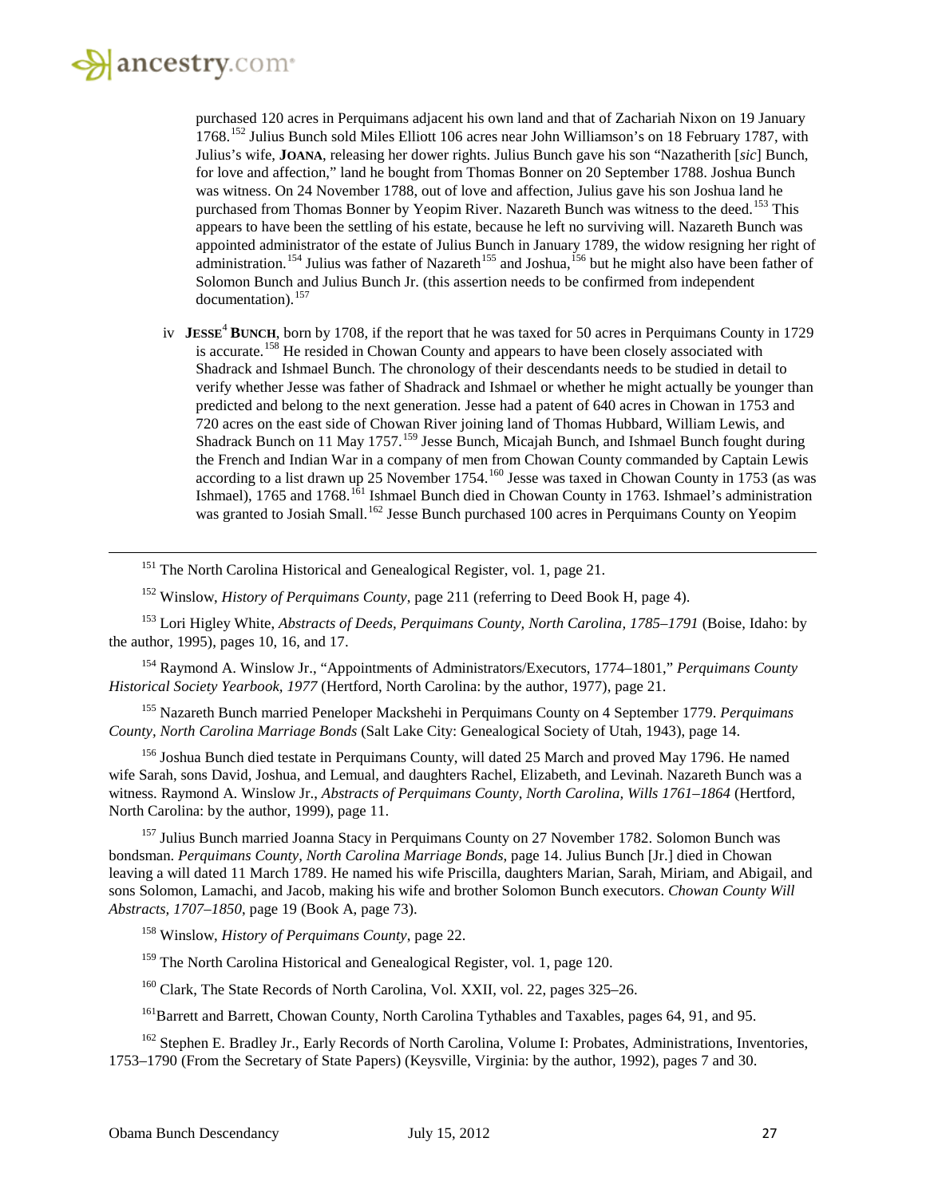purchased 120 acres in Perquimans adjacent his own land and that of Zachariah Nixon on 19 January 1768.[152] Julius Bunch sold Miles Elliott 106 acres near John Williamson's on 18 February 1787, with Julius's wife, **JOANA**, releasing her dower rights. Julius Bunch gave his son "Nazatherith [*sic*] Bunch, for love and affection," land he bought from Thomas Bonner on 20 September 1788. Joshua Bunch was witness. On 24 November 1788, out of love and affection, Julius gave his son Joshua land he purchased from Thomas Bonner by Yeopim River. Nazareth Bunch was witness to the deed.[153] This appears to have been the settling of his estate, because he left no surviving will. Nazareth Bunch was appointed administrator of the estate of Julius Bunch in January 1789, the widow resigning her right of administration.[154] Julius was father of Nazareth[155] and Joshua,[156] but he might also have been father of Solomon Bunch and Julius Bunch Jr. (this assertion needs to be confirmed from independent documentation).[157]

iv **JESSE**[4] **BUNCH**, born by 1708, if the report that he was taxed for 50 acres in Perquimans County in 1729 is accurate.[158] He resided in Chowan County and appears to have been closely associated with Shadrack and Ishmael Bunch. The chronology of their descendants needs to be studied in detail to verify whether Jesse was father of Shadrack and Ishmael or whether he might actually be younger than predicted and belong to the next generation. Jesse had a patent of 640 acres in Chowan in 1753 and 720 acres on the east side of Chowan River joining land of Thomas Hubbard, William Lewis, and Shadrack Bunch on 11 May 1757.[159] Jesse Bunch, Micajah Bunch, and Ishmael Bunch fought during the French and Indian War in a company of men from Chowan County commanded by Captain Lewis according to a list drawn up 25 November 1754.[160] Jesse was taxed in Chowan County in 1753 (as was Ishmael), 1765 and 1768.[161] Ishmael Bunch died in Chowan County in 1763. Ishmael's administration was granted to Josiah Small.[162] Jesse Bunch purchased 100 acres in Perquimans County on Yeopim

---

[151] The North Carolina Historical and Genealogical Register, vol. 1, page 21.

[152] Winslow, *History of Perquimans County*, page 211 (referring to Deed Book H, page 4).

[153] Lori Higley White, *Abstracts of Deeds, Perquimans County, North Carolina, 1785–1791* (Boise, Idaho: by the author, 1995), pages 10, 16, and 17.

[154] Raymond A. Winslow Jr., "Appointments of Administrators/Executors, 1774–1801," *Perquimans County Historical Society Yearbook, 1977* (Hertford, North Carolina: by the author, 1977), page 21.

[155] Nazareth Bunch married Peneloper Mackshehi in Perquimans County on 4 September 1779. *Perquimans County, North Carolina Marriage Bonds* (Salt Lake City: Genealogical Society of Utah, 1943), page 14.

[156] Joshua Bunch died testate in Perquimans County, will dated 25 March and proved May 1796. He named wife Sarah, sons David, Joshua, and Lemual, and daughters Rachel, Elizabeth, and Levinah. Nazareth Bunch was a witness. Raymond A. Winslow Jr., *Abstracts of Perquimans County, North Carolina, Wills 1761–1864* (Hertford, North Carolina: by the author, 1999), page 11.

[157] Julius Bunch married Joanna Stacy in Perquimans County on 27 November 1782. Solomon Bunch was bondsman. *Perquimans County, North Carolina Marriage Bonds*, page 14. Julius Bunch [Jr.] died in Chowan leaving a will dated 11 March 1789. He named his wife Priscilla, daughters Marian, Sarah, Miriam, and Abigail, and sons Solomon, Lamachi, and Jacob, making his wife and brother Solomon Bunch executors. *Chowan County Will Abstracts, 1707–1850*, page 19 (Book A, page 73).

[158] Winslow, *History of Perquimans County*, page 22.

[159] The North Carolina Historical and Genealogical Register, vol. 1, page 120.

[160] Clark, The State Records of North Carolina, Vol. XXII, vol. 22, pages 325–26.

[161] Barrett and Barrett, Chowan County, North Carolina Tythables and Taxables, pages 64, 91, and 95.

[162] Stephen E. Bradley Jr., Early Records of North Carolina, Volume I: Probates, Administrations, Inventories, 1753–1790 (From the Secretary of State Papers) (Keysville, Virginia: by the author, 1992), pages 7 and 30.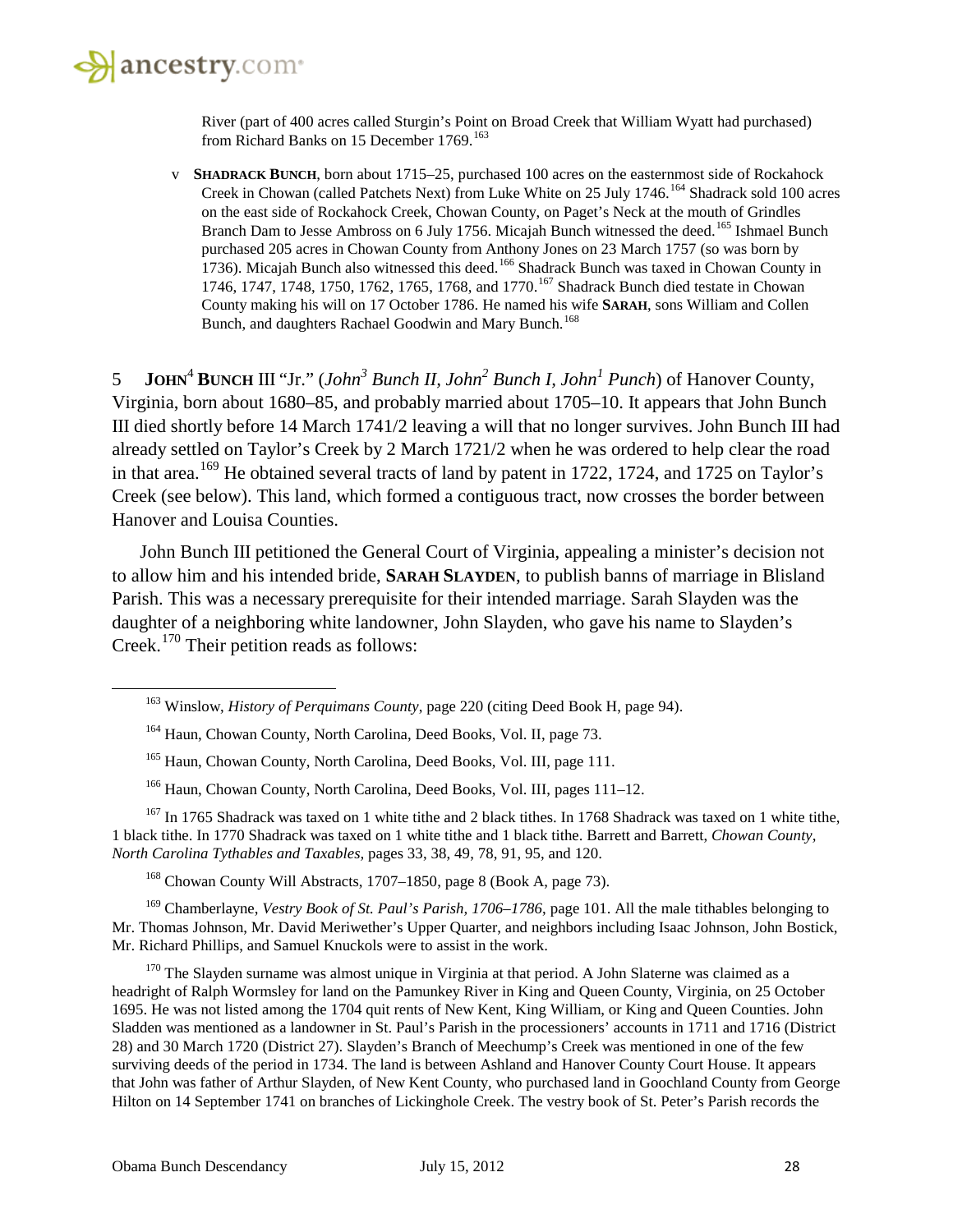River (part of 400 acres called Sturgin's Point on Broad Creek that William Wyatt had purchased) from Richard Banks on 15 December 1769.[163]

v **SHADRACK BUNCH**, born about 1715–25, purchased 100 acres on the easternmost side of Rockahock Creek in Chowan (called Patchets Next) from Luke White on 25 July 1746.[164] Shadrack sold 100 acres on the east side of Rockahock Creek, Chowan County, on Paget's Neck at the mouth of Grindles Branch Dam to Jesse Ambross on 6 July 1756. Micajah Bunch witnessed the deed.[165] Ishmael Bunch purchased 205 acres in Chowan County from Anthony Jones on 23 March 1757 (so was born by 1736). Micajah Bunch also witnessed this deed.[166] Shadrack Bunch was taxed in Chowan County in 1746, 1747, 1748, 1750, 1762, 1765, 1768, and 1770.[167] Shadrack Bunch died testate in Chowan County making his will on 17 October 1786. He named his wife **SARAH**, sons William and Collen Bunch, and daughters Rachael Goodwin and Mary Bunch.[168]

5 **JOHN[4] BUNCH** III "Jr." (*John[3] Bunch II, John[2] Bunch I, John[1] Punch*) of Hanover County, Virginia, born about 1680–85, and probably married about 1705–10. It appears that John Bunch III died shortly before 14 March 1741/2 leaving a will that no longer survives. John Bunch III had already settled on Taylor's Creek by 2 March 1721/2 when he was ordered to help clear the road in that area.[169] He obtained several tracts of land by patent in 1722, 1724, and 1725 on Taylor's Creek (see below). This land, which formed a contiguous tract, now crosses the border between Hanover and Louisa Counties.

John Bunch III petitioned the General Court of Virginia, appealing a minister's decision not to allow him and his intended bride, **SARAH SLAYDEN**, to publish banns of marriage in Blisland Parish. This was a necessary prerequisite for their intended marriage. Sarah Slayden was the daughter of a neighboring white landowner, John Slayden, who gave his name to Slayden's Creek.[170] Their petition reads as follows:

---

[163] Winslow, *History of Perquimans County*, page 220 (citing Deed Book H, page 94).

[164] Haun, Chowan County, North Carolina, Deed Books, Vol. II, page 73.

[165] Haun, Chowan County, North Carolina, Deed Books, Vol. III, page 111.

[166] Haun, Chowan County, North Carolina, Deed Books, Vol. III, pages 111–12.

[167] In 1765 Shadrack was taxed on 1 white tithe and 2 black tithes. In 1768 Shadrack was taxed on 1 white tithe, 1 black tithe. In 1770 Shadrack was taxed on 1 white tithe and 1 black tithe. Barrett and Barrett, *Chowan County, North Carolina Tythables and Taxables,* pages 33, 38, 49, 78, 91, 95, and 120.

[168] Chowan County Will Abstracts, 1707–1850, page 8 (Book A, page 73).

[169] Chamberlayne, *Vestry Book of St. Paul's Parish, 1706–1786*, page 101. All the male tithables belonging to Mr. Thomas Johnson, Mr. David Meriwether's Upper Quarter, and neighbors including Isaac Johnson, John Bostick, Mr. Richard Phillips, and Samuel Knuckols were to assist in the work.

[170] The Slayden surname was almost unique in Virginia at that period. A John Slaterne was claimed as a headright of Ralph Wormsley for land on the Pamunkey River in King and Queen County, Virginia, on 25 October 1695. He was not listed among the 1704 quit rents of New Kent, King William, or King and Queen Counties. John Sladden was mentioned as a landowner in St. Paul's Parish in the processioners' accounts in 1711 and 1716 (District 28) and 30 March 1720 (District 27). Slayden's Branch of Meechump's Creek was mentioned in one of the few surviving deeds of the period in 1734. The land is between Ashland and Hanover County Court House. It appears that John was father of Arthur Slayden, of New Kent County, who purchased land in Goochland County from George Hilton on 14 September 1741 on branches of Lickinghole Creek. The vestry book of St. Peter's Parish records the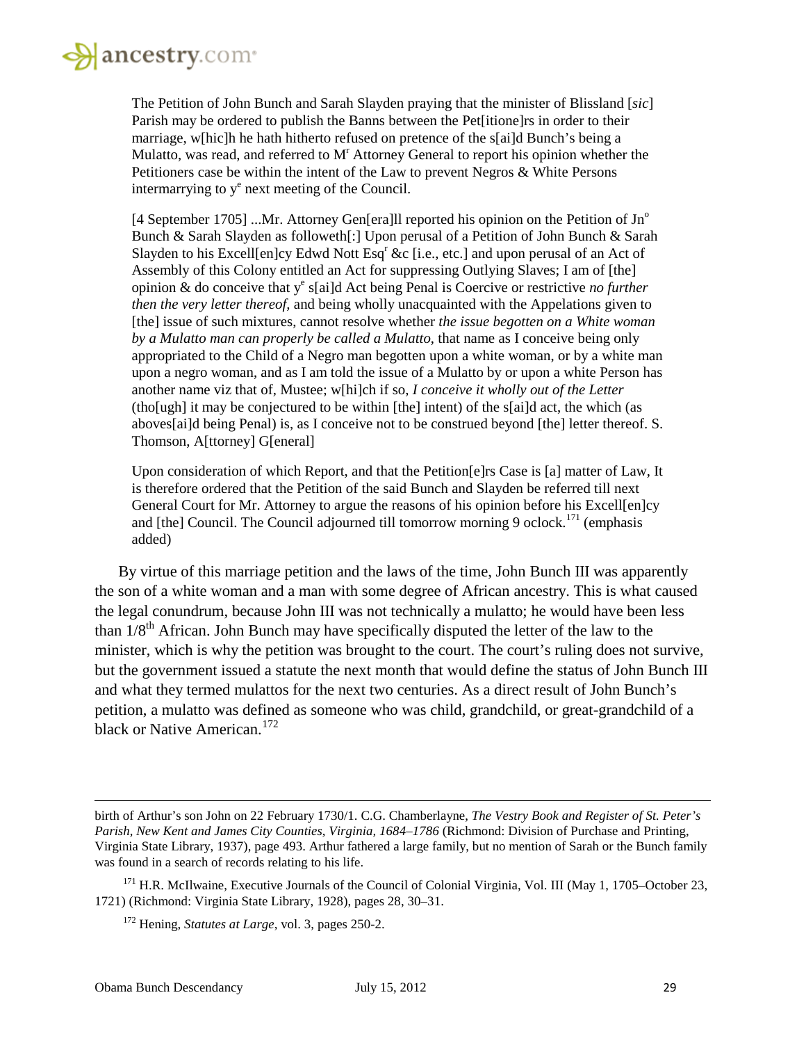> The Petition of John Bunch and Sarah Slayden praying that the minister of Blissland [*sic*] Parish may be ordered to publish the Banns between the Pet[itione]rs in order to their marriage, w[hic]h he hath hitherto refused on pretence of the s[ai]d Bunch's being a Mulatto, was read, and referred to M^r^ Attorney General to report his opinion whether the Petitioners case be within the intent of the Law to prevent Negros & White Persons intermarrying to y^e^ next meeting of the Council.
>
> [4 September 1705] ...Mr. Attorney Gen[era]ll reported his opinion on the Petition of Jn^o^ Bunch & Sarah Slayden as followeth[:] Upon perusal of a Petition of John Bunch & Sarah Slayden to his Excell[en]cy Edwd Nott Esq^r^ &c [i.e., etc.] and upon perusal of an Act of Assembly of this Colony entitled an Act for suppressing Outlying Slaves; I am of [the] opinion & do conceive that y^e^ s[ai]d Act being Penal is Coercive or restrictive *no further then the very letter thereof*, and being wholly unacquainted with the Appelations given to [the] issue of such mixtures, cannot resolve whether *the issue begotten on a White woman by a Mulatto man can properly be called a Mulatto*, that name as I conceive being only appropriated to the Child of a Negro man begotten upon a white woman, or by a white man upon a negro woman, and as I am told the issue of a Mulatto by or upon a white Person has another name viz that of, Mustee; w[hi]ch if so, *I conceive it wholly out of the Letter* (tho[ugh] it may be conjectured to be within [the] intent) of the s[ai]d act, the which (as aboves[ai]d being Penal) is, as I conceive not to be construed beyond [the] letter thereof. S. Thomson, A[ttorney] G[eneral]
>
> Upon consideration of which Report, and that the Petition[e]rs Case is [a] matter of Law, It is therefore ordered that the Petition of the said Bunch and Slayden be referred till next General Court for Mr. Attorney to argue the reasons of his opinion before his Excell[en]cy and [the] Council. The Council adjourned till tomorrow morning 9 oclock.[171] (emphasis added)

By virtue of this marriage petition and the laws of the time, John Bunch III was apparently the son of a white woman and a man with some degree of African ancestry. This is what caused the legal conundrum, because John III was not technically a mulatto; he would have been less than 1/8^th^ African. John Bunch may have specifically disputed the letter of the law to the minister, which is why the petition was brought to the court. The court's ruling does not survive, but the government issued a statute the next month that would define the status of John Bunch III and what they termed mulattos for the next two centuries. As a direct result of John Bunch's petition, a mulatto was defined as someone who was child, grandchild, or great-grandchild of a black or Native American.[172]

---

birth of Arthur's son John on 22 February 1730/1. C.G. Chamberlayne, *The Vestry Book and Register of St. Peter's Parish, New Kent and James City Counties, Virginia, 1684–1786* (Richmond: Division of Purchase and Printing, Virginia State Library, 1937), page 493. Arthur fathered a large family, but no mention of Sarah or the Bunch family was found in a search of records relating to his life.

[171] H.R. McIlwaine, Executive Journals of the Council of Colonial Virginia, Vol. III (May 1, 1705–October 23, 1721) (Richmond: Virginia State Library, 1928), pages 28, 30–31.

[172] Hening, *Statutes at Large*, vol. 3, pages 250-2.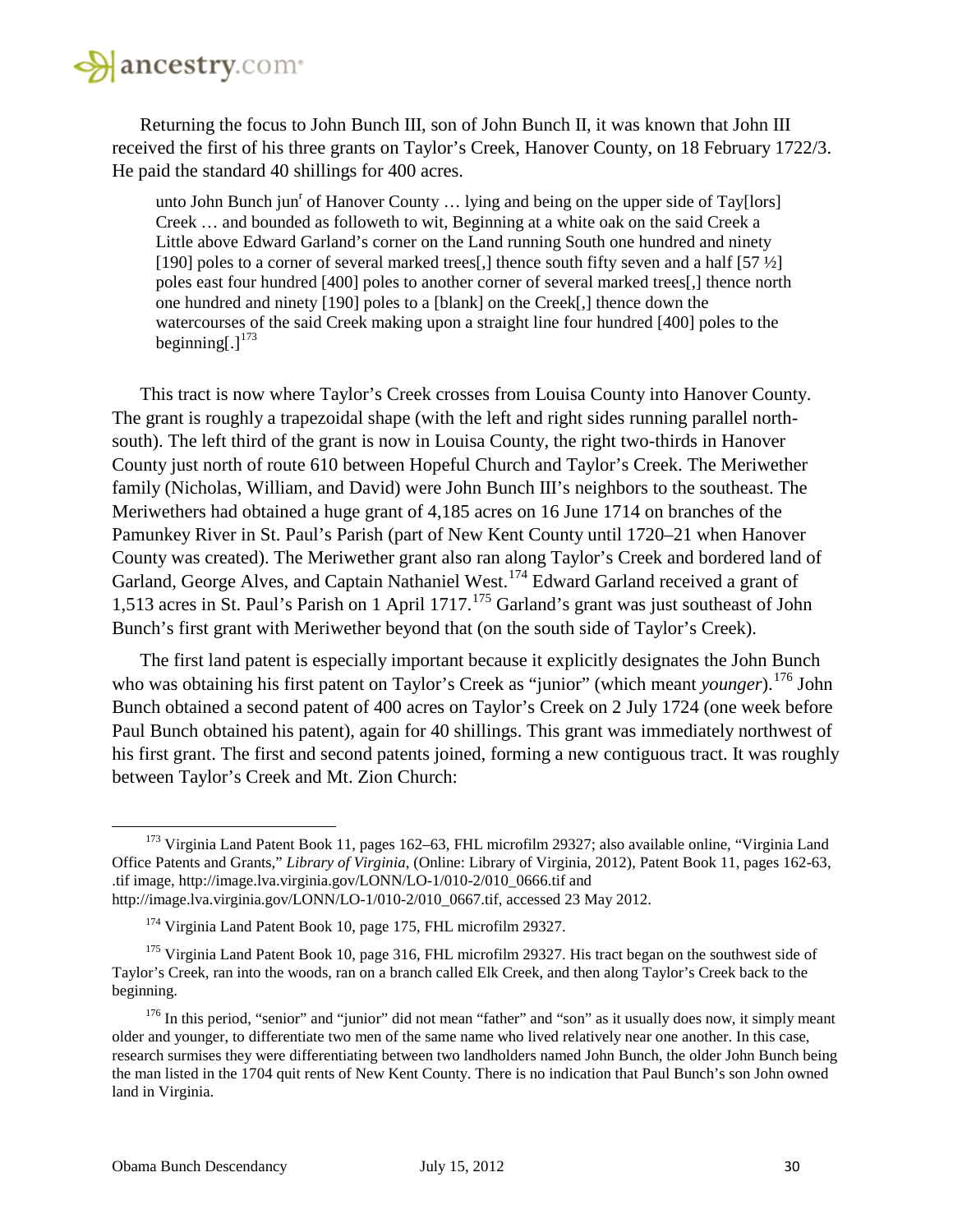Returning the focus to John Bunch III, son of John Bunch II, it was known that John III received the first of his three grants on Taylor's Creek, Hanover County, on 18 February 1722/3. He paid the standard 40 shillings for 400 acres.

> unto John Bunch jun$^{r}$ of Hanover County … lying and being on the upper side of Tay[lors] Creek … and bounded as followeth to wit, Beginning at a white oak on the said Creek a Little above Edward Garland's corner on the Land running South one hundred and ninety [190] poles to a corner of several marked trees[,] thence south fifty seven and a half [57 ½] poles east four hundred [400] poles to another corner of several marked trees[,] thence north one hundred and ninety [190] poles to a [blank] on the Creek[,] thence down the watercourses of the said Creek making upon a straight line four hundred [400] poles to the beginning[.][173]

This tract is now where Taylor's Creek crosses from Louisa County into Hanover County. The grant is roughly a trapezoidal shape (with the left and right sides running parallel north-south). The left third of the grant is now in Louisa County, the right two-thirds in Hanover County just north of route 610 between Hopeful Church and Taylor's Creek. The Meriwether family (Nicholas, William, and David) were John Bunch III's neighbors to the southeast. The Meriwethers had obtained a huge grant of 4,185 acres on 16 June 1714 on branches of the Pamunkey River in St. Paul's Parish (part of New Kent County until 1720–21 when Hanover County was created). The Meriwether grant also ran along Taylor's Creek and bordered land of Garland, George Alves, and Captain Nathaniel West.[174] Edward Garland received a grant of 1,513 acres in St. Paul's Parish on 1 April 1717.[175] Garland's grant was just southeast of John Bunch's first grant with Meriwether beyond that (on the south side of Taylor's Creek).

The first land patent is especially important because it explicitly designates the John Bunch who was obtaining his first patent on Taylor's Creek as "junior" (which meant *younger*).[176] John Bunch obtained a second patent of 400 acres on Taylor's Creek on 2 July 1724 (one week before Paul Bunch obtained his patent), again for 40 shillings. This grant was immediately northwest of his first grant. The first and second patents joined, forming a new contiguous tract. It was roughly between Taylor's Creek and Mt. Zion Church:

---

[173] Virginia Land Patent Book 11, pages 162–63, FHL microfilm 29327; also available online, "Virginia Land Office Patents and Grants," *Library of Virginia*, (Online: Library of Virginia, 2012), Patent Book 11, pages 162-63, .tif image, http://image.lva.virginia.gov/LONN/LO-1/010-2/010_0666.tif and http://image.lva.virginia.gov/LONN/LO-1/010-2/010_0667.tif, accessed 23 May 2012.

[174] Virginia Land Patent Book 10, page 175, FHL microfilm 29327.

[175] Virginia Land Patent Book 10, page 316, FHL microfilm 29327. His tract began on the southwest side of Taylor's Creek, ran into the woods, ran on a branch called Elk Creek, and then along Taylor's Creek back to the beginning.

[176] In this period, "senior" and "junior" did not mean "father" and "son" as it usually does now, it simply meant older and younger, to differentiate two men of the same name who lived relatively near one another. In this case, research surmises they were differentiating between two landholders named John Bunch, the older John Bunch being the man listed in the 1704 quit rents of New Kent County. There is no indication that Paul Bunch's son John owned land in Virginia.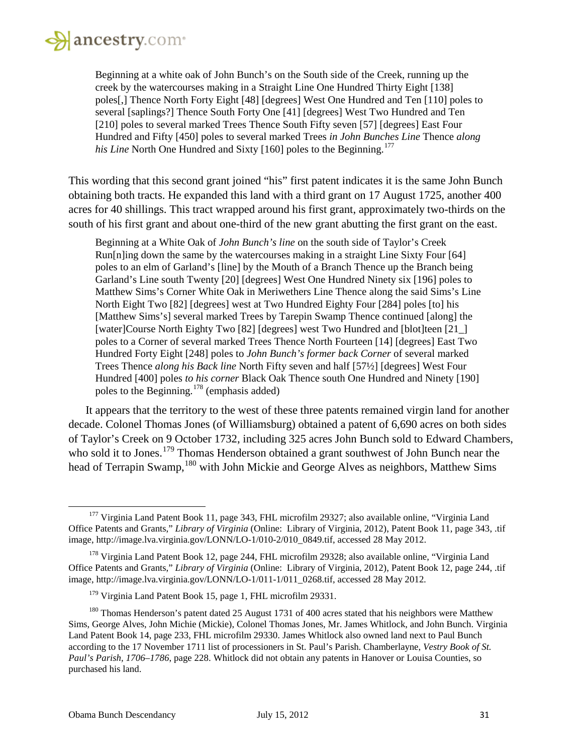> Beginning at a white oak of John Bunch's on the South side of the Creek, running up the creek by the watercourses making in a Straight Line One Hundred Thirty Eight [138] poles[,] Thence North Forty Eight [48] [degrees] West One Hundred and Ten [110] poles to several [saplings?] Thence South Forty One [41] [degrees] West Two Hundred and Ten [210] poles to several marked Trees Thence South Fifty seven [57] [degrees] East Four Hundred and Fifty [450] poles to several marked Trees *in John Bunches Line* Thence *along his Line* North One Hundred and Sixty [160] poles to the Beginning.[177]

This wording that this second grant joined "his" first patent indicates it is the same John Bunch obtaining both tracts. He expanded this land with a third grant on 17 August 1725, another 400 acres for 40 shillings. This tract wrapped around his first grant, approximately two-thirds on the south of his first grant and about one-third of the new grant abutting the first grant on the east.

> Beginning at a White Oak of *John Bunch's line* on the south side of Taylor's Creek Run[n]ing down the same by the watercourses making in a straight Line Sixty Four [64] poles to an elm of Garland's [line] by the Mouth of a Branch Thence up the Branch being Garland's Line south Twenty [20] [degrees] West One Hundred Ninety six [196] poles to Matthew Sims's Corner White Oak in Meriwethers Line Thence along the said Sims's Line North Eight Two [82] [degrees] west at Two Hundred Eighty Four [284] poles [to] his [Matthew Sims's] several marked Trees by Tarepin Swamp Thence continued [along] the [water]Course North Eighty Two [82] [degrees] west Two Hundred and [blot]teen [21_] poles to a Corner of several marked Trees Thence North Fourteen [14] [degrees] East Two Hundred Forty Eight [248] poles to *John Bunch's former back Corner* of several marked Trees Thence *along his Back line* North Fifty seven and half [57½] [degrees] West Four Hundred [400] poles *to his corner* Black Oak Thence south One Hundred and Ninety [190] poles to the Beginning.[178] (emphasis added)

It appears that the territory to the west of these three patents remained virgin land for another decade. Colonel Thomas Jones (of Williamsburg) obtained a patent of 6,690 acres on both sides of Taylor's Creek on 9 October 1732, including 325 acres John Bunch sold to Edward Chambers, who sold it to Jones.[179] Thomas Henderson obtained a grant southwest of John Bunch near the head of Terrapin Swamp,[180] with John Mickie and George Alves as neighbors, Matthew Sims

---

[177] Virginia Land Patent Book 11, page 343, FHL microfilm 29327; also available online, "Virginia Land Office Patents and Grants," *Library of Virginia* (Online: Library of Virginia, 2012), Patent Book 11, page 343, .tif image, http://image.lva.virginia.gov/LONN/LO-1/010-2/010_0849.tif, accessed 28 May 2012.

[178] Virginia Land Patent Book 12, page 244, FHL microfilm 29328; also available online, "Virginia Land Office Patents and Grants," *Library of Virginia* (Online: Library of Virginia, 2012), Patent Book 12, page 244, .tif image, http://image.lva.virginia.gov/LONN/LO-1/011-1/011_0268.tif, accessed 28 May 2012.

[179] Virginia Land Patent Book 15, page 1, FHL microfilm 29331.

[180] Thomas Henderson's patent dated 25 August 1731 of 400 acres stated that his neighbors were Matthew Sims, George Alves, John Michie (Mickie), Colonel Thomas Jones, Mr. James Whitlock, and John Bunch. Virginia Land Patent Book 14, page 233, FHL microfilm 29330. James Whitlock also owned land next to Paul Bunch according to the 17 November 1711 list of processioners in St. Paul's Parish. Chamberlayne, *Vestry Book of St. Paul's Parish, 1706–1786*, page 228. Whitlock did not obtain any patents in Hanover or Louisa Counties, so purchased his land.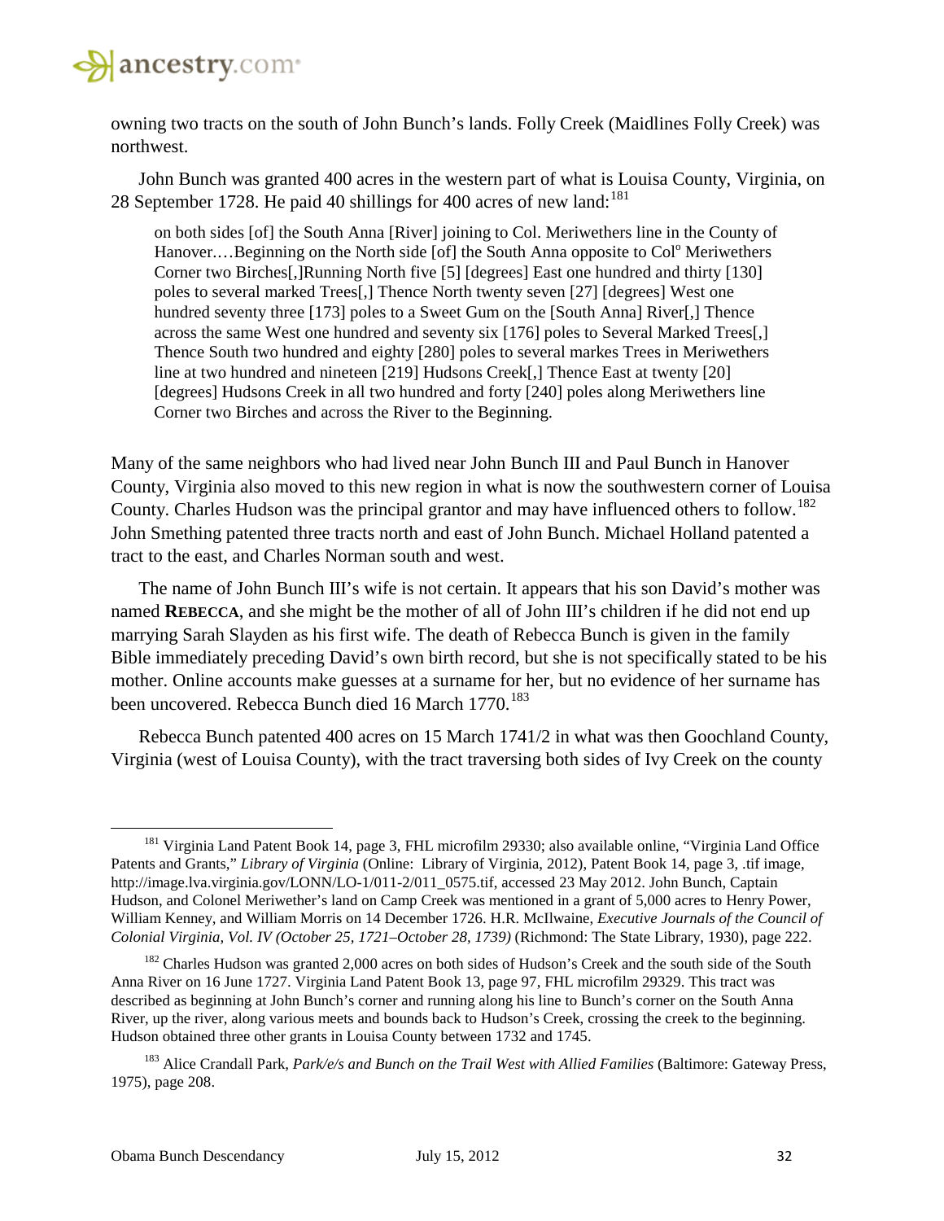owning two tracts on the south of John Bunch's lands. Folly Creek (Maidlines Folly Creek) was northwest.

John Bunch was granted 400 acres in the western part of what is Louisa County, Virginia, on 28 September 1728. He paid 40 shillings for 400 acres of new land:[181]

> on both sides [of] the South Anna [River] joining to Col. Meriwethers line in the County of Hanover.…Beginning on the North side [of] the South Anna opposite to Col° Meriwethers Corner two Birches[,]Running North five [5] [degrees] East one hundred and thirty [130] poles to several marked Trees[,] Thence North twenty seven [27] [degrees] West one hundred seventy three [173] poles to a Sweet Gum on the [South Anna] River[,] Thence across the same West one hundred and seventy six [176] poles to Several Marked Trees[,] Thence South two hundred and eighty [280] poles to several markes Trees in Meriwethers line at two hundred and nineteen [219] Hudsons Creek[,] Thence East at twenty [20] [degrees] Hudsons Creek in all two hundred and forty [240] poles along Meriwethers line Corner two Birches and across the River to the Beginning.

Many of the same neighbors who had lived near John Bunch III and Paul Bunch in Hanover County, Virginia also moved to this new region in what is now the southwestern corner of Louisa County. Charles Hudson was the principal grantor and may have influenced others to follow.[182] John Smething patented three tracts north and east of John Bunch. Michael Holland patented a tract to the east, and Charles Norman south and west.

The name of John Bunch III's wife is not certain. It appears that his son David's mother was named **REBECCA**, and she might be the mother of all of John III's children if he did not end up marrying Sarah Slayden as his first wife. The death of Rebecca Bunch is given in the family Bible immediately preceding David's own birth record, but she is not specifically stated to be his mother. Online accounts make guesses at a surname for her, but no evidence of her surname has been uncovered. Rebecca Bunch died 16 March 1770.[183]

Rebecca Bunch patented 400 acres on 15 March 1741/2 in what was then Goochland County, Virginia (west of Louisa County), with the tract traversing both sides of Ivy Creek on the county

---

[181] Virginia Land Patent Book 14, page 3, FHL microfilm 29330; also available online, "Virginia Land Office Patents and Grants," *Library of Virginia* (Online: Library of Virginia, 2012), Patent Book 14, page 3, .tif image, http://image.lva.virginia.gov/LONN/LO-1/011-2/011_0575.tif, accessed 23 May 2012. John Bunch, Captain Hudson, and Colonel Meriwether's land on Camp Creek was mentioned in a grant of 5,000 acres to Henry Power, William Kenney, and William Morris on 14 December 1726. H.R. McIlwaine, *Executive Journals of the Council of Colonial Virginia, Vol. IV (October 25, 1721–October 28, 1739)* (Richmond: The State Library, 1930), page 222.

[182] Charles Hudson was granted 2,000 acres on both sides of Hudson's Creek and the south side of the South Anna River on 16 June 1727. Virginia Land Patent Book 13, page 97, FHL microfilm 29329. This tract was described as beginning at John Bunch's corner and running along his line to Bunch's corner on the South Anna River, up the river, along various meets and bounds back to Hudson's Creek, crossing the creek to the beginning. Hudson obtained three other grants in Louisa County between 1732 and 1745.

[183] Alice Crandall Park, *Park/e/s and Bunch on the Trail West with Allied Families* (Baltimore: Gateway Press, 1975), page 208.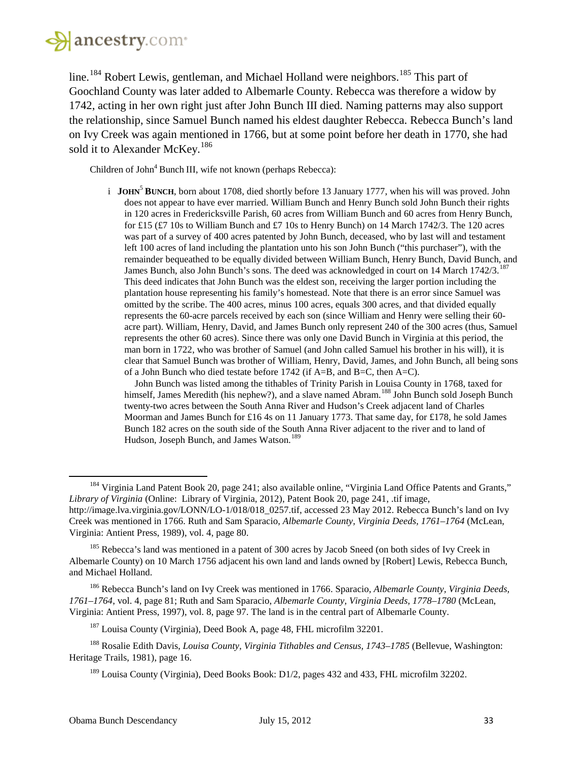line.[184] Robert Lewis, gentleman, and Michael Holland were neighbors.[185] This part of Goochland County was later added to Albemarle County. Rebecca was therefore a widow by 1742, acting in her own right just after John Bunch III died. Naming patterns may also support the relationship, since Samuel Bunch named his eldest daughter Rebecca. Rebecca Bunch's land on Ivy Creek was again mentioned in 1766, but at some point before her death in 1770, she had sold it to Alexander McKey.[186]

Children of John[4] Bunch III, wife not known (perhaps Rebecca):

i **JOHN[5] BUNCH**, born about 1708, died shortly before 13 January 1777, when his will was proved. John does not appear to have ever married. William Bunch and Henry Bunch sold John Bunch their rights in 120 acres in Fredericksville Parish, 60 acres from William Bunch and 60 acres from Henry Bunch, for £15 (£7 10s to William Bunch and £7 10s to Henry Bunch) on 14 March 1742/3. The 120 acres was part of a survey of 400 acres patented by John Bunch, deceased, who by last will and testament left 100 acres of land including the plantation unto his son John Bunch ("this purchaser"), with the remainder bequeathed to be equally divided between William Bunch, Henry Bunch, David Bunch, and James Bunch, also John Bunch's sons. The deed was acknowledged in court on 14 March 1742/3.[187] This deed indicates that John Bunch was the eldest son, receiving the larger portion including the plantation house representing his family's homestead. Note that there is an error since Samuel was omitted by the scribe. The 400 acres, minus 100 acres, equals 300 acres, and that divided equally represents the 60-acre parcels received by each son (since William and Henry were selling their 60-acre part). William, Henry, David, and James Bunch only represent 240 of the 300 acres (thus, Samuel represents the other 60 acres). Since there was only one David Bunch in Virginia at this period, the man born in 1722, who was brother of Samuel (and John called Samuel his brother in his will), it is clear that Samuel Bunch was brother of William, Henry, David, James, and John Bunch, all being sons of a John Bunch who died testate before 1742 (if A=B, and B=C, then A=C).

John Bunch was listed among the tithables of Trinity Parish in Louisa County in 1768, taxed for himself, James Meredith (his nephew?), and a slave named Abram.[188] John Bunch sold Joseph Bunch twenty-two acres between the South Anna River and Hudson's Creek adjacent land of Charles Moorman and James Bunch for £16 4s on 11 January 1773. That same day, for £178, he sold James Bunch 182 acres on the south side of the South Anna River adjacent to the river and to land of Hudson, Joseph Bunch, and James Watson.[189]

---

[184] Virginia Land Patent Book 20, page 241; also available online, "Virginia Land Office Patents and Grants," *Library of Virginia* (Online: Library of Virginia, 2012), Patent Book 20, page 241, .tif image, http://image.lva.virginia.gov/LONN/LO-1/018/018_0257.tif, accessed 23 May 2012. Rebecca Bunch's land on Ivy Creek was mentioned in 1766. Ruth and Sam Sparacio, *Albemarle County, Virginia Deeds, 1761–1764* (McLean, Virginia: Antient Press, 1989), vol. 4, page 80.

[185] Rebecca's land was mentioned in a patent of 300 acres by Jacob Sneed (on both sides of Ivy Creek in Albemarle County) on 10 March 1756 adjacent his own land and lands owned by [Robert] Lewis, Rebecca Bunch, and Michael Holland.

[186] Rebecca Bunch's land on Ivy Creek was mentioned in 1766. Sparacio, *Albemarle County, Virginia Deeds, 1761–1764*, vol. 4, page 81; Ruth and Sam Sparacio, *Albemarle County, Virginia Deeds, 1778–1780* (McLean, Virginia: Antient Press, 1997), vol. 8, page 97. The land is in the central part of Albemarle County.

[187] Louisa County (Virginia), Deed Book A, page 48, FHL microfilm 32201.

[188] Rosalie Edith Davis, *Louisa County, Virginia Tithables and Census, 1743–1785* (Bellevue, Washington: Heritage Trails, 1981), page 16.

[189] Louisa County (Virginia), Deed Books Book: D1/2, pages 432 and 433, FHL microfilm 32202.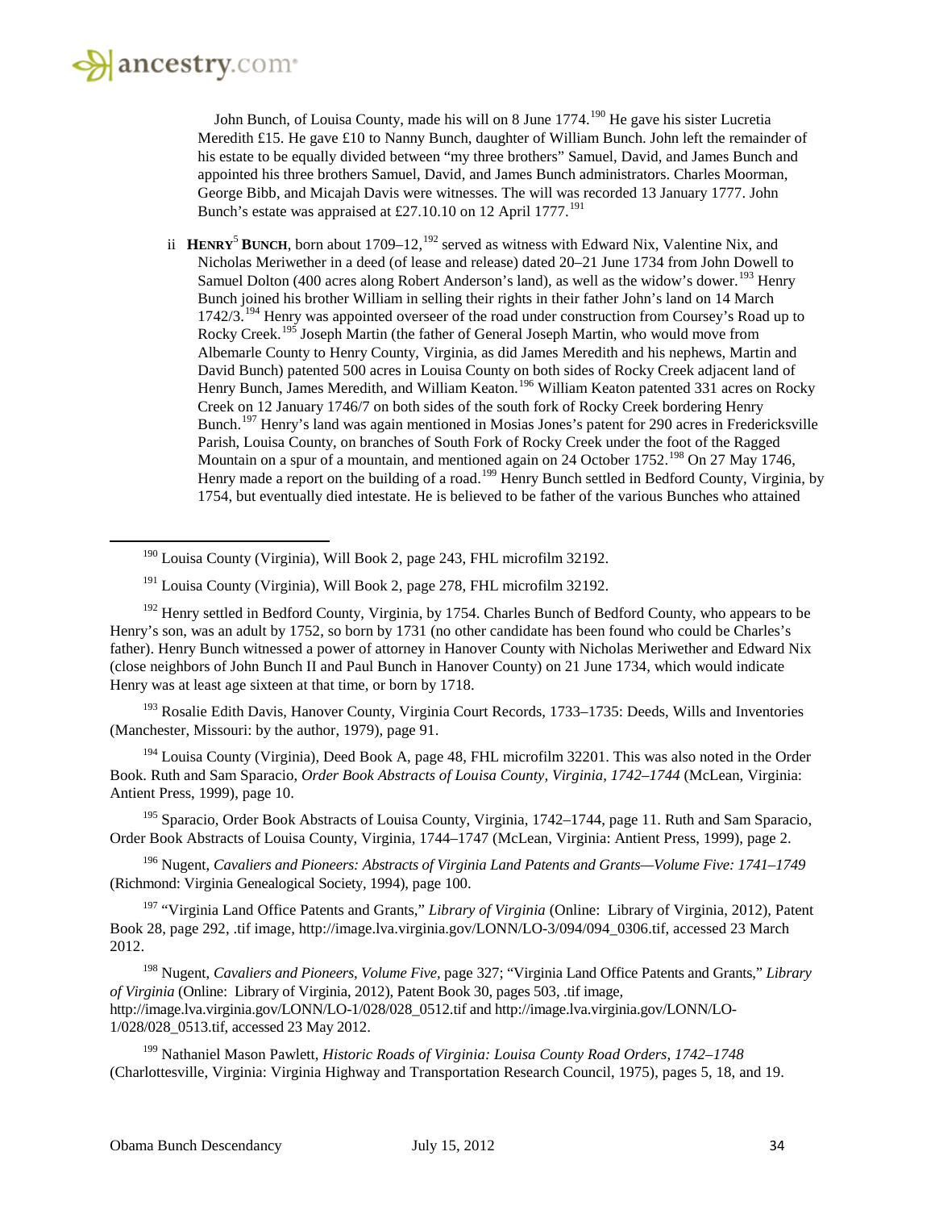John Bunch, of Louisa County, made his will on 8 June 1774.[190] He gave his sister Lucretia Meredith £15. He gave £10 to Nanny Bunch, daughter of William Bunch. John left the remainder of his estate to be equally divided between "my three brothers" Samuel, David, and James Bunch and appointed his three brothers Samuel, David, and James Bunch administrators. Charles Moorman, George Bibb, and Micajah Davis were witnesses. The will was recorded 13 January 1777. John Bunch's estate was appraised at £27.10.10 on 12 April 1777.[191]

ii **HENRY**[5] **BUNCH**, born about 1709–12,[192] served as witness with Edward Nix, Valentine Nix, and Nicholas Meriwether in a deed (of lease and release) dated 20–21 June 1734 from John Dowell to Samuel Dolton (400 acres along Robert Anderson's land), as well as the widow's dower.[193] Henry Bunch joined his brother William in selling their rights in their father John's land on 14 March 1742/3.[194] Henry was appointed overseer of the road under construction from Coursey's Road up to Rocky Creek.[195] Joseph Martin (the father of General Joseph Martin, who would move from Albemarle County to Henry County, Virginia, as did James Meredith and his nephews, Martin and David Bunch) patented 500 acres in Louisa County on both sides of Rocky Creek adjacent land of Henry Bunch, James Meredith, and William Keaton.[196] William Keaton patented 331 acres on Rocky Creek on 12 January 1746/7 on both sides of the south fork of Rocky Creek bordering Henry Bunch.[197] Henry's land was again mentioned in Mosias Jones's patent for 290 acres in Fredericksville Parish, Louisa County, on branches of South Fork of Rocky Creek under the foot of the Ragged Mountain on a spur of a mountain, and mentioned again on 24 October 1752.[198] On 27 May 1746, Henry made a report on the building of a road.[199] Henry Bunch settled in Bedford County, Virginia, by 1754, but eventually died intestate. He is believed to be father of the various Bunches who attained

---

[190] Louisa County (Virginia), Will Book 2, page 243, FHL microfilm 32192.

[191] Louisa County (Virginia), Will Book 2, page 278, FHL microfilm 32192.

[192] Henry settled in Bedford County, Virginia, by 1754. Charles Bunch of Bedford County, who appears to be Henry's son, was an adult by 1752, so born by 1731 (no other candidate has been found who could be Charles's father). Henry Bunch witnessed a power of attorney in Hanover County with Nicholas Meriwether and Edward Nix (close neighbors of John Bunch II and Paul Bunch in Hanover County) on 21 June 1734, which would indicate Henry was at least age sixteen at that time, or born by 1718.

[193] Rosalie Edith Davis, Hanover County, Virginia Court Records, 1733–1735: Deeds, Wills and Inventories (Manchester, Missouri: by the author, 1979), page 91.

[194] Louisa County (Virginia), Deed Book A, page 48, FHL microfilm 32201. This was also noted in the Order Book. Ruth and Sam Sparacio, *Order Book Abstracts of Louisa County, Virginia, 1742–1744* (McLean, Virginia: Antient Press, 1999), page 10.

[195] Sparacio, Order Book Abstracts of Louisa County, Virginia, 1742–1744, page 11. Ruth and Sam Sparacio, Order Book Abstracts of Louisa County, Virginia, 1744–1747 (McLean, Virginia: Antient Press, 1999), page 2.

[196] Nugent, *Cavaliers and Pioneers: Abstracts of Virginia Land Patents and Grants—Volume Five: 1741–1749* (Richmond: Virginia Genealogical Society, 1994), page 100.

[197] "Virginia Land Office Patents and Grants," *Library of Virginia* (Online: Library of Virginia, 2012), Patent Book 28, page 292, .tif image, http://image.lva.virginia.gov/LONN/LO-3/094/094_0306.tif, accessed 23 March 2012.

[198] Nugent, *Cavaliers and Pioneers, Volume Five*, page 327; "Virginia Land Office Patents and Grants," *Library of Virginia* (Online: Library of Virginia, 2012), Patent Book 30, pages 503, .tif image, http://image.lva.virginia.gov/LONN/LO-1/028/028_0512.tif and http://image.lva.virginia.gov/LONN/LO-1/028/028_0513.tif, accessed 23 May 2012.

[199] Nathaniel Mason Pawlett, *Historic Roads of Virginia: Louisa County Road Orders, 1742–1748* (Charlottesville, Virginia: Virginia Highway and Transportation Research Council, 1975), pages 5, 18, and 19.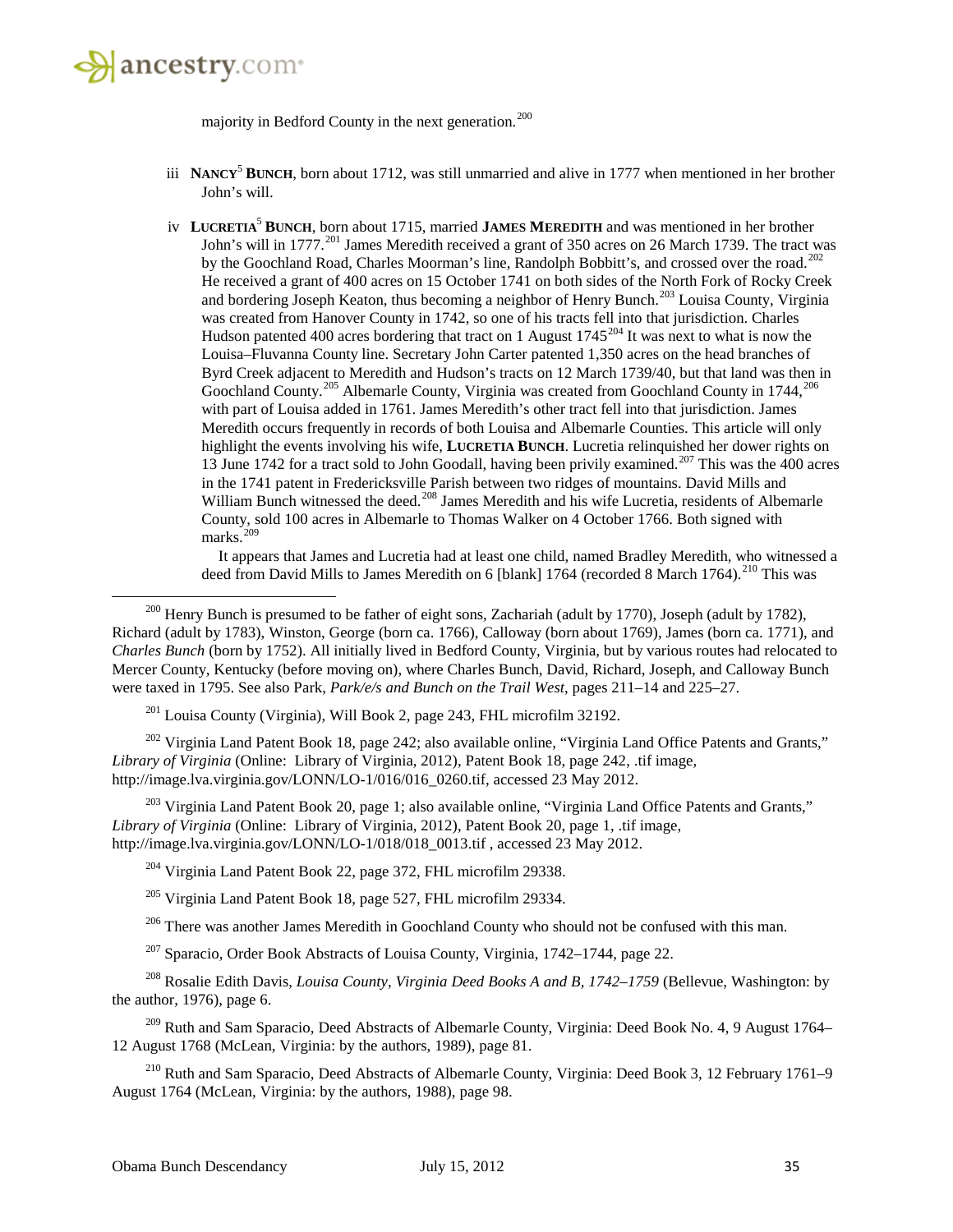majority in Bedford County in the next generation.[200]

iii **NANCY**[5] **BUNCH**, born about 1712, was still unmarried and alive in 1777 when mentioned in her brother John's will.

iv **LUCRETIA**[5] **BUNCH**, born about 1715, married **JAMES MEREDITH** and was mentioned in her brother John's will in 1777.[201] James Meredith received a grant of 350 acres on 26 March 1739. The tract was by the Goochland Road, Charles Moorman's line, Randolph Bobbitt's, and crossed over the road.[202] He received a grant of 400 acres on 15 October 1741 on both sides of the North Fork of Rocky Creek and bordering Joseph Keaton, thus becoming a neighbor of Henry Bunch.[203] Louisa County, Virginia was created from Hanover County in 1742, so one of his tracts fell into that jurisdiction. Charles Hudson patented 400 acres bordering that tract on 1 August 1745[204] It was next to what is now the Louisa–Fluvanna County line. Secretary John Carter patented 1,350 acres on the head branches of Byrd Creek adjacent to Meredith and Hudson's tracts on 12 March 1739/40, but that land was then in Goochland County.[205] Albemarle County, Virginia was created from Goochland County in 1744,[206] with part of Louisa added in 1761. James Meredith's other tract fell into that jurisdiction. James Meredith occurs frequently in records of both Louisa and Albemarle Counties. This article will only highlight the events involving his wife, **LUCRETIA BUNCH**. Lucretia relinquished her dower rights on 13 June 1742 for a tract sold to John Goodall, having been privily examined.[207] This was the 400 acres in the 1741 patent in Fredericksville Parish between two ridges of mountains. David Mills and William Bunch witnessed the deed.[208] James Meredith and his wife Lucretia, residents of Albemarle County, sold 100 acres in Albemarle to Thomas Walker on 4 October 1766. Both signed with marks.[209]

It appears that James and Lucretia had at least one child, named Bradley Meredith, who witnessed a deed from David Mills to James Meredith on 6 [blank] 1764 (recorded 8 March 1764).[210] This was

---

[200] Henry Bunch is presumed to be father of eight sons, Zachariah (adult by 1770), Joseph (adult by 1782), Richard (adult by 1783), Winston, George (born ca. 1766), Calloway (born about 1769), James (born ca. 1771), and *Charles Bunch* (born by 1752). All initially lived in Bedford County, Virginia, but by various routes had relocated to Mercer County, Kentucky (before moving on), where Charles Bunch, David, Richard, Joseph, and Calloway Bunch were taxed in 1795. See also Park, *Park/e/s and Bunch on the Trail West*, pages 211–14 and 225–27.

[201] Louisa County (Virginia), Will Book 2, page 243, FHL microfilm 32192.

[202] Virginia Land Patent Book 18, page 242; also available online, "Virginia Land Office Patents and Grants," *Library of Virginia* (Online: Library of Virginia, 2012), Patent Book 18, page 242, .tif image, http://image.lva.virginia.gov/LONN/LO-1/016/016_0260.tif, accessed 23 May 2012.

[203] Virginia Land Patent Book 20, page 1; also available online, "Virginia Land Office Patents and Grants," *Library of Virginia* (Online: Library of Virginia, 2012), Patent Book 20, page 1, .tif image, http://image.lva.virginia.gov/LONN/LO-1/018/018_0013.tif , accessed 23 May 2012.

[204] Virginia Land Patent Book 22, page 372, FHL microfilm 29338.

[205] Virginia Land Patent Book 18, page 527, FHL microfilm 29334.

[206] There was another James Meredith in Goochland County who should not be confused with this man.

[207] Sparacio, Order Book Abstracts of Louisa County, Virginia, 1742–1744, page 22.

[208] Rosalie Edith Davis, *Louisa County, Virginia Deed Books A and B, 1742–1759* (Bellevue, Washington: by the author, 1976), page 6.

[209] Ruth and Sam Sparacio, Deed Abstracts of Albemarle County, Virginia: Deed Book No. 4, 9 August 1764–12 August 1768 (McLean, Virginia: by the authors, 1989), page 81.

[210] Ruth and Sam Sparacio, Deed Abstracts of Albemarle County, Virginia: Deed Book 3, 12 February 1761–9 August 1764 (McLean, Virginia: by the authors, 1988), page 98.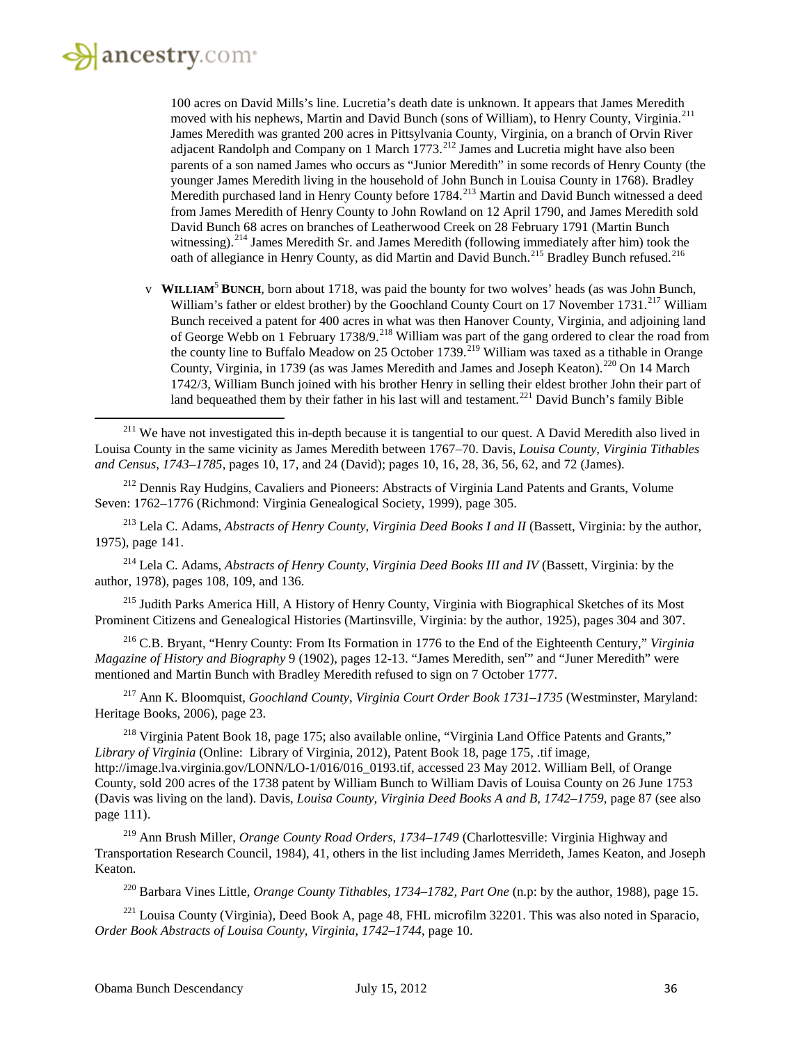100 acres on David Mills's line. Lucretia's death date is unknown. It appears that James Meredith moved with his nephews, Martin and David Bunch (sons of William), to Henry County, Virginia.[211] James Meredith was granted 200 acres in Pittsylvania County, Virginia, on a branch of Orvin River adjacent Randolph and Company on 1 March 1773.[212] James and Lucretia might have also been parents of a son named James who occurs as "Junior Meredith" in some records of Henry County (the younger James Meredith living in the household of John Bunch in Louisa County in 1768). Bradley Meredith purchased land in Henry County before 1784.[213] Martin and David Bunch witnessed a deed from James Meredith of Henry County to John Rowland on 12 April 1790, and James Meredith sold David Bunch 68 acres on branches of Leatherwood Creek on 28 February 1791 (Martin Bunch witnessing).[214] James Meredith Sr. and James Meredith (following immediately after him) took the oath of allegiance in Henry County, as did Martin and David Bunch.[215] Bradley Bunch refused.[216]

v **WILLIAM**[5] **BUNCH**, born about 1718, was paid the bounty for two wolves' heads (as was John Bunch, William's father or eldest brother) by the Goochland County Court on 17 November 1731.[217] William Bunch received a patent for 400 acres in what was then Hanover County, Virginia, and adjoining land of George Webb on 1 February 1738/9.[218] William was part of the gang ordered to clear the road from the county line to Buffalo Meadow on 25 October 1739.[219] William was taxed as a tithable in Orange County, Virginia, in 1739 (as was James Meredith and James and Joseph Keaton).[220] On 14 March 1742/3, William Bunch joined with his brother Henry in selling their eldest brother John their part of land bequeathed them by their father in his last will and testament.[221] David Bunch's family Bible

---

[211] We have not investigated this in-depth because it is tangential to our quest. A David Meredith also lived in Louisa County in the same vicinity as James Meredith between 1767–70. Davis, *Louisa County, Virginia Tithables and Census, 1743–1785*, pages 10, 17, and 24 (David); pages 10, 16, 28, 36, 56, 62, and 72 (James).

[212] Dennis Ray Hudgins, Cavaliers and Pioneers: Abstracts of Virginia Land Patents and Grants, Volume Seven: 1762–1776 (Richmond: Virginia Genealogical Society, 1999), page 305.

[213] Lela C. Adams, *Abstracts of Henry County, Virginia Deed Books I and II* (Bassett, Virginia: by the author, 1975), page 141.

[214] Lela C. Adams, *Abstracts of Henry County, Virginia Deed Books III and IV* (Bassett, Virginia: by the author, 1978), pages 108, 109, and 136.

[215] Judith Parks America Hill, A History of Henry County, Virginia with Biographical Sketches of its Most Prominent Citizens and Genealogical Histories (Martinsville, Virginia: by the author, 1925), pages 304 and 307.

[216] C.B. Bryant, "Henry County: From Its Formation in 1776 to the End of the Eighteenth Century," *Virginia Magazine of History and Biography* 9 (1902), pages 12-13. "James Meredith, sen^r" and "Juner Meredith" were mentioned and Martin Bunch with Bradley Meredith refused to sign on 7 October 1777.

[217] Ann K. Bloomquist, *Goochland County, Virginia Court Order Book 1731–1735* (Westminster, Maryland: Heritage Books, 2006), page 23.

[218] Virginia Patent Book 18, page 175; also available online, "Virginia Land Office Patents and Grants," *Library of Virginia* (Online: Library of Virginia, 2012), Patent Book 18, page 175, .tif image, http://image.lva.virginia.gov/LONN/LO-1/016/016_0193.tif, accessed 23 May 2012. William Bell, of Orange County, sold 200 acres of the 1738 patent by William Bunch to William Davis of Louisa County on 26 June 1753 (Davis was living on the land). Davis, *Louisa County, Virginia Deed Books A and B, 1742–1759*, page 87 (see also page 111).

[219] Ann Brush Miller, *Orange County Road Orders, 1734–1749* (Charlottesville: Virginia Highway and Transportation Research Council, 1984), 41, others in the list including James Merrideth, James Keaton, and Joseph Keaton.

[220] Barbara Vines Little, *Orange County Tithables, 1734–1782, Part One* (n.p: by the author, 1988), page 15.

[221] Louisa County (Virginia), Deed Book A, page 48, FHL microfilm 32201. This was also noted in Sparacio, *Order Book Abstracts of Louisa County, Virginia, 1742–1744*, page 10.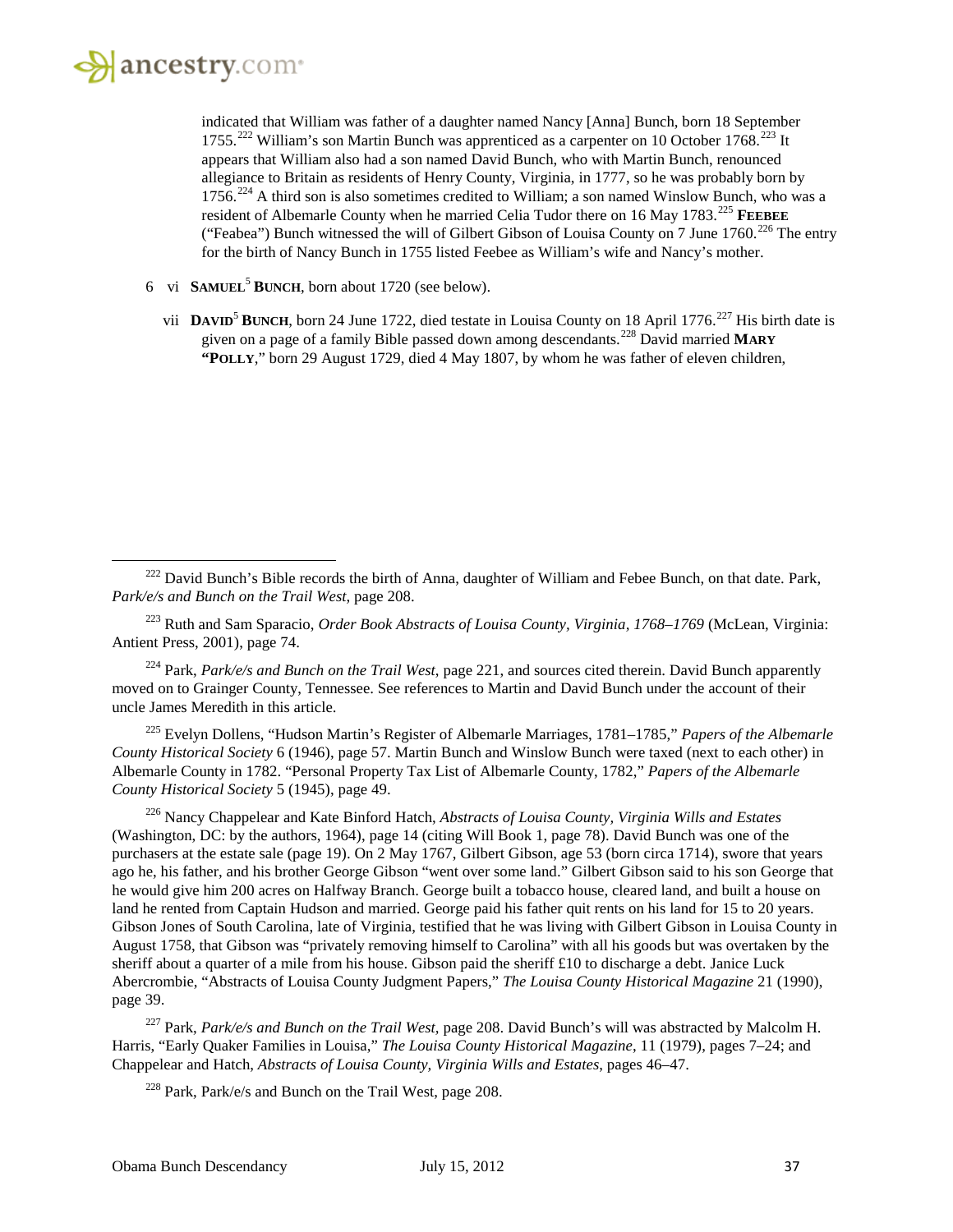indicated that William was father of a daughter named Nancy [Anna] Bunch, born 18 September 1755.[222] William's son Martin Bunch was apprenticed as a carpenter on 10 October 1768.[223] It appears that William also had a son named David Bunch, who with Martin Bunch, renounced allegiance to Britain as residents of Henry County, Virginia, in 1777, so he was probably born by 1756.[224] A third son is also sometimes credited to William; a son named Winslow Bunch, who was a resident of Albemarle County when he married Celia Tudor there on 16 May 1783.[225] **Feebee** ("Feabea") Bunch witnessed the will of Gilbert Gibson of Louisa County on 7 June 1760.[226] The entry for the birth of Nancy Bunch in 1755 listed Feebee as William's wife and Nancy's mother.

6 vi **Samuel**[5] **Bunch**, born about 1720 (see below).

vii **David**[5] **Bunch**, born 24 June 1722, died testate in Louisa County on 18 April 1776.[227] His birth date is given on a page of a family Bible passed down among descendants.[228] David married **Mary "Polly**," born 29 August 1729, died 4 May 1807, by whom he was father of eleven children,

---

[222] David Bunch's Bible records the birth of Anna, daughter of William and Febee Bunch, on that date. Park, *Park/e/s and Bunch on the Trail West*, page 208.

[223] Ruth and Sam Sparacio, *Order Book Abstracts of Louisa County, Virginia, 1768–1769* (McLean, Virginia: Antient Press, 2001), page 74.

[224] Park, *Park/e/s and Bunch on the Trail West*, page 221, and sources cited therein. David Bunch apparently moved on to Grainger County, Tennessee. See references to Martin and David Bunch under the account of their uncle James Meredith in this article.

[225] Evelyn Dollens, "Hudson Martin's Register of Albemarle Marriages, 1781–1785," *Papers of the Albemarle County Historical Society* 6 (1946), page 57. Martin Bunch and Winslow Bunch were taxed (next to each other) in Albemarle County in 1782. "Personal Property Tax List of Albemarle County, 1782," *Papers of the Albemarle County Historical Society* 5 (1945), page 49.

[226] Nancy Chappelear and Kate Binford Hatch, *Abstracts of Louisa County, Virginia Wills and Estates* (Washington, DC: by the authors, 1964), page 14 (citing Will Book 1, page 78). David Bunch was one of the purchasers at the estate sale (page 19). On 2 May 1767, Gilbert Gibson, age 53 (born circa 1714), swore that years ago he, his father, and his brother George Gibson "went over some land." Gilbert Gibson said to his son George that he would give him 200 acres on Halfway Branch. George built a tobacco house, cleared land, and built a house on land he rented from Captain Hudson and married. George paid his father quit rents on his land for 15 to 20 years. Gibson Jones of South Carolina, late of Virginia, testified that he was living with Gilbert Gibson in Louisa County in August 1758, that Gibson was "privately removing himself to Carolina" with all his goods but was overtaken by the sheriff about a quarter of a mile from his house. Gibson paid the sheriff £10 to discharge a debt. Janice Luck Abercrombie, "Abstracts of Louisa County Judgment Papers," *The Louisa County Historical Magazine* 21 (1990), page 39.

[227] Park, *Park/e/s and Bunch on the Trail West*, page 208. David Bunch's will was abstracted by Malcolm H. Harris, "Early Quaker Families in Louisa," *The Louisa County Historical Magazine*, 11 (1979), pages 7–24; and Chappelear and Hatch, *Abstracts of Louisa County, Virginia Wills and Estates*, pages 46–47.

[228] Park, Park/e/s and Bunch on the Trail West, page 208.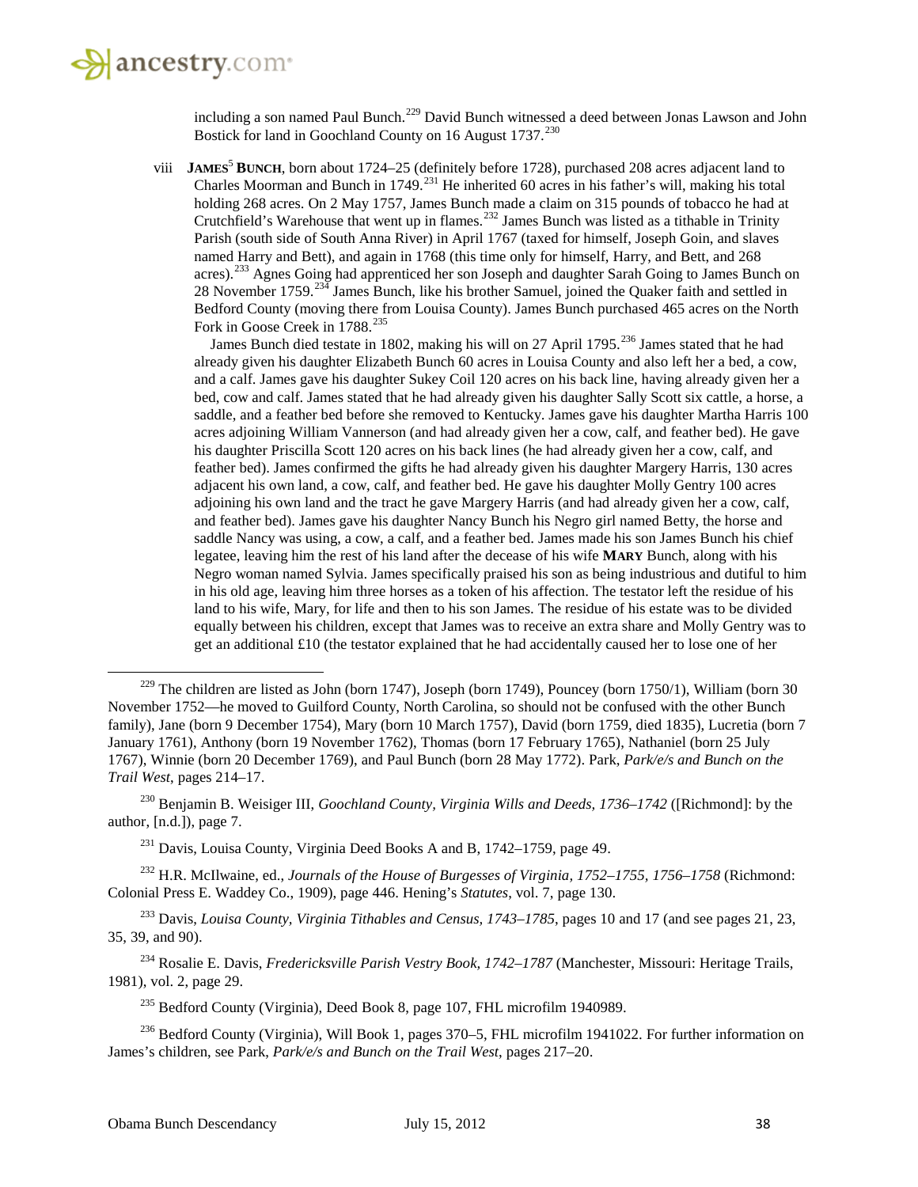including a son named Paul Bunch.[229] David Bunch witnessed a deed between Jonas Lawson and John Bostick for land in Goochland County on 16 August 1737.[230]

viii **JAMES[5] BUNCH**, born about 1724–25 (definitely before 1728), purchased 208 acres adjacent land to Charles Moorman and Bunch in 1749.[231] He inherited 60 acres in his father's will, making his total holding 268 acres. On 2 May 1757, James Bunch made a claim on 315 pounds of tobacco he had at Crutchfield's Warehouse that went up in flames.[232] James Bunch was listed as a tithable in Trinity Parish (south side of South Anna River) in April 1767 (taxed for himself, Joseph Goin, and slaves named Harry and Bett), and again in 1768 (this time only for himself, Harry, and Bett, and 268 acres).[233] Agnes Going had apprenticed her son Joseph and daughter Sarah Going to James Bunch on 28 November 1759.[234] James Bunch, like his brother Samuel, joined the Quaker faith and settled in Bedford County (moving there from Louisa County). James Bunch purchased 465 acres on the North Fork in Goose Creek in 1788.[235]

James Bunch died testate in 1802, making his will on 27 April 1795.[236] James stated that he had already given his daughter Elizabeth Bunch 60 acres in Louisa County and also left her a bed, a cow, and a calf. James gave his daughter Sukey Coil 120 acres on his back line, having already given her a bed, cow and calf. James stated that he had already given his daughter Sally Scott six cattle, a horse, a saddle, and a feather bed before she removed to Kentucky. James gave his daughter Martha Harris 100 acres adjoining William Vannerson (and had already given her a cow, calf, and feather bed). He gave his daughter Priscilla Scott 120 acres on his back lines (he had already given her a cow, calf, and feather bed). James confirmed the gifts he had already given his daughter Margery Harris, 130 acres adjacent his own land, a cow, calf, and feather bed. He gave his daughter Molly Gentry 100 acres adjoining his own land and the tract he gave Margery Harris (and had already given her a cow, calf, and feather bed). James gave his daughter Nancy Bunch his Negro girl named Betty, the horse and saddle Nancy was using, a cow, a calf, and a feather bed. James made his son James Bunch his chief legatee, leaving him the rest of his land after the decease of his wife **MARY** Bunch, along with his Negro woman named Sylvia. James specifically praised his son as being industrious and dutiful to him in his old age, leaving him three horses as a token of his affection. The testator left the residue of his land to his wife, Mary, for life and then to his son James. The residue of his estate was to be divided equally between his children, except that James was to receive an extra share and Molly Gentry was to get an additional £10 (the testator explained that he had accidentally caused her to lose one of her

---

[229] The children are listed as John (born 1747), Joseph (born 1749), Pouncey (born 1750/1), William (born 30 November 1752—he moved to Guilford County, North Carolina, so should not be confused with the other Bunch family), Jane (born 9 December 1754), Mary (born 10 March 1757), David (born 1759, died 1835), Lucretia (born 7 January 1761), Anthony (born 19 November 1762), Thomas (born 17 February 1765), Nathaniel (born 25 July 1767), Winnie (born 20 December 1769), and Paul Bunch (born 28 May 1772). Park, *Park/e/s and Bunch on the Trail West*, pages 214–17.

[230] Benjamin B. Weisiger III, *Goochland County, Virginia Wills and Deeds, 1736–1742* ([Richmond]: by the author, [n.d.]), page 7.

[231] Davis, Louisa County, Virginia Deed Books A and B, 1742–1759, page 49.

[232] H.R. McIlwaine, ed., *Journals of the House of Burgesses of Virginia, 1752–1755, 1756–1758* (Richmond: Colonial Press E. Waddey Co., 1909), page 446. Hening's *Statutes*, vol. 7, page 130.

[233] Davis, *Louisa County, Virginia Tithables and Census, 1743–1785*, pages 10 and 17 (and see pages 21, 23, 35, 39, and 90).

[234] Rosalie E. Davis, *Fredericksville Parish Vestry Book, 1742–1787* (Manchester, Missouri: Heritage Trails, 1981), vol. 2, page 29.

[235] Bedford County (Virginia), Deed Book 8, page 107, FHL microfilm 1940989.

[236] Bedford County (Virginia), Will Book 1, pages 370–5, FHL microfilm 1941022. For further information on James's children, see Park, *Park/e/s and Bunch on the Trail West*, pages 217–20.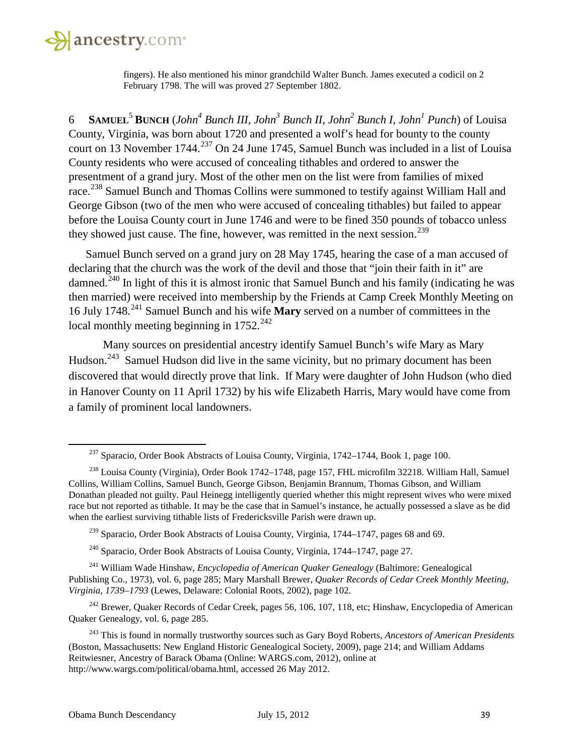fingers). He also mentioned his minor grandchild Walter Bunch. James executed a codicil on 2 February 1798. The will was proved 27 September 1802.

6 **SAMUEL**[5] **BUNCH** (*John*[4] *Bunch III, John*[3] *Bunch II, John*[2] *Bunch I, John*[1] *Punch*) of Louisa County, Virginia, was born about 1720 and presented a wolf's head for bounty to the county court on 13 November 1744.[237] On 24 June 1745, Samuel Bunch was included in a list of Louisa County residents who were accused of concealing tithables and ordered to answer the presentment of a grand jury. Most of the other men on the list were from families of mixed race.[238] Samuel Bunch and Thomas Collins were summoned to testify against William Hall and George Gibson (two of the men who were accused of concealing tithables) but failed to appear before the Louisa County court in June 1746 and were to be fined 350 pounds of tobacco unless they showed just cause. The fine, however, was remitted in the next session.[239]

Samuel Bunch served on a grand jury on 28 May 1745, hearing the case of a man accused of declaring that the church was the work of the devil and those that "join their faith in it" are damned.[240] In light of this it is almost ironic that Samuel Bunch and his family (indicating he was then married) were received into membership by the Friends at Camp Creek Monthly Meeting on 16 July 1748.[241] Samuel Bunch and his wife **Mary** served on a number of committees in the local monthly meeting beginning in 1752.[242]

Many sources on presidential ancestry identify Samuel Bunch's wife Mary as Mary Hudson.[243] Samuel Hudson did live in the same vicinity, but no primary document has been discovered that would directly prove that link. If Mary were daughter of John Hudson (who died in Hanover County on 11 April 1732) by his wife Elizabeth Harris, Mary would have come from a family of prominent local landowners.

---

[237] Sparacio, Order Book Abstracts of Louisa County, Virginia, 1742–1744, Book 1, page 100.

[238] Louisa County (Virginia), Order Book 1742–1748, page 157, FHL microfilm 32218. William Hall, Samuel Collins, William Collins, Samuel Bunch, George Gibson, Benjamin Brannum, Thomas Gibson, and William Donathan pleaded not guilty. Paul Heinegg intelligently queried whether this might represent wives who were mixed race but not reported as tithable. It may be the case that in Samuel's instance, he actually possessed a slave as he did when the earliest surviving tithable lists of Fredericksville Parish were drawn up.

[239] Sparacio, Order Book Abstracts of Louisa County, Virginia, 1744–1747, pages 68 and 69.

[240] Sparacio, Order Book Abstracts of Louisa County, Virginia, 1744–1747, page 27.

[241] William Wade Hinshaw, *Encyclopedia of American Quaker Genealogy* (Baltimore: Genealogical Publishing Co., 1973), vol. 6, page 285; Mary Marshall Brewer, *Quaker Records of Cedar Creek Monthly Meeting, Virginia, 1739–1793* (Lewes, Delaware: Colonial Roots, 2002), page 102.

[242] Brewer, Quaker Records of Cedar Creek, pages 56, 106, 107, 118, etc; Hinshaw, Encyclopedia of American Quaker Genealogy, vol. 6, page 285.

[243] This is found in normally trustworthy sources such as Gary Boyd Roberts, *Ancestors of American Presidents* (Boston, Massachusetts: New England Historic Genealogical Society, 2009), page 214; and William Addams Reitwiesner, Ancestry of Barack Obama (Online: WARGS.com, 2012), online at http://www.wargs.com/political/obama.html, accessed 26 May 2012.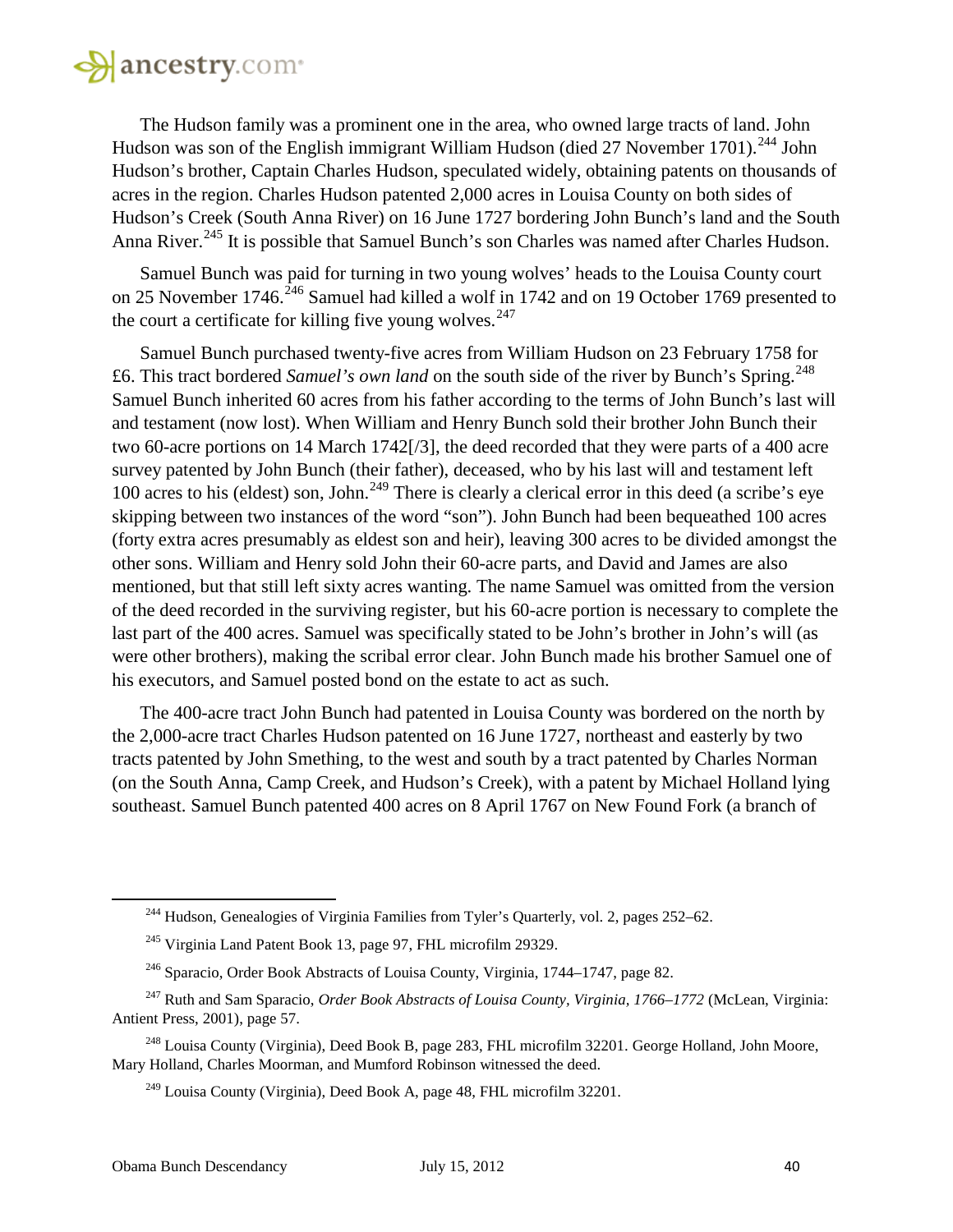The Hudson family was a prominent one in the area, who owned large tracts of land. John Hudson was son of the English immigrant William Hudson (died 27 November 1701).[244] John Hudson's brother, Captain Charles Hudson, speculated widely, obtaining patents on thousands of acres in the region. Charles Hudson patented 2,000 acres in Louisa County on both sides of Hudson's Creek (South Anna River) on 16 June 1727 bordering John Bunch's land and the South Anna River.[245] It is possible that Samuel Bunch's son Charles was named after Charles Hudson.

Samuel Bunch was paid for turning in two young wolves' heads to the Louisa County court on 25 November 1746.[246] Samuel had killed a wolf in 1742 and on 19 October 1769 presented to the court a certificate for killing five young wolves.[247]

Samuel Bunch purchased twenty-five acres from William Hudson on 23 February 1758 for £6. This tract bordered *Samuel's own land* on the south side of the river by Bunch's Spring.[248] Samuel Bunch inherited 60 acres from his father according to the terms of John Bunch's last will and testament (now lost). When William and Henry Bunch sold their brother John Bunch their two 60-acre portions on 14 March 1742[/3], the deed recorded that they were parts of a 400 acre survey patented by John Bunch (their father), deceased, who by his last will and testament left 100 acres to his (eldest) son, John.[249] There is clearly a clerical error in this deed (a scribe's eye skipping between two instances of the word "son"). John Bunch had been bequeathed 100 acres (forty extra acres presumably as eldest son and heir), leaving 300 acres to be divided amongst the other sons. William and Henry sold John their 60-acre parts, and David and James are also mentioned, but that still left sixty acres wanting. The name Samuel was omitted from the version of the deed recorded in the surviving register, but his 60-acre portion is necessary to complete the last part of the 400 acres. Samuel was specifically stated to be John's brother in John's will (as were other brothers), making the scribal error clear. John Bunch made his brother Samuel one of his executors, and Samuel posted bond on the estate to act as such.

The 400-acre tract John Bunch had patented in Louisa County was bordered on the north by the 2,000-acre tract Charles Hudson patented on 16 June 1727, northeast and easterly by two tracts patented by John Smething, to the west and south by a tract patented by Charles Norman (on the South Anna, Camp Creek, and Hudson's Creek), with a patent by Michael Holland lying southeast. Samuel Bunch patented 400 acres on 8 April 1767 on New Found Fork (a branch of

---

[244] Hudson, Genealogies of Virginia Families from Tyler's Quarterly, vol. 2, pages 252–62.

[245] Virginia Land Patent Book 13, page 97, FHL microfilm 29329.

[246] Sparacio, Order Book Abstracts of Louisa County, Virginia, 1744–1747, page 82.

[247] Ruth and Sam Sparacio, *Order Book Abstracts of Louisa County, Virginia, 1766–1772* (McLean, Virginia: Antient Press, 2001), page 57.

[248] Louisa County (Virginia), Deed Book B, page 283, FHL microfilm 32201. George Holland, John Moore, Mary Holland, Charles Moorman, and Mumford Robinson witnessed the deed.

[249] Louisa County (Virginia), Deed Book A, page 48, FHL microfilm 32201.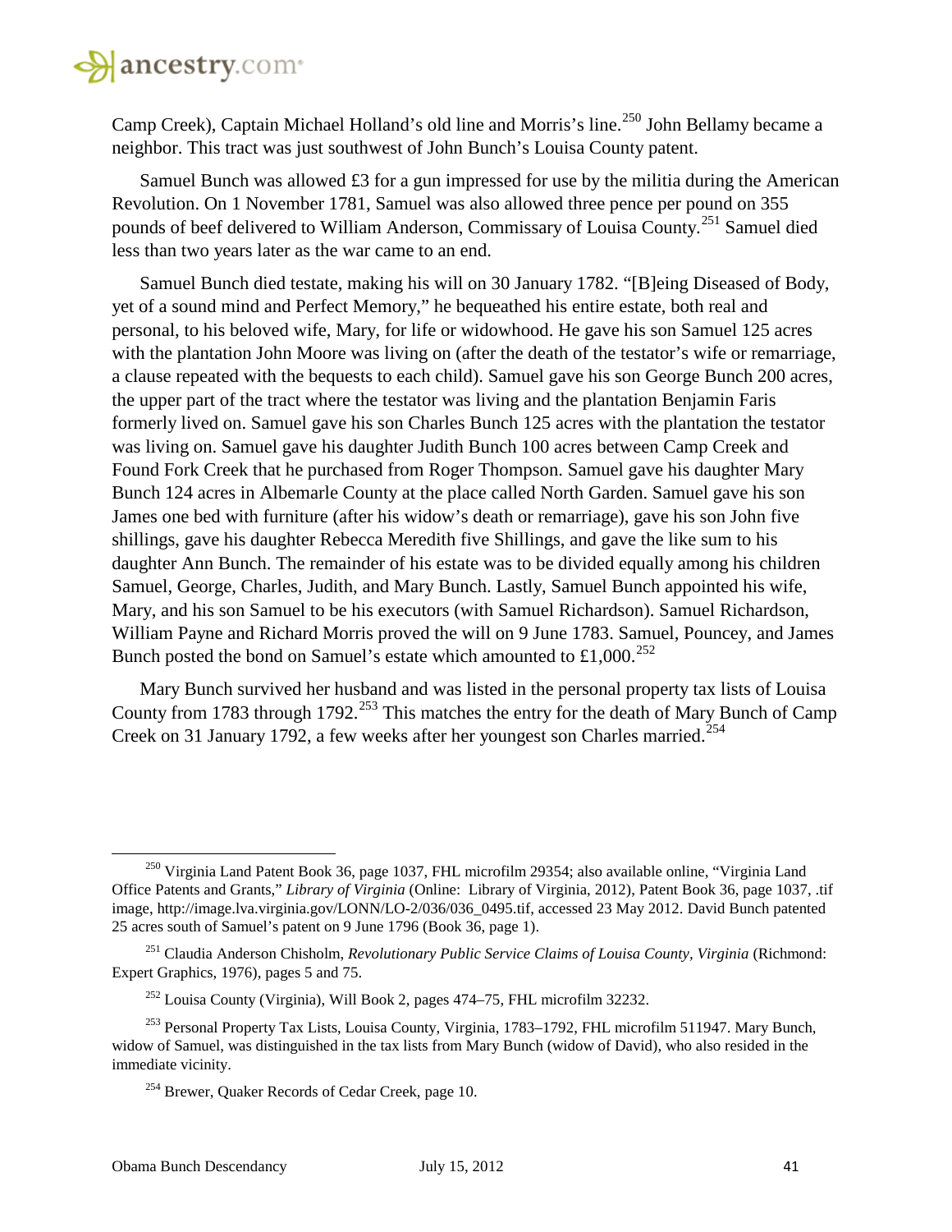Camp Creek), Captain Michael Holland's old line and Morris's line.[250] John Bellamy became a neighbor. This tract was just southwest of John Bunch's Louisa County patent.

Samuel Bunch was allowed £3 for a gun impressed for use by the militia during the American Revolution. On 1 November 1781, Samuel was also allowed three pence per pound on 355 pounds of beef delivered to William Anderson, Commissary of Louisa County.[251] Samuel died less than two years later as the war came to an end.

Samuel Bunch died testate, making his will on 30 January 1782. "[B]eing Diseased of Body, yet of a sound mind and Perfect Memory," he bequeathed his entire estate, both real and personal, to his beloved wife, Mary, for life or widowhood. He gave his son Samuel 125 acres with the plantation John Moore was living on (after the death of the testator's wife or remarriage, a clause repeated with the bequests to each child). Samuel gave his son George Bunch 200 acres, the upper part of the tract where the testator was living and the plantation Benjamin Faris formerly lived on. Samuel gave his son Charles Bunch 125 acres with the plantation the testator was living on. Samuel gave his daughter Judith Bunch 100 acres between Camp Creek and Found Fork Creek that he purchased from Roger Thompson. Samuel gave his daughter Mary Bunch 124 acres in Albemarle County at the place called North Garden. Samuel gave his son James one bed with furniture (after his widow's death or remarriage), gave his son John five shillings, gave his daughter Rebecca Meredith five Shillings, and gave the like sum to his daughter Ann Bunch. The remainder of his estate was to be divided equally among his children Samuel, George, Charles, Judith, and Mary Bunch. Lastly, Samuel Bunch appointed his wife, Mary, and his son Samuel to be his executors (with Samuel Richardson). Samuel Richardson, William Payne and Richard Morris proved the will on 9 June 1783. Samuel, Pouncey, and James Bunch posted the bond on Samuel's estate which amounted to £1,000.[252]

Mary Bunch survived her husband and was listed in the personal property tax lists of Louisa County from 1783 through 1792.[253] This matches the entry for the death of Mary Bunch of Camp Creek on 31 January 1792, a few weeks after her youngest son Charles married.[254]

---

[250] Virginia Land Patent Book 36, page 1037, FHL microfilm 29354; also available online, "Virginia Land Office Patents and Grants," *Library of Virginia* (Online: Library of Virginia, 2012), Patent Book 36, page 1037, .tif image, http://image.lva.virginia.gov/LONN/LO-2/036/036_0495.tif, accessed 23 May 2012. David Bunch patented 25 acres south of Samuel's patent on 9 June 1796 (Book 36, page 1).

[251] Claudia Anderson Chisholm, *Revolutionary Public Service Claims of Louisa County, Virginia* (Richmond: Expert Graphics, 1976), pages 5 and 75.

[252] Louisa County (Virginia), Will Book 2, pages 474–75, FHL microfilm 32232.

[253] Personal Property Tax Lists, Louisa County, Virginia, 1783–1792, FHL microfilm 511947. Mary Bunch, widow of Samuel, was distinguished in the tax lists from Mary Bunch (widow of David), who also resided in the immediate vicinity.

[254] Brewer, Quaker Records of Cedar Creek, page 10.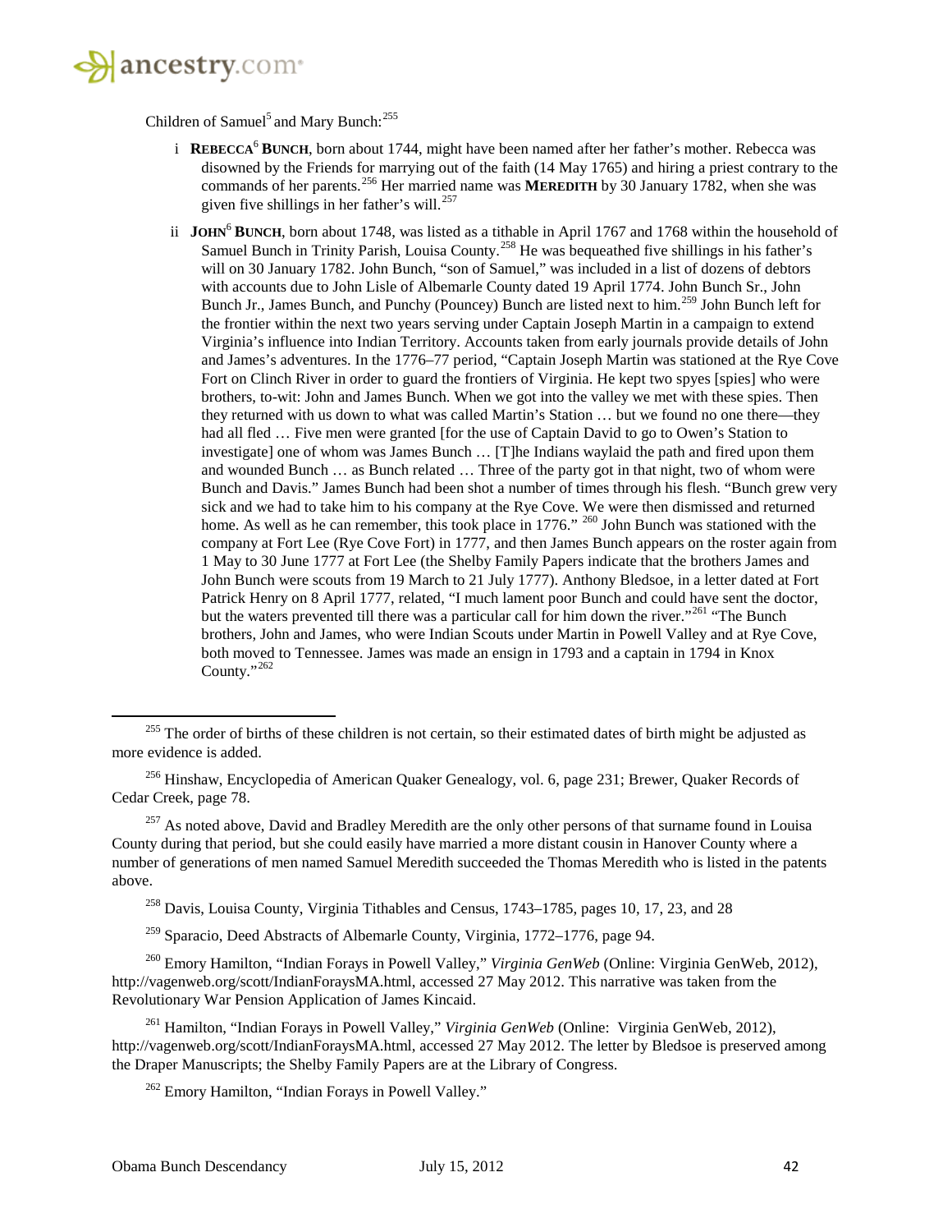Children of Samuel[5] and Mary Bunch:[255]

i **REBECCA**[6] **BUNCH**, born about 1744, might have been named after her father's mother. Rebecca was disowned by the Friends for marrying out of the faith (14 May 1765) and hiring a priest contrary to the commands of her parents.[256] Her married name was **MEREDITH** by 30 January 1782, when she was given five shillings in her father's will.[257]

ii **JOHN**[6] **BUNCH**, born about 1748, was listed as a tithable in April 1767 and 1768 within the household of Samuel Bunch in Trinity Parish, Louisa County.[258] He was bequeathed five shillings in his father's will on 30 January 1782. John Bunch, "son of Samuel," was included in a list of dozens of debtors with accounts due to John Lisle of Albemarle County dated 19 April 1774. John Bunch Sr., John Bunch Jr., James Bunch, and Punchy (Pouncey) Bunch are listed next to him.[259] John Bunch left for the frontier within the next two years serving under Captain Joseph Martin in a campaign to extend Virginia's influence into Indian Territory. Accounts taken from early journals provide details of John and James's adventures. In the 1776–77 period, "Captain Joseph Martin was stationed at the Rye Cove Fort on Clinch River in order to guard the frontiers of Virginia. He kept two spyes [spies] who were brothers, to-wit: John and James Bunch. When we got into the valley we met with these spies. Then they returned with us down to what was called Martin's Station … but we found no one there—they had all fled … Five men were granted [for the use of Captain David to go to Owen's Station to investigate] one of whom was James Bunch … [T]he Indians waylaid the path and fired upon them and wounded Bunch … as Bunch related … Three of the party got in that night, two of whom were Bunch and Davis." James Bunch had been shot a number of times through his flesh. "Bunch grew very sick and we had to take him to his company at the Rye Cove. We were then dismissed and returned home. As well as he can remember, this took place in 1776." [260] John Bunch was stationed with the company at Fort Lee (Rye Cove Fort) in 1777, and then James Bunch appears on the roster again from 1 May to 30 June 1777 at Fort Lee (the Shelby Family Papers indicate that the brothers James and John Bunch were scouts from 19 March to 21 July 1777). Anthony Bledsoe, in a letter dated at Fort Patrick Henry on 8 April 1777, related, "I much lament poor Bunch and could have sent the doctor, but the waters prevented till there was a particular call for him down the river."[261] "The Bunch brothers, John and James, who were Indian Scouts under Martin in Powell Valley and at Rye Cove, both moved to Tennessee. James was made an ensign in 1793 and a captain in 1794 in Knox County."[262]

---

[255] The order of births of these children is not certain, so their estimated dates of birth might be adjusted as more evidence is added.

[256] Hinshaw, Encyclopedia of American Quaker Genealogy, vol. 6, page 231; Brewer, Quaker Records of Cedar Creek, page 78.

[257] As noted above, David and Bradley Meredith are the only other persons of that surname found in Louisa County during that period, but she could easily have married a more distant cousin in Hanover County where a number of generations of men named Samuel Meredith succeeded the Thomas Meredith who is listed in the patents above.

[258] Davis, Louisa County, Virginia Tithables and Census, 1743–1785, pages 10, 17, 23, and 28

[259] Sparacio, Deed Abstracts of Albemarle County, Virginia, 1772–1776, page 94.

[260] Emory Hamilton, "Indian Forays in Powell Valley," *Virginia GenWeb* (Online: Virginia GenWeb, 2012), http://vagenweb.org/scott/IndianForaysMA.html, accessed 27 May 2012. This narrative was taken from the Revolutionary War Pension Application of James Kincaid.

[261] Hamilton, "Indian Forays in Powell Valley," *Virginia GenWeb* (Online: Virginia GenWeb, 2012), http://vagenweb.org/scott/IndianForaysMA.html, accessed 27 May 2012. The letter by Bledsoe is preserved among the Draper Manuscripts; the Shelby Family Papers are at the Library of Congress.

[262] Emory Hamilton, "Indian Forays in Powell Valley."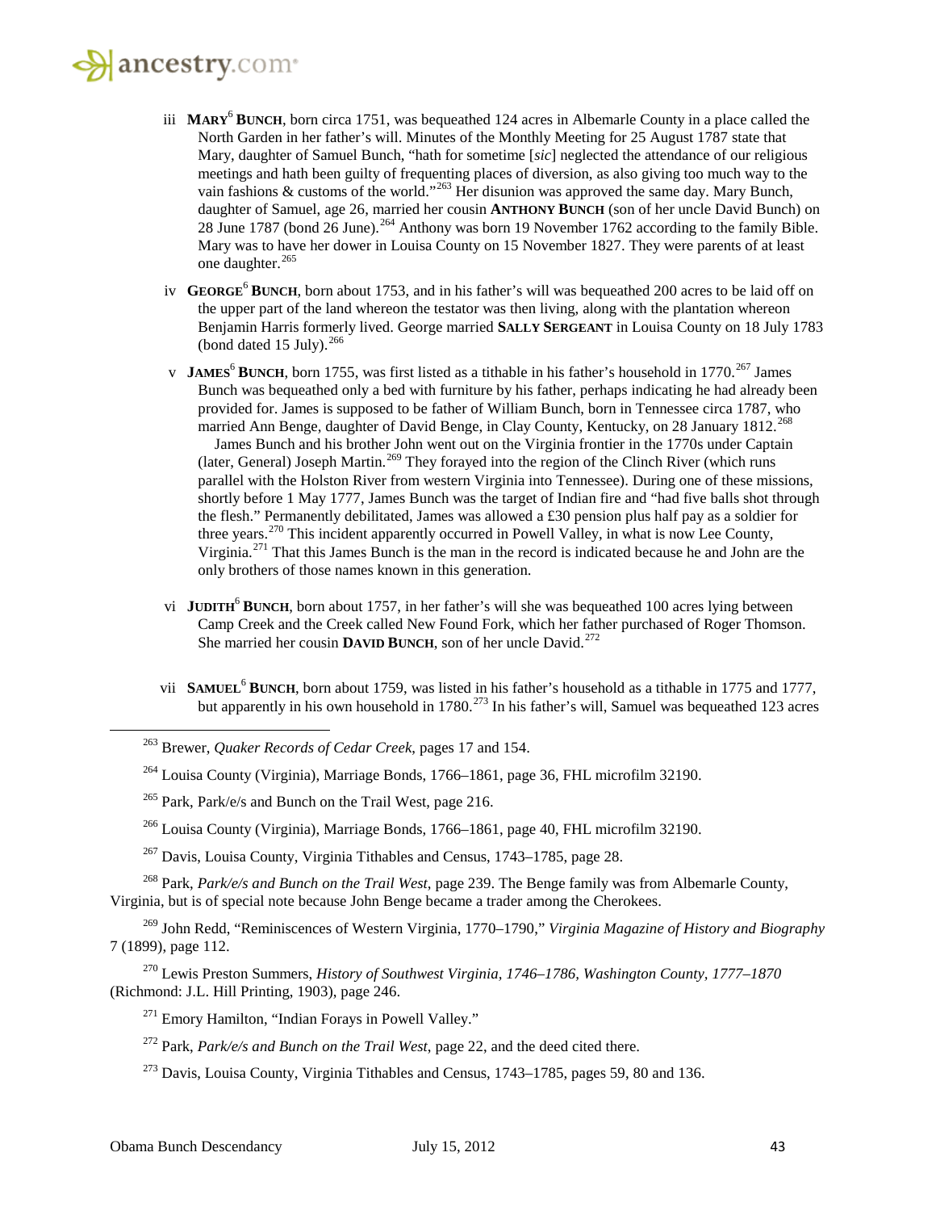iii **MARY**[6] **BUNCH**, born circa 1751, was bequeathed 124 acres in Albemarle County in a place called the North Garden in her father's will. Minutes of the Monthly Meeting for 25 August 1787 state that Mary, daughter of Samuel Bunch, "hath for sometime [*sic*] neglected the attendance of our religious meetings and hath been guilty of frequenting places of diversion, as also giving too much way to the vain fashions & customs of the world."[263] Her disunion was approved the same day. Mary Bunch, daughter of Samuel, age 26, married her cousin **ANTHONY BUNCH** (son of her uncle David Bunch) on 28 June 1787 (bond 26 June).[264] Anthony was born 19 November 1762 according to the family Bible. Mary was to have her dower in Louisa County on 15 November 1827. They were parents of at least one daughter.[265]

iv **GEORGE**[6] **BUNCH**, born about 1753, and in his father's will was bequeathed 200 acres to be laid off on the upper part of the land whereon the testator was then living, along with the plantation whereon Benjamin Harris formerly lived. George married **SALLY SERGEANT** in Louisa County on 18 July 1783 (bond dated 15 July).[266]

v **JAMES**[6] **BUNCH**, born 1755, was first listed as a tithable in his father's household in 1770.[267] James Bunch was bequeathed only a bed with furniture by his father, perhaps indicating he had already been provided for. James is supposed to be father of William Bunch, born in Tennessee circa 1787, who married Ann Benge, daughter of David Benge, in Clay County, Kentucky, on 28 January 1812.[268]

James Bunch and his brother John went out on the Virginia frontier in the 1770s under Captain (later, General) Joseph Martin.[269] They forayed into the region of the Clinch River (which runs parallel with the Holston River from western Virginia into Tennessee). During one of these missions, shortly before 1 May 1777, James Bunch was the target of Indian fire and "had five balls shot through the flesh." Permanently debilitated, James was allowed a £30 pension plus half pay as a soldier for three years.[270] This incident apparently occurred in Powell Valley, in what is now Lee County, Virginia.[271] That this James Bunch is the man in the record is indicated because he and John are the only brothers of those names known in this generation.

vi **JUDITH**[6] **BUNCH**, born about 1757, in her father's will she was bequeathed 100 acres lying between Camp Creek and the Creek called New Found Fork, which her father purchased of Roger Thomson. She married her cousin **DAVID BUNCH**, son of her uncle David.[272]

vii **SAMUEL**[6] **BUNCH**, born about 1759, was listed in his father's household as a tithable in 1775 and 1777, but apparently in his own household in 1780.[273] In his father's will, Samuel was bequeathed 123 acres

---

[263] Brewer, *Quaker Records of Cedar Creek*, pages 17 and 154.

[264] Louisa County (Virginia), Marriage Bonds, 1766–1861, page 36, FHL microfilm 32190.

[265] Park, Park/e/s and Bunch on the Trail West, page 216.

[266] Louisa County (Virginia), Marriage Bonds, 1766–1861, page 40, FHL microfilm 32190.

[267] Davis, Louisa County, Virginia Tithables and Census, 1743–1785, page 28.

[268] Park, *Park/e/s and Bunch on the Trail West*, page 239. The Benge family was from Albemarle County, Virginia, but is of special note because John Benge became a trader among the Cherokees.

[269] John Redd, "Reminiscences of Western Virginia, 1770–1790," *Virginia Magazine of History and Biography* 7 (1899), page 112.

[270] Lewis Preston Summers, *History of Southwest Virginia, 1746–1786, Washington County, 1777–1870* (Richmond: J.L. Hill Printing, 1903), page 246.

[271] Emory Hamilton, "Indian Forays in Powell Valley."

[272] Park, *Park/e/s and Bunch on the Trail West*, page 22, and the deed cited there.

[273] Davis, Louisa County, Virginia Tithables and Census, 1743–1785, pages 59, 80 and 136.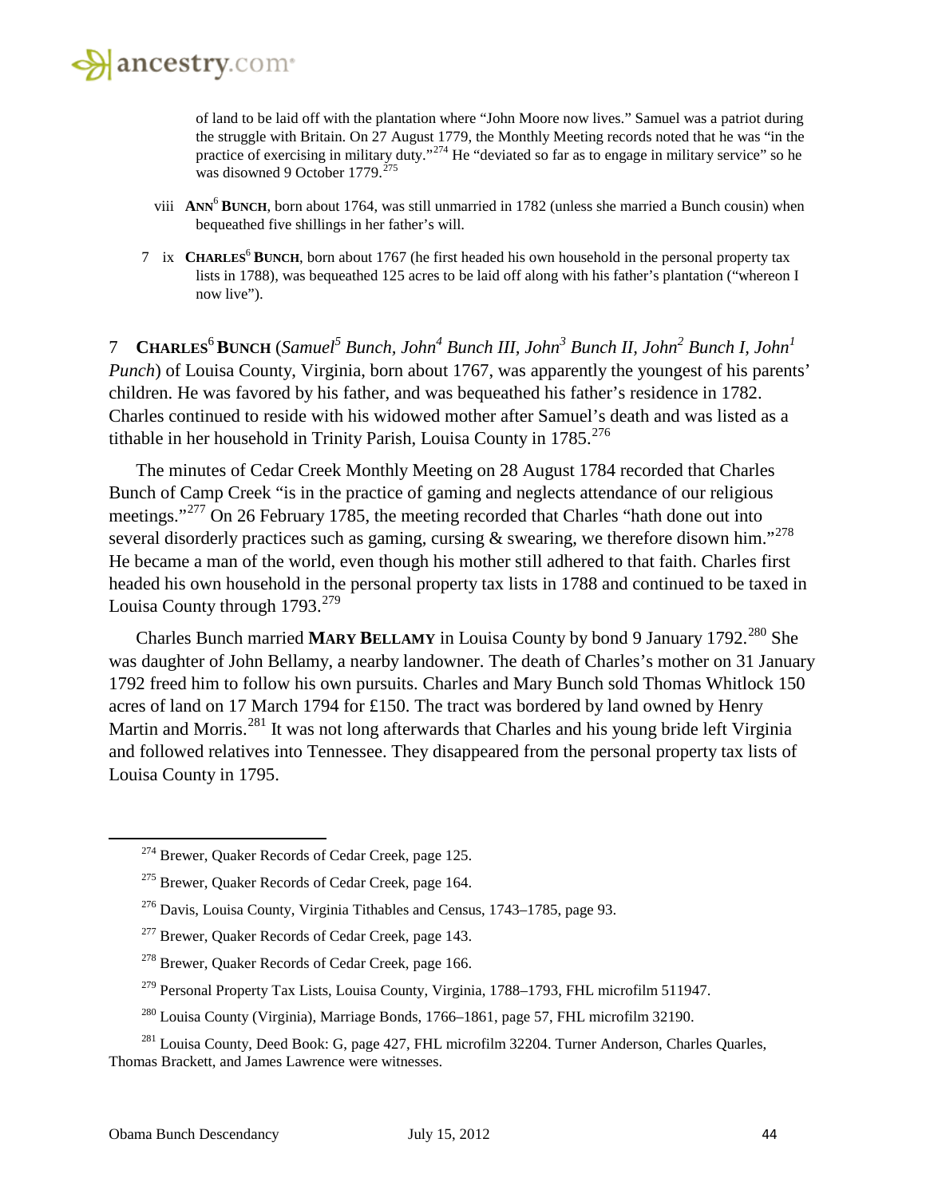of land to be laid off with the plantation where "John Moore now lives." Samuel was a patriot during the struggle with Britain. On 27 August 1779, the Monthly Meeting records noted that he was "in the practice of exercising in military duty."[274] He "deviated so far as to engage in military service" so he was disowned 9 October 1779.[275]

viii **ANN[6] BUNCH**, born about 1764, was still unmarried in 1782 (unless she married a Bunch cousin) when bequeathed five shillings in her father's will.

7 ix **CHARLES[6] BUNCH**, born about 1767 (he first headed his own household in the personal property tax lists in 1788), was bequeathed 125 acres to be laid off along with his father's plantation ("whereon I now live").

7 **CHARLES[6] BUNCH** (*Samuel[5] Bunch, John[4] Bunch III, John[3] Bunch II, John[2] Bunch I, John[1] Punch*) of Louisa County, Virginia, born about 1767, was apparently the youngest of his parents' children. He was favored by his father, and was bequeathed his father's residence in 1782. Charles continued to reside with his widowed mother after Samuel's death and was listed as a tithable in her household in Trinity Parish, Louisa County in 1785.[276]

The minutes of Cedar Creek Monthly Meeting on 28 August 1784 recorded that Charles Bunch of Camp Creek "is in the practice of gaming and neglects attendance of our religious meetings."[277] On 26 February 1785, the meeting recorded that Charles "hath done out into several disorderly practices such as gaming, cursing & swearing, we therefore disown him."[278] He became a man of the world, even though his mother still adhered to that faith. Charles first headed his own household in the personal property tax lists in 1788 and continued to be taxed in Louisa County through 1793.[279]

Charles Bunch married **MARY BELLAMY** in Louisa County by bond 9 January 1792.[280] She was daughter of John Bellamy, a nearby landowner. The death of Charles's mother on 31 January 1792 freed him to follow his own pursuits. Charles and Mary Bunch sold Thomas Whitlock 150 acres of land on 17 March 1794 for £150. The tract was bordered by land owned by Henry Martin and Morris.[281] It was not long afterwards that Charles and his young bride left Virginia and followed relatives into Tennessee. They disappeared from the personal property tax lists of Louisa County in 1795.

---

[274] Brewer, Quaker Records of Cedar Creek, page 125.

[275] Brewer, Quaker Records of Cedar Creek, page 164.

[276] Davis, Louisa County, Virginia Tithables and Census, 1743–1785, page 93.

[277] Brewer, Quaker Records of Cedar Creek, page 143.

[278] Brewer, Quaker Records of Cedar Creek, page 166.

[279] Personal Property Tax Lists, Louisa County, Virginia, 1788–1793, FHL microfilm 511947.

[280] Louisa County (Virginia), Marriage Bonds, 1766–1861, page 57, FHL microfilm 32190.

[281] Louisa County, Deed Book: G, page 427, FHL microfilm 32204. Turner Anderson, Charles Quarles, Thomas Brackett, and James Lawrence were witnesses.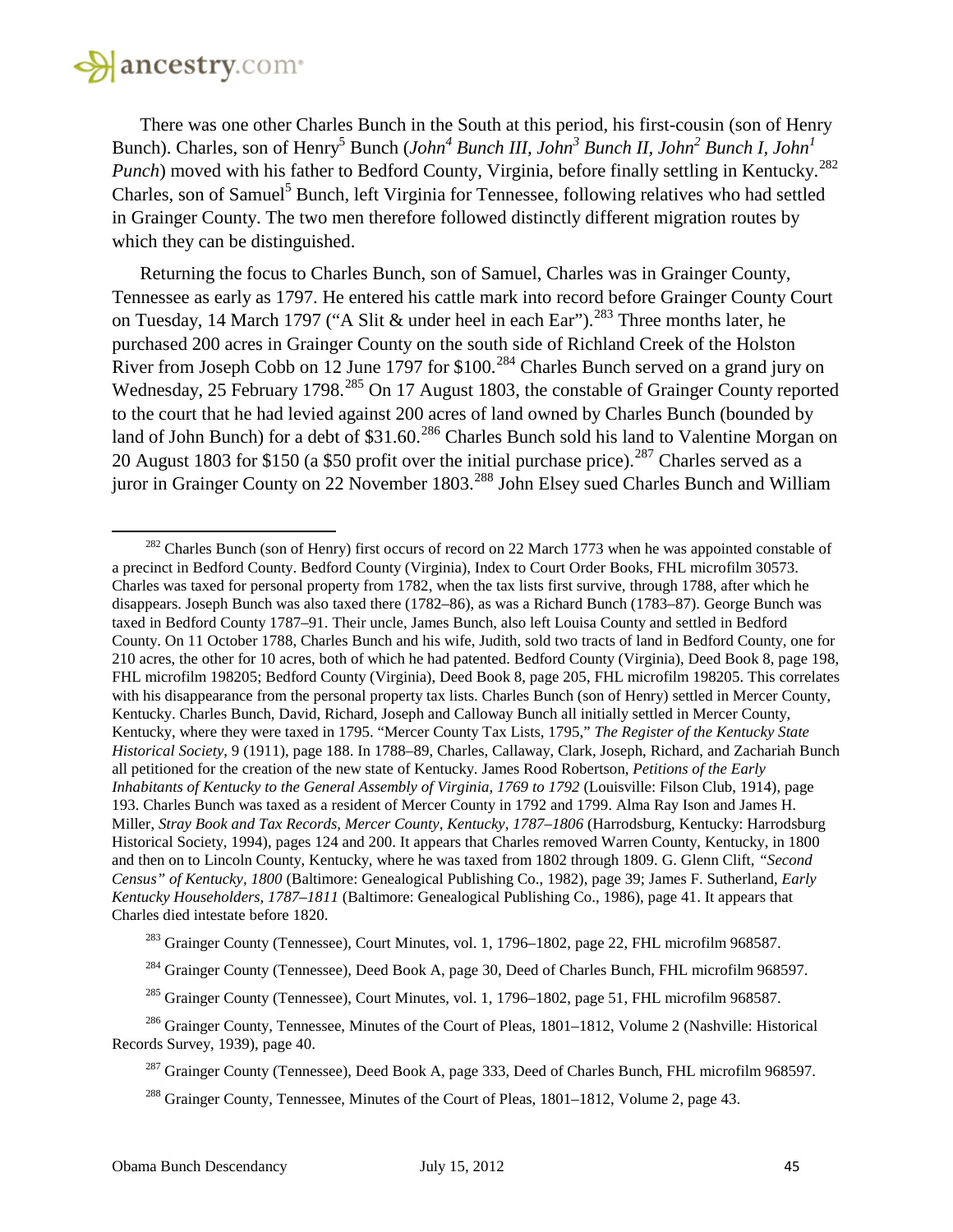There was one other Charles Bunch in the South at this period, his first-cousin (son of Henry Bunch). Charles, son of Henry[5] Bunch (*John[4] Bunch III, John[3] Bunch II, John[2] Bunch I, John[1] Punch*) moved with his father to Bedford County, Virginia, before finally settling in Kentucky.[282] Charles, son of Samuel[5] Bunch, left Virginia for Tennessee, following relatives who had settled in Grainger County. The two men therefore followed distinctly different migration routes by which they can be distinguished.

Returning the focus to Charles Bunch, son of Samuel, Charles was in Grainger County, Tennessee as early as 1797. He entered his cattle mark into record before Grainger County Court on Tuesday, 14 March 1797 ("A Slit & under heel in each Ear").[283] Three months later, he purchased 200 acres in Grainger County on the south side of Richland Creek of the Holston River from Joseph Cobb on 12 June 1797 for $100.[284] Charles Bunch served on a grand jury on Wednesday, 25 February 1798.[285] On 17 August 1803, the constable of Grainger County reported to the court that he had levied against 200 acres of land owned by Charles Bunch (bounded by land of John Bunch) for a debt of $31.60.[286] Charles Bunch sold his land to Valentine Morgan on 20 August 1803 for $150 (a $50 profit over the initial purchase price).[287] Charles served as a juror in Grainger County on 22 November 1803.[288] John Elsey sued Charles Bunch and William

---

[282] Charles Bunch (son of Henry) first occurs of record on 22 March 1773 when he was appointed constable of a precinct in Bedford County. Bedford County (Virginia), Index to Court Order Books, FHL microfilm 30573. Charles was taxed for personal property from 1782, when the tax lists first survive, through 1788, after which he disappears. Joseph Bunch was also taxed there (1782–86), as was a Richard Bunch (1783–87). George Bunch was taxed in Bedford County 1787–91. Their uncle, James Bunch, also left Louisa County and settled in Bedford County. On 11 October 1788, Charles Bunch and his wife, Judith, sold two tracts of land in Bedford County, one for 210 acres, the other for 10 acres, both of which he had patented. Bedford County (Virginia), Deed Book 8, page 198, FHL microfilm 198205; Bedford County (Virginia), Deed Book 8, page 205, FHL microfilm 198205. This correlates with his disappearance from the personal property tax lists. Charles Bunch (son of Henry) settled in Mercer County, Kentucky. Charles Bunch, David, Richard, Joseph and Calloway Bunch all initially settled in Mercer County, Kentucky, where they were taxed in 1795. "Mercer County Tax Lists, 1795," *The Register of the Kentucky State Historical Society*, 9 (1911), page 188. In 1788–89, Charles, Callaway, Clark, Joseph, Richard, and Zachariah Bunch all petitioned for the creation of the new state of Kentucky. James Rood Robertson, *Petitions of the Early Inhabitants of Kentucky to the General Assembly of Virginia, 1769 to 1792* (Louisville: Filson Club, 1914), page 193. Charles Bunch was taxed as a resident of Mercer County in 1792 and 1799. Alma Ray Ison and James H. Miller, *Stray Book and Tax Records, Mercer County, Kentucky, 1787–1806* (Harrodsburg, Kentucky: Harrodsburg Historical Society, 1994), pages 124 and 200. It appears that Charles removed Warren County, Kentucky, in 1800 and then on to Lincoln County, Kentucky, where he was taxed from 1802 through 1809. G. Glenn Clift, *"Second Census" of Kentucky, 1800* (Baltimore: Genealogical Publishing Co., 1982), page 39; James F. Sutherland, *Early Kentucky Householders, 1787–1811* (Baltimore: Genealogical Publishing Co., 1986), page 41. It appears that Charles died intestate before 1820.

[283] Grainger County (Tennessee), Court Minutes, vol. 1, 1796–1802, page 22, FHL microfilm 968587.

[284] Grainger County (Tennessee), Deed Book A, page 30, Deed of Charles Bunch, FHL microfilm 968597.

[285] Grainger County (Tennessee), Court Minutes, vol. 1, 1796–1802, page 51, FHL microfilm 968587.

[286] Grainger County, Tennessee, Minutes of the Court of Pleas, 1801–1812, Volume 2 (Nashville: Historical Records Survey, 1939), page 40.

[287] Grainger County (Tennessee), Deed Book A, page 333, Deed of Charles Bunch, FHL microfilm 968597.

[288] Grainger County, Tennessee, Minutes of the Court of Pleas, 1801–1812, Volume 2, page 43.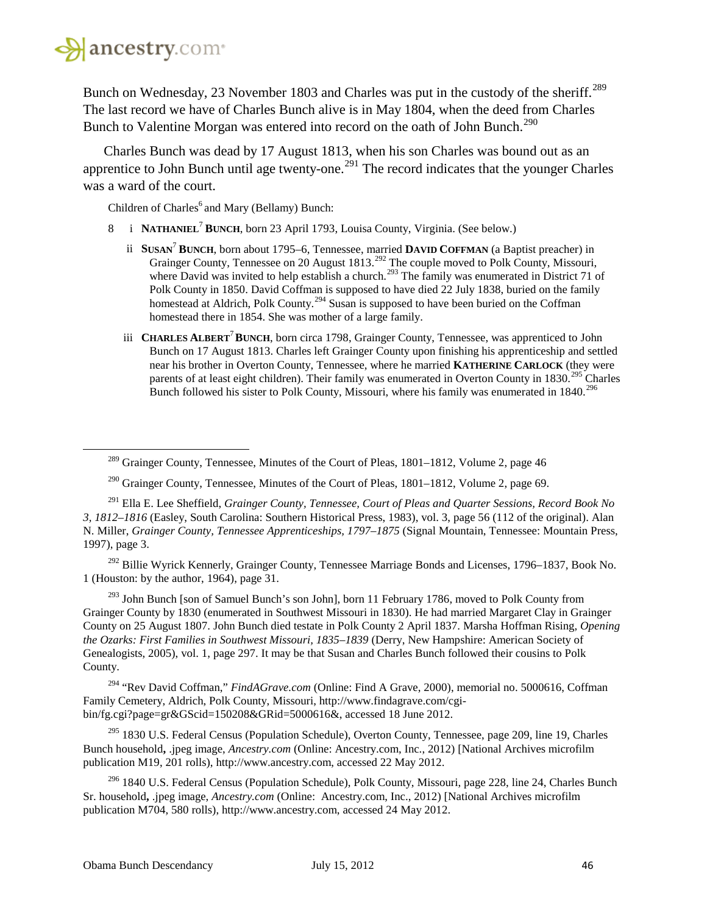Bunch on Wednesday, 23 November 1803 and Charles was put in the custody of the sheriff.[289] The last record we have of Charles Bunch alive is in May 1804, when the deed from Charles Bunch to Valentine Morgan was entered into record on the oath of John Bunch.[290]

Charles Bunch was dead by 17 August 1813, when his son Charles was bound out as an apprentice to John Bunch until age twenty-one.[291] The record indicates that the younger Charles was a ward of the court.

Children of Charles[6] and Mary (Bellamy) Bunch:

8 i **NATHANIEL[7] BUNCH**, born 23 April 1793, Louisa County, Virginia. (See below.)

ii **SUSAN[7] BUNCH**, born about 1795–6, Tennessee, married **DAVID COFFMAN** (a Baptist preacher) in Grainger County, Tennessee on 20 August 1813.[292] The couple moved to Polk County, Missouri, where David was invited to help establish a church.[293] The family was enumerated in District 71 of Polk County in 1850. David Coffman is supposed to have died 22 July 1838, buried on the family homestead at Aldrich, Polk County.[294] Susan is supposed to have been buried on the Coffman homestead there in 1854. She was mother of a large family.

iii **CHARLES ALBERT[7] BUNCH**, born circa 1798, Grainger County, Tennessee, was apprenticed to John Bunch on 17 August 1813. Charles left Grainger County upon finishing his apprenticeship and settled near his brother in Overton County, Tennessee, where he married **KATHERINE CARLOCK** (they were parents of at least eight children). Their family was enumerated in Overton County in 1830.[295] Charles Bunch followed his sister to Polk County, Missouri, where his family was enumerated in 1840.[296]

---

[289] Grainger County, Tennessee, Minutes of the Court of Pleas, 1801–1812, Volume 2, page 46

[290] Grainger County, Tennessee, Minutes of the Court of Pleas, 1801–1812, Volume 2, page 69.

[291] Ella E. Lee Sheffield, *Grainger County, Tennessee, Court of Pleas and Quarter Sessions, Record Book No 3, 1812–1816* (Easley, South Carolina: Southern Historical Press, 1983), vol. 3, page 56 (112 of the original). Alan N. Miller, *Grainger County, Tennessee Apprenticeships, 1797–1875* (Signal Mountain, Tennessee: Mountain Press, 1997), page 3.

[292] Billie Wyrick Kennerly, Grainger County, Tennessee Marriage Bonds and Licenses, 1796–1837, Book No. 1 (Houston: by the author, 1964), page 31.

[293] John Bunch [son of Samuel Bunch's son John], born 11 February 1786, moved to Polk County from Grainger County by 1830 (enumerated in Southwest Missouri in 1830). He had married Margaret Clay in Grainger County on 25 August 1807. John Bunch died testate in Polk County 2 April 1837. Marsha Hoffman Rising, *Opening the Ozarks: First Families in Southwest Missouri, 1835–1839* (Derry, New Hampshire: American Society of Genealogists, 2005), vol. 1, page 297. It may be that Susan and Charles Bunch followed their cousins to Polk County.

[294] "Rev David Coffman," *FindAGrave.com* (Online: Find A Grave, 2000), memorial no. 5000616, Coffman Family Cemetery, Aldrich, Polk County, Missouri, http://www.findagrave.com/cgi-bin/fg.cgi?page=gr&GScid=150208&GRid=5000616&, accessed 18 June 2012.

[295] 1830 U.S. Federal Census (Population Schedule), Overton County, Tennessee, page 209, line 19, Charles Bunch household**,** .jpeg image, *Ancestry.com* (Online: Ancestry.com, Inc., 2012) [National Archives microfilm publication M19, 201 rolls), http://www.ancestry.com, accessed 22 May 2012.

[296] 1840 U.S. Federal Census (Population Schedule), Polk County, Missouri, page 228, line 24, Charles Bunch Sr. household**,** .jpeg image, *Ancestry.com* (Online: Ancestry.com, Inc., 2012) [National Archives microfilm publication M704, 580 rolls), http://www.ancestry.com, accessed 24 May 2012.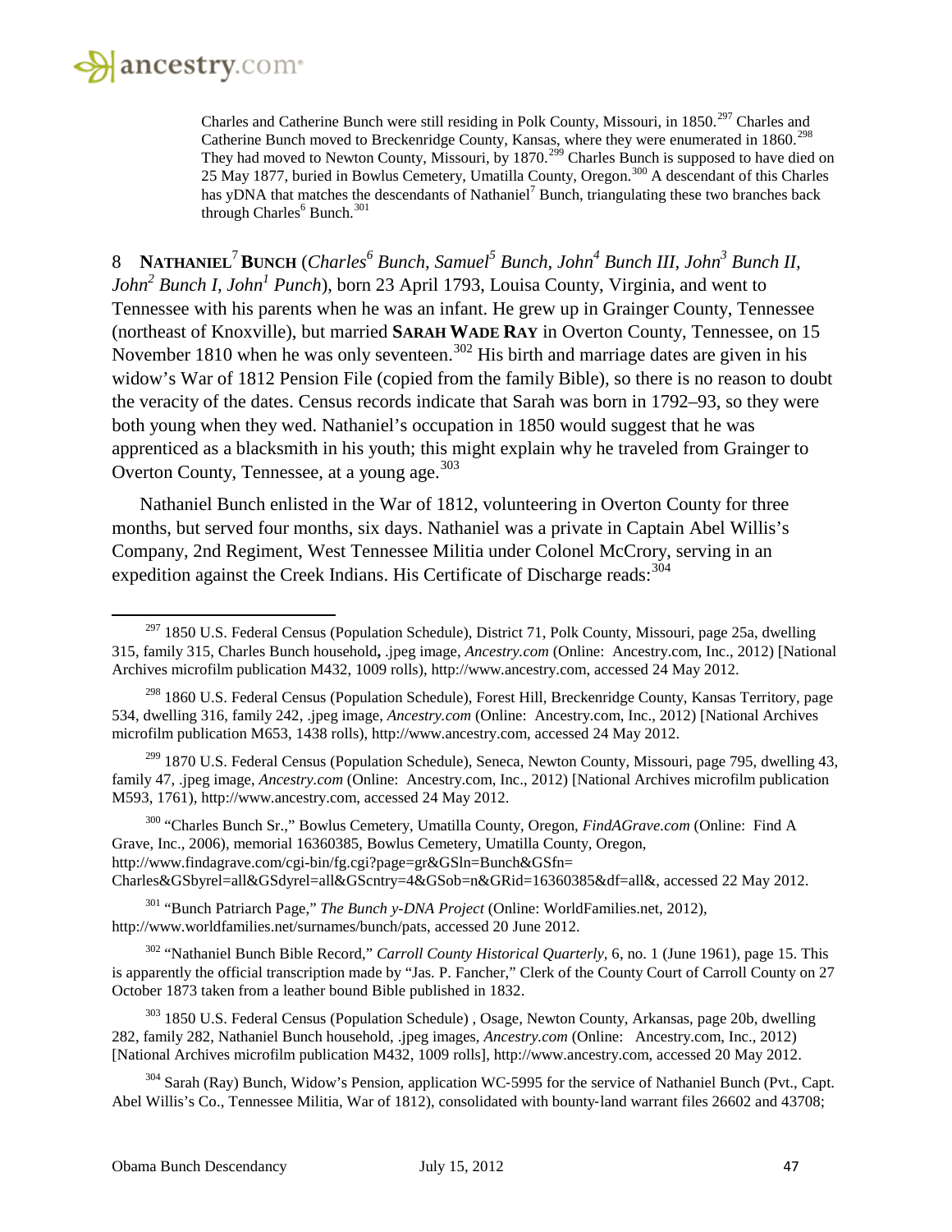Charles and Catherine Bunch were still residing in Polk County, Missouri, in 1850.[297] Charles and Catherine Bunch moved to Breckenridge County, Kansas, where they were enumerated in 1860.[298] They had moved to Newton County, Missouri, by 1870.[299] Charles Bunch is supposed to have died on 25 May 1877, buried in Bowlus Cemetery, Umatilla County, Oregon.[300] A descendant of this Charles has yDNA that matches the descendants of Nathaniel[7] Bunch, triangulating these two branches back through Charles[6] Bunch.[301]

8 **NATHANIEL[7] BUNCH** (*Charles[6] Bunch, Samuel[5] Bunch, John[4] Bunch III, John[3] Bunch II, John[2] Bunch I, John[1] Punch*), born 23 April 1793, Louisa County, Virginia, and went to Tennessee with his parents when he was an infant. He grew up in Grainger County, Tennessee (northeast of Knoxville), but married **SARAH WADE RAY** in Overton County, Tennessee, on 15 November 1810 when he was only seventeen.[302] His birth and marriage dates are given in his widow's War of 1812 Pension File (copied from the family Bible), so there is no reason to doubt the veracity of the dates. Census records indicate that Sarah was born in 1792–93, so they were both young when they wed. Nathaniel's occupation in 1850 would suggest that he was apprenticed as a blacksmith in his youth; this might explain why he traveled from Grainger to Overton County, Tennessee, at a young age.[303]

Nathaniel Bunch enlisted in the War of 1812, volunteering in Overton County for three months, but served four months, six days. Nathaniel was a private in Captain Abel Willis's Company, 2nd Regiment, West Tennessee Militia under Colonel McCrory, serving in an expedition against the Creek Indians. His Certificate of Discharge reads:[304]

---

[297] 1850 U.S. Federal Census (Population Schedule), District 71, Polk County, Missouri, page 25a, dwelling 315, family 315, Charles Bunch household**,** .jpeg image, *Ancestry.com* (Online: Ancestry.com, Inc., 2012) [National Archives microfilm publication M432, 1009 rolls), http://www.ancestry.com, accessed 24 May 2012.

[298] 1860 U.S. Federal Census (Population Schedule), Forest Hill, Breckenridge County, Kansas Territory, page 534, dwelling 316, family 242, .jpeg image, *Ancestry.com* (Online: Ancestry.com, Inc., 2012) [National Archives microfilm publication M653, 1438 rolls), http://www.ancestry.com, accessed 24 May 2012.

[299] 1870 U.S. Federal Census (Population Schedule), Seneca, Newton County, Missouri, page 795, dwelling 43, family 47, .jpeg image, *Ancestry.com* (Online: Ancestry.com, Inc., 2012) [National Archives microfilm publication M593, 1761), http://www.ancestry.com, accessed 24 May 2012.

[300] "Charles Bunch Sr.," Bowlus Cemetery, Umatilla County, Oregon, *FindAGrave.com* (Online: Find A Grave, Inc., 2006), memorial 16360385, Bowlus Cemetery, Umatilla County, Oregon, http://www.findagrave.com/cgi-bin/fg.cgi?page=gr&GSln=Bunch&GSfn=Charles&GSbyrel=all&GSdyrel=all&GScntry=4&GSob=n&GRid=16360385&df=all&, accessed 22 May 2012.

[301] "Bunch Patriarch Page," *The Bunch y-DNA Project* (Online: WorldFamilies.net, 2012), http://www.worldfamilies.net/surnames/bunch/pats, accessed 20 June 2012.

[302] "Nathaniel Bunch Bible Record," *Carroll County Historical Quarterly,* 6, no. 1 (June 1961), page 15. This is apparently the official transcription made by "Jas. P. Fancher," Clerk of the County Court of Carroll County on 27 October 1873 taken from a leather bound Bible published in 1832.

[303] 1850 U.S. Federal Census (Population Schedule) , Osage, Newton County, Arkansas, page 20b, dwelling 282, family 282, Nathaniel Bunch household, .jpeg images, *Ancestry.com* (Online: Ancestry.com, Inc., 2012) [National Archives microfilm publication M432, 1009 rolls], http://www.ancestry.com, accessed 20 May 2012.

[304] Sarah (Ray) Bunch, Widow's Pension, application WC-5995 for the service of Nathaniel Bunch (Pvt., Capt. Abel Willis's Co., Tennessee Militia, War of 1812), consolidated with bounty-land warrant files 26602 and 43708;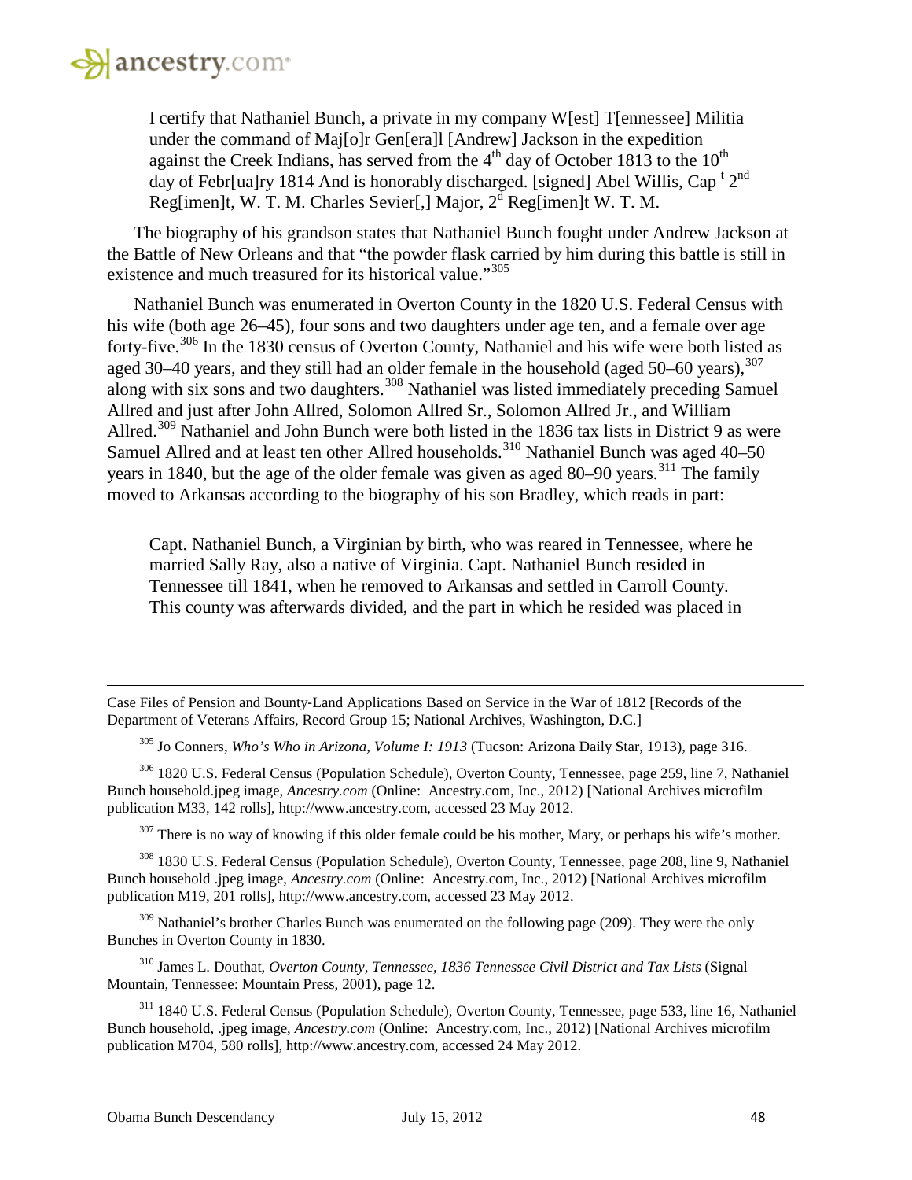> I certify that Nathaniel Bunch, a private in my company W[est] T[ennessee] Militia under the command of Maj[o]r Gen[era]l [Andrew] Jackson in the expedition against the Creek Indians, has served from the 4th day of October 1813 to the 10th day of Febr[ua]ry 1814 And is honorably discharged. [signed] Abel Willis, Capt 2nd Reg[imen]t, W. T. M. Charles Sevier[,] Major, 2d Reg[imen]t W. T. M.

The biography of his grandson states that Nathaniel Bunch fought under Andrew Jackson at the Battle of New Orleans and that "the powder flask carried by him during this battle is still in existence and much treasured for its historical value."[305]

Nathaniel Bunch was enumerated in Overton County in the 1820 U.S. Federal Census with his wife (both age 26–45), four sons and two daughters under age ten, and a female over age forty-five.[306] In the 1830 census of Overton County, Nathaniel and his wife were both listed as aged 30–40 years, and they still had an older female in the household (aged 50–60 years),[307] along with six sons and two daughters.[308] Nathaniel was listed immediately preceding Samuel Allred and just after John Allred, Solomon Allred Sr., Solomon Allred Jr., and William Allred.[309] Nathaniel and John Bunch were both listed in the 1836 tax lists in District 9 as were Samuel Allred and at least ten other Allred households.[310] Nathaniel Bunch was aged 40–50 years in 1840, but the age of the older female was given as aged 80–90 years.[311] The family moved to Arkansas according to the biography of his son Bradley, which reads in part:

> Capt. Nathaniel Bunch, a Virginian by birth, who was reared in Tennessee, where he married Sally Ray, also a native of Virginia. Capt. Nathaniel Bunch resided in Tennessee till 1841, when he removed to Arkansas and settled in Carroll County. This county was afterwards divided, and the part in which he resided was placed in

---

Case Files of Pension and Bounty-Land Applications Based on Service in the War of 1812 [Records of the Department of Veterans Affairs, Record Group 15; National Archives, Washington, D.C.]

[305] Jo Conners, *Who's Who in Arizona, Volume I: 1913* (Tucson: Arizona Daily Star, 1913), page 316.

[306] 1820 U.S. Federal Census (Population Schedule), Overton County, Tennessee, page 259, line 7, Nathaniel Bunch household.jpeg image, *Ancestry.com* (Online: Ancestry.com, Inc., 2012) [National Archives microfilm publication M33, 142 rolls], http://www.ancestry.com, accessed 23 May 2012.

[307] There is no way of knowing if this older female could be his mother, Mary, or perhaps his wife's mother.

[308] 1830 U.S. Federal Census (Population Schedule), Overton County, Tennessee, page 208, line 9**,** Nathaniel Bunch household .jpeg image, *Ancestry.com* (Online: Ancestry.com, Inc., 2012) [National Archives microfilm publication M19, 201 rolls], http://www.ancestry.com, accessed 23 May 2012.

[309] Nathaniel's brother Charles Bunch was enumerated on the following page (209). They were the only Bunches in Overton County in 1830.

[310] James L. Douthat, *Overton County, Tennessee, 1836 Tennessee Civil District and Tax Lists* (Signal Mountain, Tennessee: Mountain Press, 2001), page 12.

[311] 1840 U.S. Federal Census (Population Schedule), Overton County, Tennessee, page 533, line 16, Nathaniel Bunch household, .jpeg image, *Ancestry.com* (Online: Ancestry.com, Inc., 2012) [National Archives microfilm publication M704, 580 rolls], http://www.ancestry.com, accessed 24 May 2012.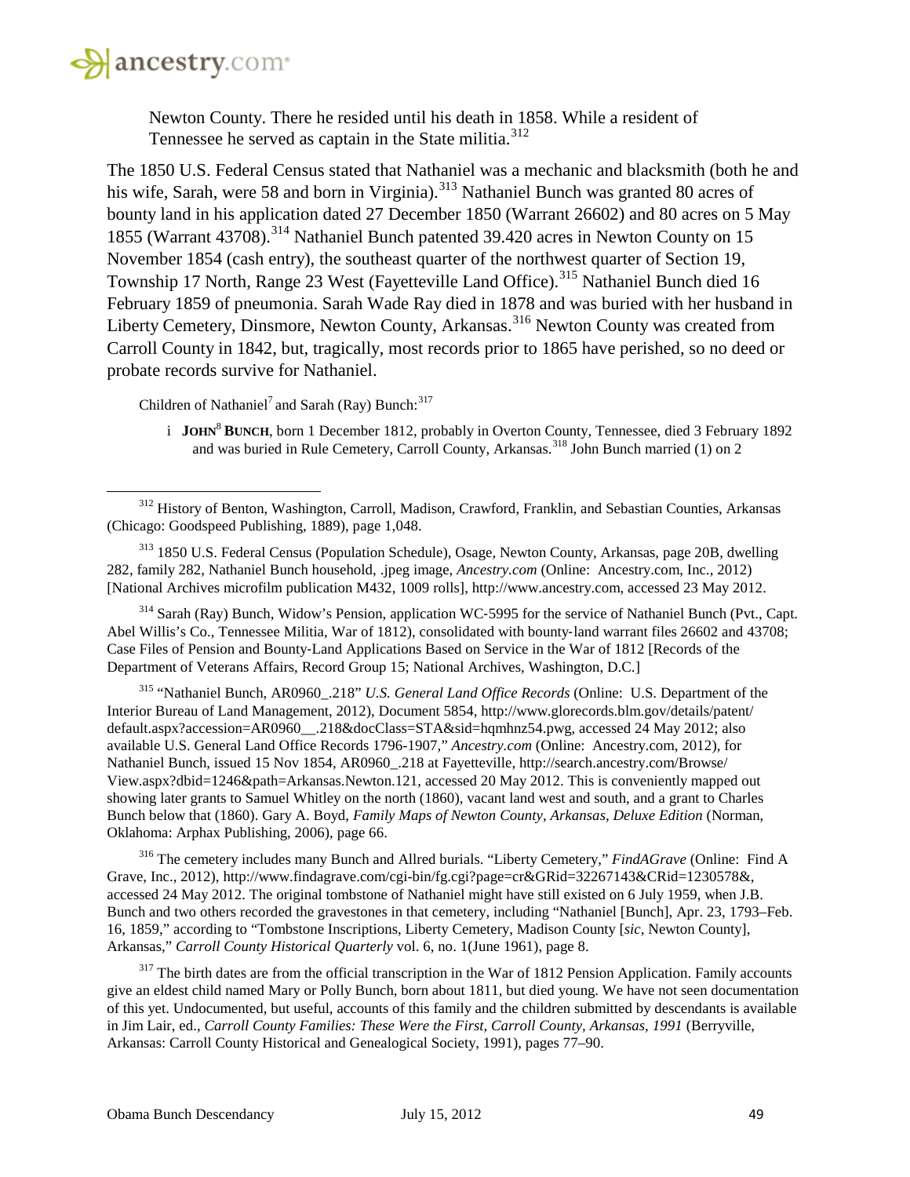> Newton County. There he resided until his death in 1858. While a resident of Tennessee he served as captain in the State militia.[312]

The 1850 U.S. Federal Census stated that Nathaniel was a mechanic and blacksmith (both he and his wife, Sarah, were 58 and born in Virginia).[313] Nathaniel Bunch was granted 80 acres of bounty land in his application dated 27 December 1850 (Warrant 26602) and 80 acres on 5 May 1855 (Warrant 43708).[314] Nathaniel Bunch patented 39.420 acres in Newton County on 15 November 1854 (cash entry), the southeast quarter of the northwest quarter of Section 19, Township 17 North, Range 23 West (Fayetteville Land Office).[315] Nathaniel Bunch died 16 February 1859 of pneumonia. Sarah Wade Ray died in 1878 and was buried with her husband in Liberty Cemetery, Dinsmore, Newton County, Arkansas.[316] Newton County was created from Carroll County in 1842, but, tragically, most records prior to 1865 have perished, so no deed or probate records survive for Nathaniel.

Children of Nathaniel[7] and Sarah (Ray) Bunch:[317]

i **JOHN[8] BUNCH**, born 1 December 1812, probably in Overton County, Tennessee, died 3 February 1892 and was buried in Rule Cemetery, Carroll County, Arkansas.[318] John Bunch married (1) on 2

---

[312] History of Benton, Washington, Carroll, Madison, Crawford, Franklin, and Sebastian Counties, Arkansas (Chicago: Goodspeed Publishing, 1889), page 1,048.

[313] 1850 U.S. Federal Census (Population Schedule), Osage, Newton County, Arkansas, page 20B, dwelling 282, family 282, Nathaniel Bunch household, .jpeg image, *Ancestry.com* (Online: Ancestry.com, Inc., 2012) [National Archives microfilm publication M432, 1009 rolls], http://www.ancestry.com, accessed 23 May 2012.

[314] Sarah (Ray) Bunch, Widow's Pension, application WC-5995 for the service of Nathaniel Bunch (Pvt., Capt. Abel Willis's Co., Tennessee Militia, War of 1812), consolidated with bounty-land warrant files 26602 and 43708; Case Files of Pension and Bounty-Land Applications Based on Service in the War of 1812 [Records of the Department of Veterans Affairs, Record Group 15; National Archives, Washington, D.C.]

[315] "Nathaniel Bunch, AR0960_.218" *U.S. General Land Office Records* (Online: U.S. Department of the Interior Bureau of Land Management, 2012), Document 5854, http://www.glorecords.blm.gov/details/patent/default.aspx?accession=AR0960__.218&docClass=STA&sid=hqmhnz54.pwg, accessed 24 May 2012; also available U.S. General Land Office Records 1796-1907," *Ancestry.com* (Online: Ancestry.com, 2012), for Nathaniel Bunch, issued 15 Nov 1854, AR0960_.218 at Fayetteville, http://search.ancestry.com/Browse/View.aspx?dbid=1246&path=Arkansas.Newton.121, accessed 20 May 2012. This is conveniently mapped out showing later grants to Samuel Whitley on the north (1860), vacant land west and south, and a grant to Charles Bunch below that (1860). Gary A. Boyd, *Family Maps of Newton County, Arkansas, Deluxe Edition* (Norman, Oklahoma: Arphax Publishing, 2006), page 66.

[316] The cemetery includes many Bunch and Allred burials. "Liberty Cemetery," *FindAGrave* (Online: Find A Grave, Inc., 2012), http://www.findagrave.com/cgi-bin/fg.cgi?page=cr&GRid=32267143&CRid=1230578&, accessed 24 May 2012. The original tombstone of Nathaniel might have still existed on 6 July 1959, when J.B. Bunch and two others recorded the gravestones in that cemetery, including "Nathaniel [Bunch], Apr. 23, 1793–Feb. 16, 1859," according to "Tombstone Inscriptions, Liberty Cemetery, Madison County [*sic*, Newton County], Arkansas," *Carroll County Historical Quarterly* vol. 6, no. 1(June 1961), page 8.

[317] The birth dates are from the official transcription in the War of 1812 Pension Application. Family accounts give an eldest child named Mary or Polly Bunch, born about 1811, but died young. We have not seen documentation of this yet. Undocumented, but useful, accounts of this family and the children submitted by descendants is available in Jim Lair, ed., *Carroll County Families: These Were the First, Carroll County, Arkansas, 1991* (Berryville, Arkansas: Carroll County Historical and Genealogical Society, 1991), pages 77–90.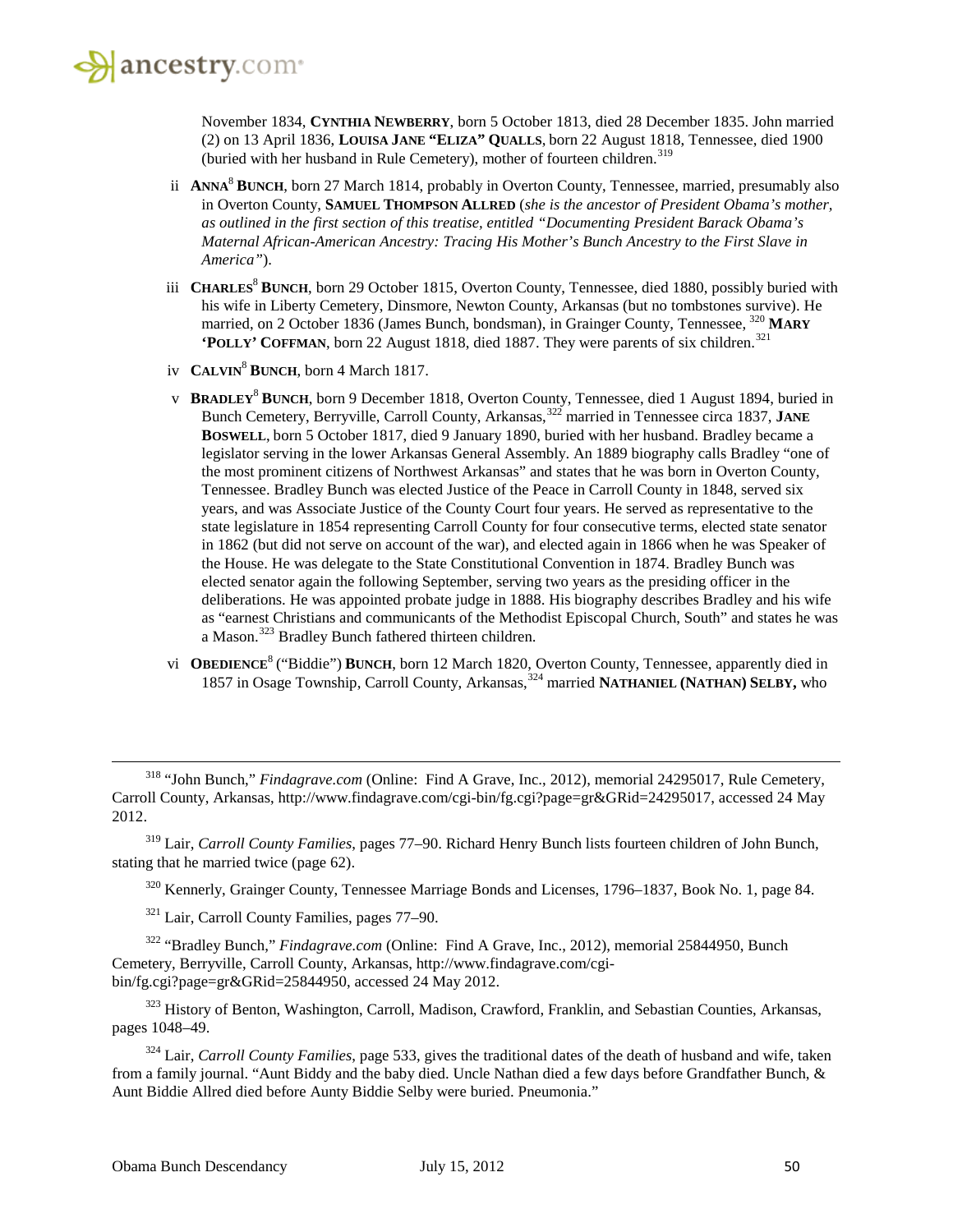November 1834, **CYNTHIA NEWBERRY**, born 5 October 1813, died 28 December 1835. John married (2) on 13 April 1836, **LOUISA JANE "ELIZA" QUALLS**, born 22 August 1818, Tennessee, died 1900 (buried with her husband in Rule Cemetery), mother of fourteen children.[319]

ii **ANNA**[8] **BUNCH**, born 27 March 1814, probably in Overton County, Tennessee, married, presumably also in Overton County, **SAMUEL THOMPSON ALLRED** (*she is the ancestor of President Obama's mother, as outlined in the first section of this treatise, entitled "Documenting President Barack Obama's Maternal African-American Ancestry: Tracing His Mother's Bunch Ancestry to the First Slave in America"*).

iii **CHARLES**[8] **BUNCH**, born 29 October 1815, Overton County, Tennessee, died 1880, possibly buried with his wife in Liberty Cemetery, Dinsmore, Newton County, Arkansas (but no tombstones survive). He married, on 2 October 1836 (James Bunch, bondsman), in Grainger County, Tennessee,[320] **MARY 'POLLY' COFFMAN**, born 22 August 1818, died 1887. They were parents of six children.[321]

iv **CALVIN**[8] **BUNCH**, born 4 March 1817.

v **BRADLEY**[8] **BUNCH**, born 9 December 1818, Overton County, Tennessee, died 1 August 1894, buried in Bunch Cemetery, Berryville, Carroll County, Arkansas,[322] married in Tennessee circa 1837, **JANE BOSWELL**, born 5 October 1817, died 9 January 1890, buried with her husband. Bradley became a legislator serving in the lower Arkansas General Assembly. An 1889 biography calls Bradley "one of the most prominent citizens of Northwest Arkansas" and states that he was born in Overton County, Tennessee. Bradley Bunch was elected Justice of the Peace in Carroll County in 1848, served six years, and was Associate Justice of the County Court four years. He served as representative to the state legislature in 1854 representing Carroll County for four consecutive terms, elected state senator in 1862 (but did not serve on account of the war), and elected again in 1866 when he was Speaker of the House. He was delegate to the State Constitutional Convention in 1874. Bradley Bunch was elected senator again the following September, serving two years as the presiding officer in the deliberations. He was appointed probate judge in 1888. His biography describes Bradley and his wife as "earnest Christians and communicants of the Methodist Episcopal Church, South" and states he was a Mason.[323] Bradley Bunch fathered thirteen children.

vi **OBEDIENCE**[8] ("Biddie") **BUNCH**, born 12 March 1820, Overton County, Tennessee, apparently died in 1857 in Osage Township, Carroll County, Arkansas,[324] married **NATHANIEL (NATHAN) SELBY,** who

---

[318] "John Bunch," *Findagrave.com* (Online: Find A Grave, Inc., 2012), memorial 24295017, Rule Cemetery, Carroll County, Arkansas, http://www.findagrave.com/cgi-bin/fg.cgi?page=gr&GRid=24295017, accessed 24 May 2012.

[319] Lair, *Carroll County Families*, pages 77–90. Richard Henry Bunch lists fourteen children of John Bunch, stating that he married twice (page 62).

[320] Kennerly, Grainger County, Tennessee Marriage Bonds and Licenses, 1796–1837, Book No. 1, page 84.

[321] Lair, Carroll County Families, pages 77–90.

[322] "Bradley Bunch," *Findagrave.com* (Online: Find A Grave, Inc., 2012), memorial 25844950, Bunch Cemetery, Berryville, Carroll County, Arkansas, http://www.findagrave.com/cgi-bin/fg.cgi?page=gr&GRid=25844950, accessed 24 May 2012.

[323] History of Benton, Washington, Carroll, Madison, Crawford, Franklin, and Sebastian Counties, Arkansas, pages 1048–49.

[324] Lair, *Carroll County Families*, page 533, gives the traditional dates of the death of husband and wife, taken from a family journal. "Aunt Biddy and the baby died. Uncle Nathan died a few days before Grandfather Bunch, & Aunt Biddie Allred died before Aunty Biddie Selby were buried. Pneumonia."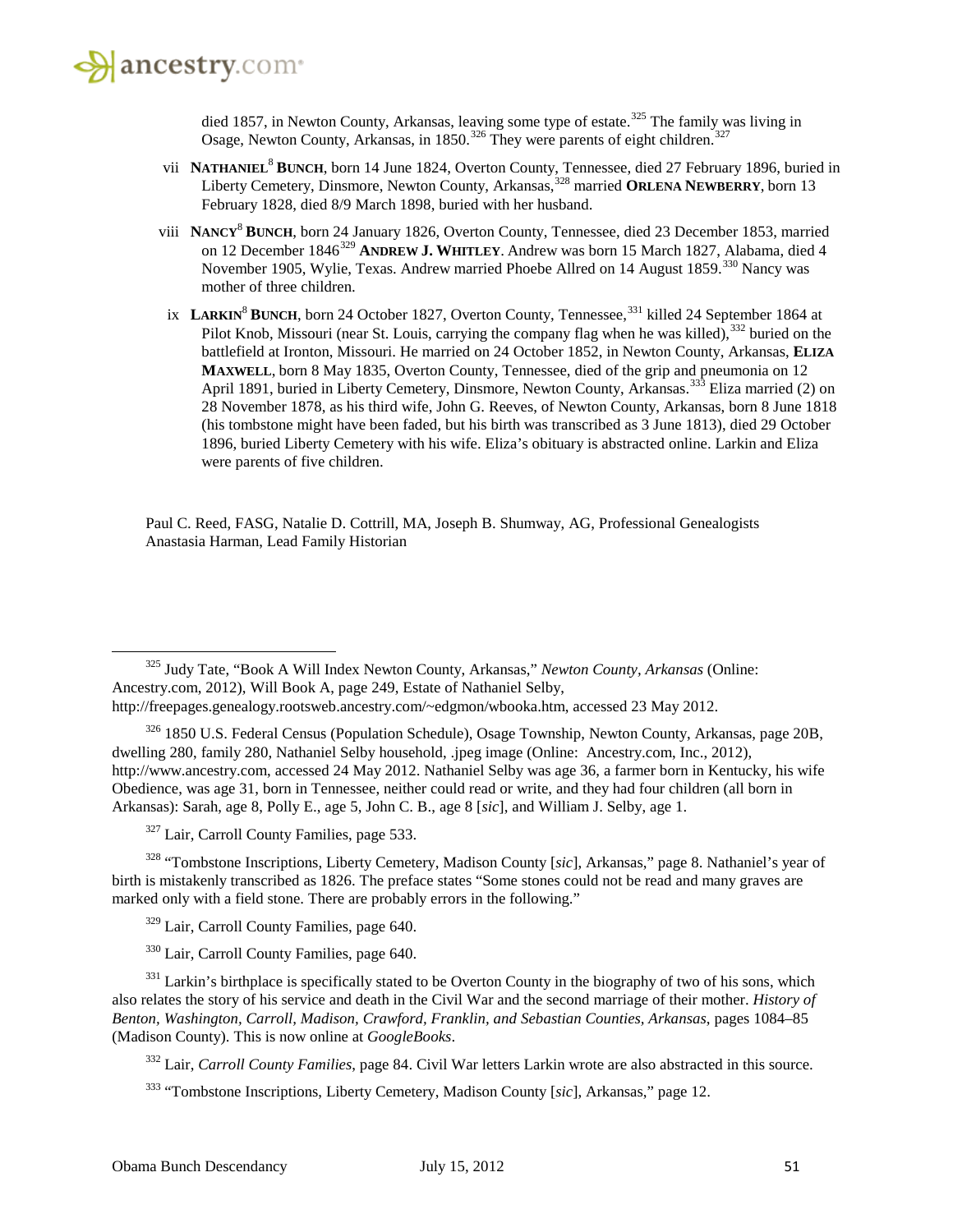died 1857, in Newton County, Arkansas, leaving some type of estate.[325] The family was living in Osage, Newton County, Arkansas, in 1850.[326] They were parents of eight children.[327]

vii **NATHANIEL**[8] **BUNCH**, born 14 June 1824, Overton County, Tennessee, died 27 February 1896, buried in Liberty Cemetery, Dinsmore, Newton County, Arkansas,[328] married **ORLENA NEWBERRY**, born 13 February 1828, died 8/9 March 1898, buried with her husband.

viii **NANCY**[8] **BUNCH**, born 24 January 1826, Overton County, Tennessee, died 23 December 1853, married on 12 December 1846[329] **ANDREW J. WHITLEY**. Andrew was born 15 March 1827, Alabama, died 4 November 1905, Wylie, Texas. Andrew married Phoebe Allred on 14 August 1859.[330] Nancy was mother of three children.

ix **LARKIN**[8] **BUNCH**, born 24 October 1827, Overton County, Tennessee,[331] killed 24 September 1864 at Pilot Knob, Missouri (near St. Louis, carrying the company flag when he was killed),[332] buried on the battlefield at Ironton, Missouri. He married on 24 October 1852, in Newton County, Arkansas, **ELIZA MAXWELL**, born 8 May 1835, Overton County, Tennessee, died of the grip and pneumonia on 12 April 1891, buried in Liberty Cemetery, Dinsmore, Newton County, Arkansas.[333] Eliza married (2) on 28 November 1878, as his third wife, John G. Reeves, of Newton County, Arkansas, born 8 June 1818 (his tombstone might have been faded, but his birth was transcribed as 3 June 1813), died 29 October 1896, buried Liberty Cemetery with his wife. Eliza's obituary is abstracted online. Larkin and Eliza were parents of five children.

Paul C. Reed, FASG, Natalie D. Cottrill, MA, Joseph B. Shumway, AG, Professional Genealogists
Anastasia Harman, Lead Family Historian

---

[325] Judy Tate, "Book A Will Index Newton County, Arkansas," *Newton County, Arkansas* (Online: Ancestry.com, 2012), Will Book A, page 249, Estate of Nathaniel Selby, http://freepages.genealogy.rootsweb.ancestry.com/~edgmon/wbooka.htm, accessed 23 May 2012.

[326] 1850 U.S. Federal Census (Population Schedule), Osage Township, Newton County, Arkansas, page 20B, dwelling 280, family 280, Nathaniel Selby household, .jpeg image (Online: Ancestry.com, Inc., 2012), http://www.ancestry.com, accessed 24 May 2012. Nathaniel Selby was age 36, a farmer born in Kentucky, his wife Obedience, was age 31, born in Tennessee, neither could read or write, and they had four children (all born in Arkansas): Sarah, age 8, Polly E., age 5, John C. B., age 8 [*sic*], and William J. Selby, age 1.

[327] Lair, Carroll County Families, page 533.

[328] "Tombstone Inscriptions, Liberty Cemetery, Madison County [*sic*], Arkansas," page 8. Nathaniel's year of birth is mistakenly transcribed as 1826. The preface states "Some stones could not be read and many graves are marked only with a field stone. There are probably errors in the following."

[329] Lair, Carroll County Families, page 640.

[330] Lair, Carroll County Families, page 640.

[331] Larkin's birthplace is specifically stated to be Overton County in the biography of two of his sons, which also relates the story of his service and death in the Civil War and the second marriage of their mother. *History of Benton, Washington, Carroll, Madison, Crawford, Franklin, and Sebastian Counties, Arkansas*, pages 1084–85 (Madison County). This is now online at *GoogleBooks*.

[332] Lair, *Carroll County Families*, page 84. Civil War letters Larkin wrote are also abstracted in this source.

[333] "Tombstone Inscriptions, Liberty Cemetery, Madison County [*sic*], Arkansas," page 12.